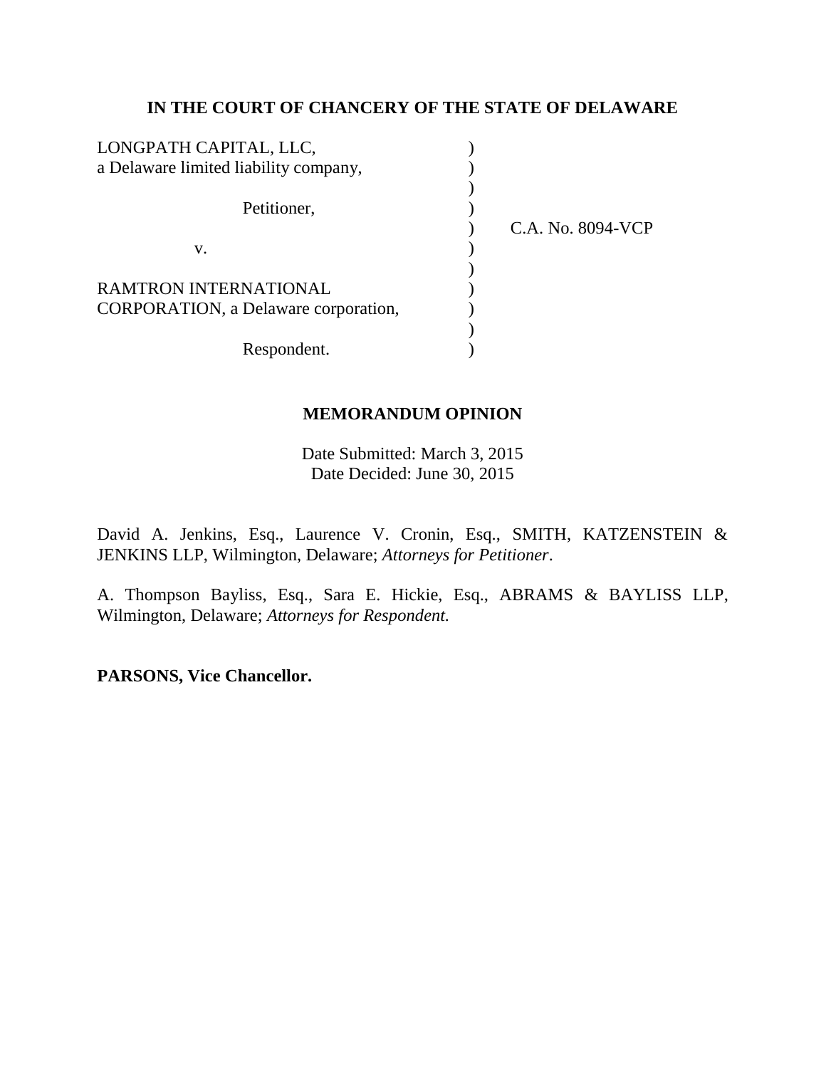**IN THE COURT OF CHANCERY OF THE STATE OF DELAWARE**

| | | |
|---|---|---|
| LONGPATH CAPITAL, LLC, a Delaware limited liability company, | ) | |
| Petitioner, | ) | C.A. No. 8094-VCP |
| v. | ) | |
| RAMTRON INTERNATIONAL CORPORATION, a Delaware corporation, | ) | |
| Respondent. | ) | |

**MEMORANDUM OPINION**

Date Submitted: March 3, 2015
Date Decided: June 30, 2015

David A. Jenkins, Esq., Laurence V. Cronin, Esq., SMITH, KATZENSTEIN & JENKINS LLP, Wilmington, Delaware; *Attorneys for Petitioner*.

A. Thompson Bayliss, Esq., Sara E. Hickie, Esq., ABRAMS & BAYLISS LLP, Wilmington, Delaware; *Attorneys for Respondent.*

**PARSONS, Vice Chancellor.**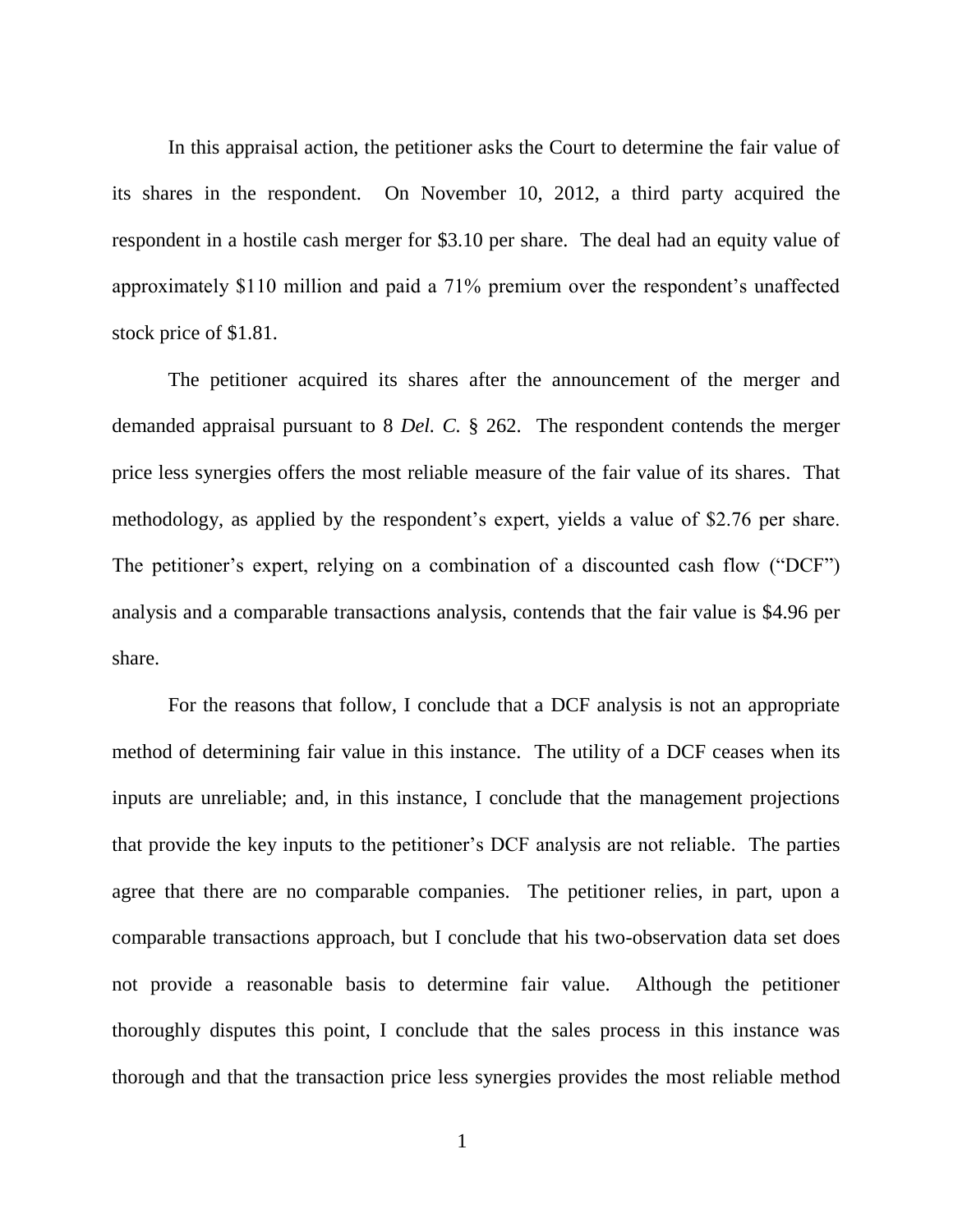In this appraisal action, the petitioner asks the Court to determine the fair value of its shares in the respondent. On November 10, 2012, a third party acquired the respondent in a hostile cash merger for $3.10 per share. The deal had an equity value of approximately $110 million and paid a 71% premium over the respondent's unaffected stock price of $1.81.

The petitioner acquired its shares after the announcement of the merger and demanded appraisal pursuant to 8 *Del. C.* § 262. The respondent contends the merger price less synergies offers the most reliable measure of the fair value of its shares. That methodology, as applied by the respondent's expert, yields a value of $2.76 per share. The petitioner's expert, relying on a combination of a discounted cash flow ("DCF") analysis and a comparable transactions analysis, contends that the fair value is $4.96 per share.

For the reasons that follow, I conclude that a DCF analysis is not an appropriate method of determining fair value in this instance. The utility of a DCF ceases when its inputs are unreliable; and, in this instance, I conclude that the management projections that provide the key inputs to the petitioner's DCF analysis are not reliable. The parties agree that there are no comparable companies. The petitioner relies, in part, upon a comparable transactions approach, but I conclude that his two-observation data set does not provide a reasonable basis to determine fair value. Although the petitioner thoroughly disputes this point, I conclude that the sales process in this instance was thorough and that the transaction price less synergies provides the most reliable method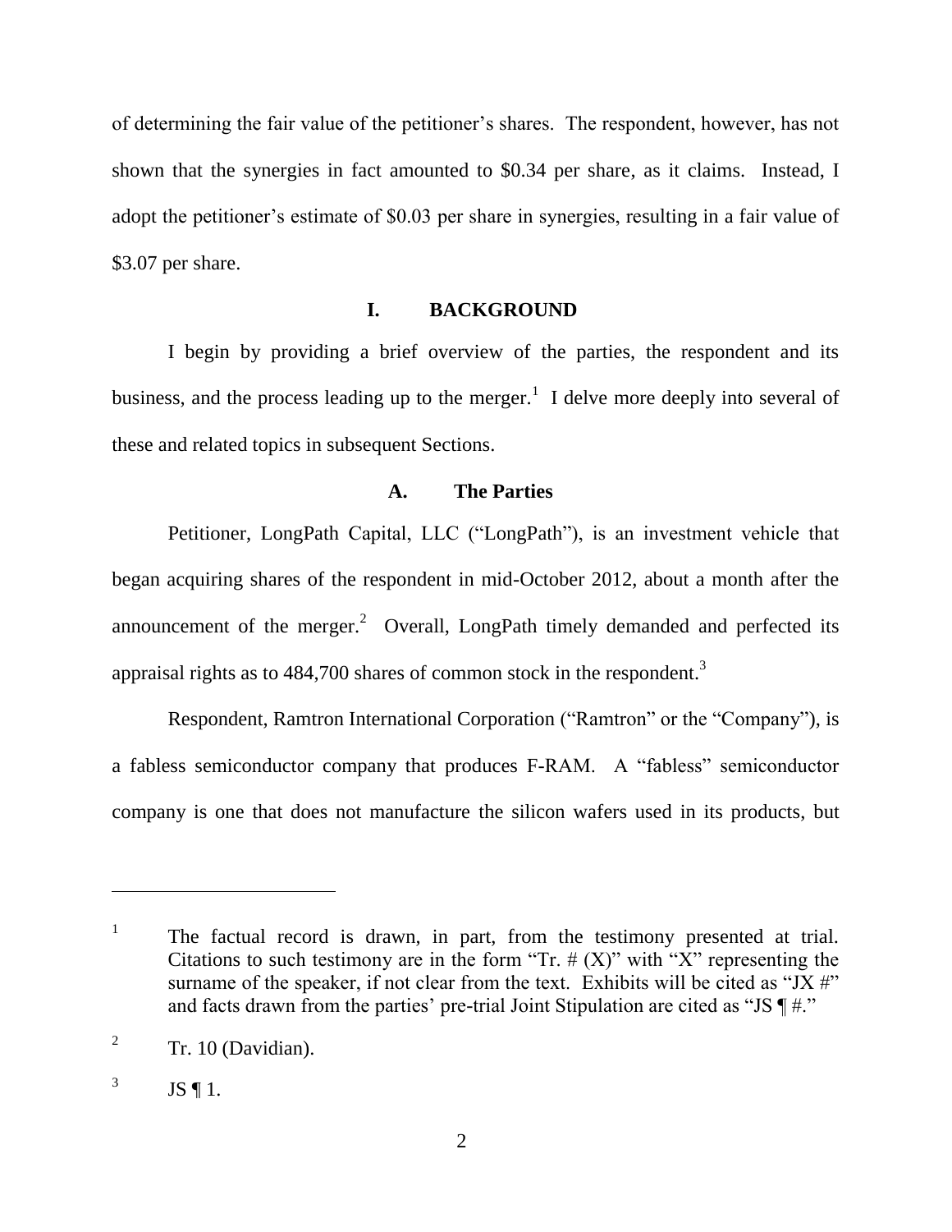of determining the fair value of the petitioner's shares. The respondent, however, has not shown that the synergies in fact amounted to $0.34 per share, as it claims. Instead, I adopt the petitioner's estimate of $0.03 per share in synergies, resulting in a fair value of $3.07 per share.

## I. BACKGROUND

I begin by providing a brief overview of the parties, the respondent and its business, and the process leading up to the merger.[1] I delve more deeply into several of these and related topics in subsequent Sections.

### A. The Parties

Petitioner, LongPath Capital, LLC ("LongPath"), is an investment vehicle that began acquiring shares of the respondent in mid-October 2012, about a month after the announcement of the merger.[2] Overall, LongPath timely demanded and perfected its appraisal rights as to 484,700 shares of common stock in the respondent.[3]

Respondent, Ramtron International Corporation ("Ramtron" or the "Company"), is a fabless semiconductor company that produces F-RAM. A "fabless" semiconductor company is one that does not manufacture the silicon wafers used in its products, but

---

[1] The factual record is drawn, in part, from the testimony presented at trial. Citations to such testimony are in the form "Tr. # (X)" with "X" representing the surname of the speaker, if not clear from the text. Exhibits will be cited as "JX #" and facts drawn from the parties' pre-trial Joint Stipulation are cited as "JS ¶ #."

[2] Tr. 10 (Davidian).

[3] JS ¶ 1.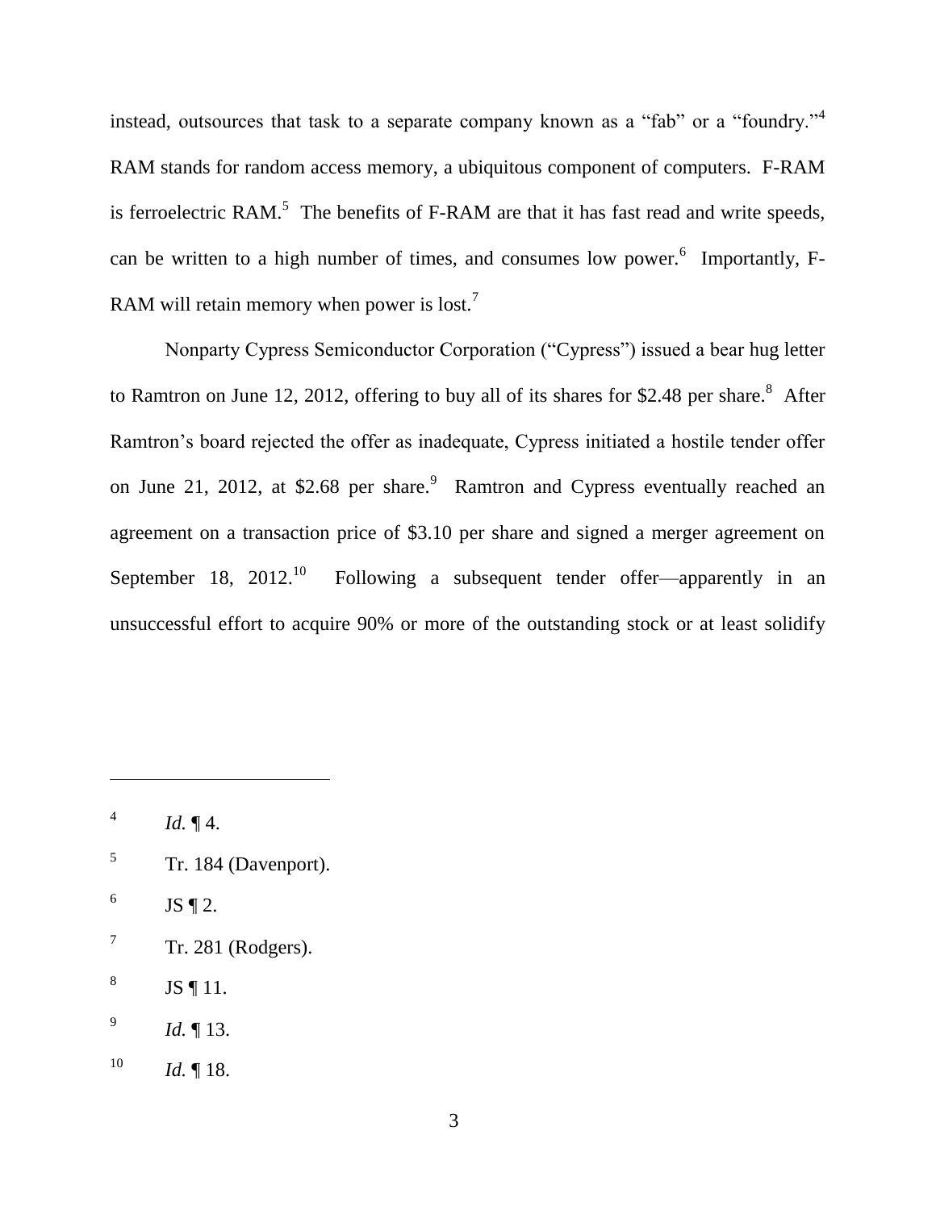instead, outsources that task to a separate company known as a "fab" or a "foundry."[4] RAM stands for random access memory, a ubiquitous component of computers. F-RAM is ferroelectric RAM.[5] The benefits of F-RAM are that it has fast read and write speeds, can be written to a high number of times, and consumes low power.[6] Importantly, F-RAM will retain memory when power is lost.[7]

Nonparty Cypress Semiconductor Corporation ("Cypress") issued a bear hug letter to Ramtron on June 12, 2012, offering to buy all of its shares for $2.48 per share.[8] After Ramtron's board rejected the offer as inadequate, Cypress initiated a hostile tender offer on June 21, 2012, at $2.68 per share.[9] Ramtron and Cypress eventually reached an agreement on a transaction price of $3.10 per share and signed a merger agreement on September 18, 2012.[10] Following a subsequent tender offer—apparently in an unsuccessful effort to acquire 90% or more of the outstanding stock or at least solidify

---

[4] *Id.* ¶ 4.

[5] Tr. 184 (Davenport).

[6] JS ¶ 2.

[7] Tr. 281 (Rodgers).

[8] JS ¶ 11.

[9] *Id.* ¶ 13.

[10] *Id.* ¶ 18.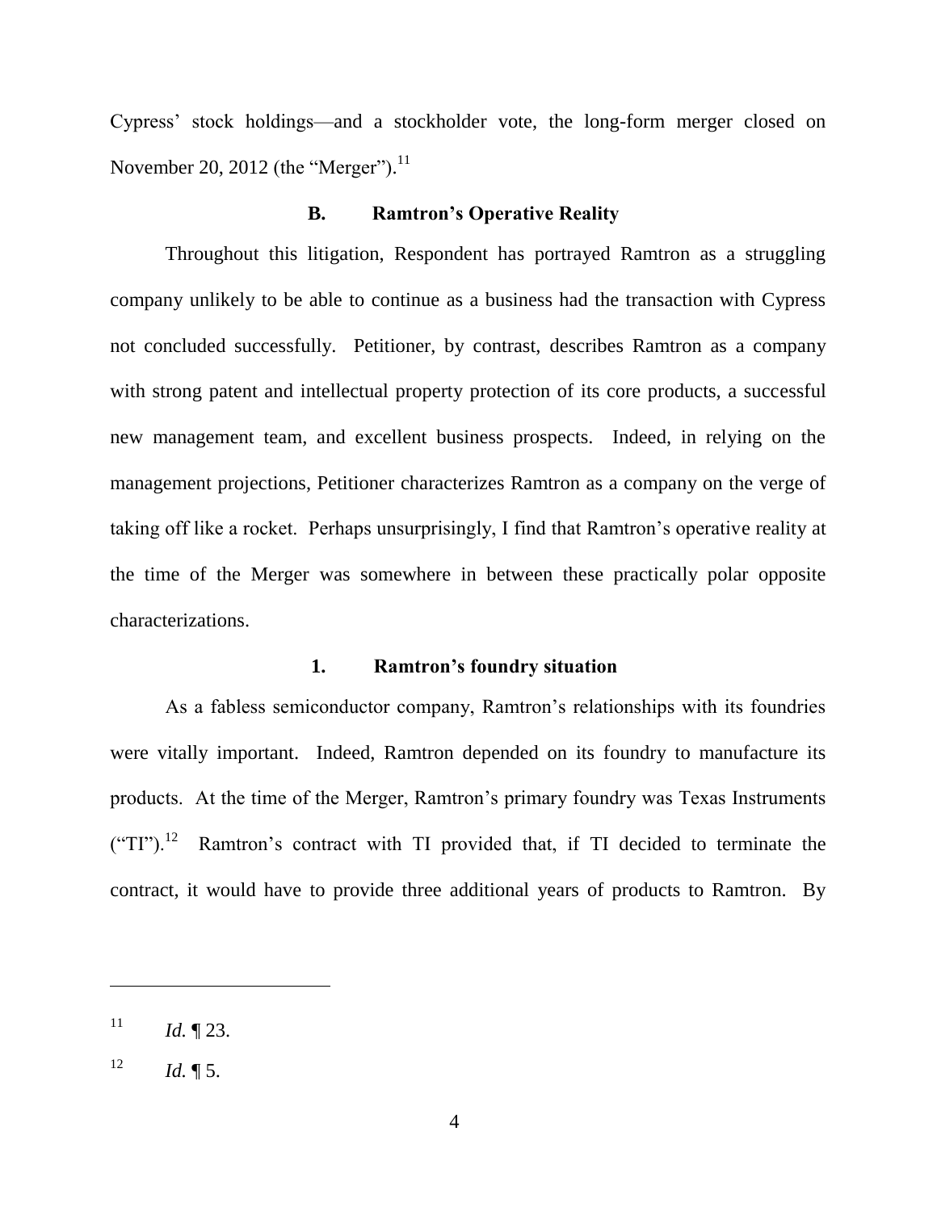Cypress' stock holdings—and a stockholder vote, the long-form merger closed on November 20, 2012 (the "Merger").[11]

### B. Ramtron's Operative Reality

Throughout this litigation, Respondent has portrayed Ramtron as a struggling company unlikely to be able to continue as a business had the transaction with Cypress not concluded successfully. Petitioner, by contrast, describes Ramtron as a company with strong patent and intellectual property protection of its core products, a successful new management team, and excellent business prospects. Indeed, in relying on the management projections, Petitioner characterizes Ramtron as a company on the verge of taking off like a rocket. Perhaps unsurprisingly, I find that Ramtron's operative reality at the time of the Merger was somewhere in between these practically polar opposite characterizations.

#### 1. Ramtron's foundry situation

As a fabless semiconductor company, Ramtron's relationships with its foundries were vitally important. Indeed, Ramtron depended on its foundry to manufacture its products. At the time of the Merger, Ramtron's primary foundry was Texas Instruments ("TI").[12] Ramtron's contract with TI provided that, if TI decided to terminate the contract, it would have to provide three additional years of products to Ramtron. By

---

[11] *Id.* ¶ 23.

[12] *Id.* ¶ 5.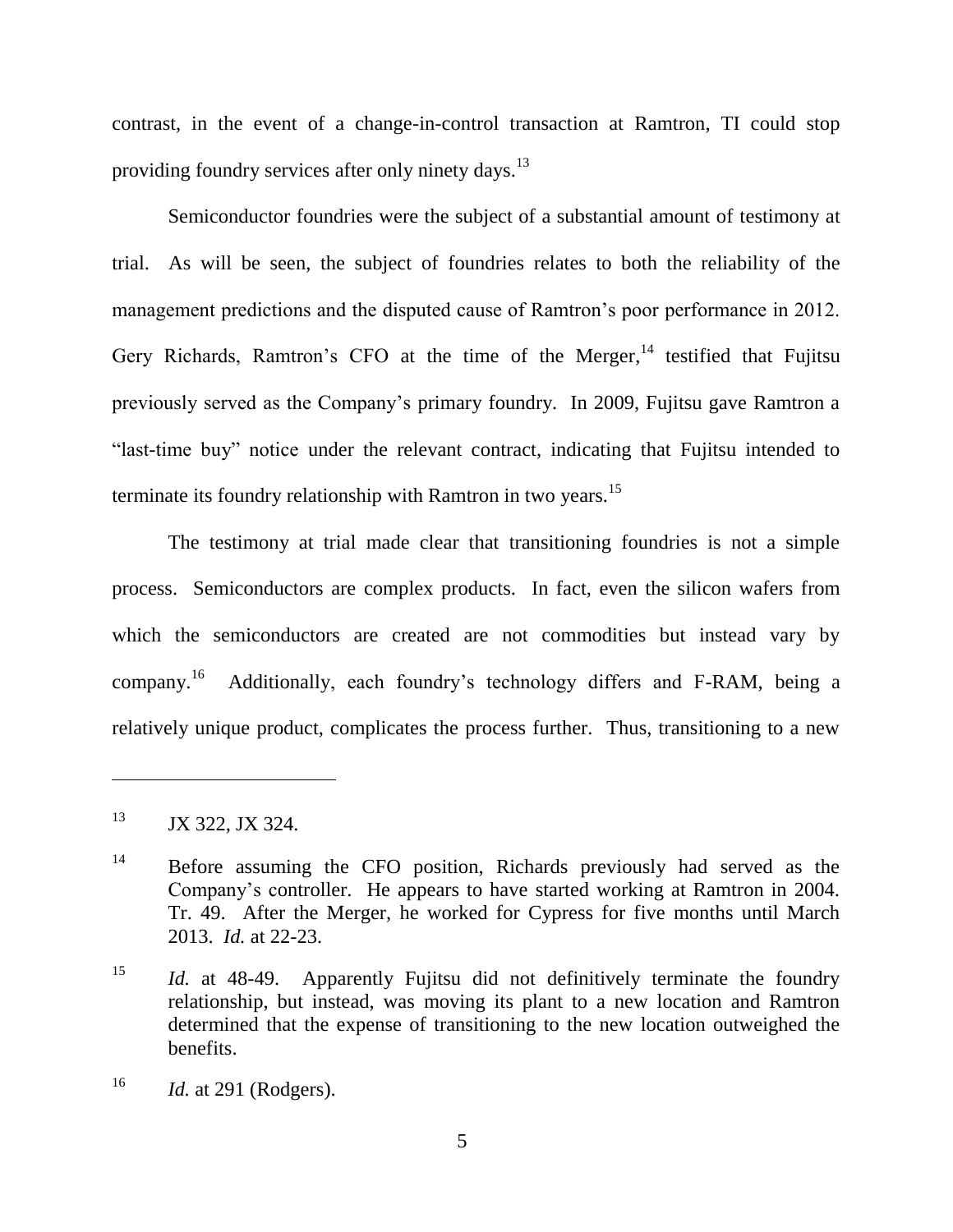contrast, in the event of a change-in-control transaction at Ramtron, TI could stop providing foundry services after only ninety days.[13]

Semiconductor foundries were the subject of a substantial amount of testimony at trial. As will be seen, the subject of foundries relates to both the reliability of the management predictions and the disputed cause of Ramtron's poor performance in 2012. Gery Richards, Ramtron's CFO at the time of the Merger,[14] testified that Fujitsu previously served as the Company's primary foundry. In 2009, Fujitsu gave Ramtron a "last-time buy" notice under the relevant contract, indicating that Fujitsu intended to terminate its foundry relationship with Ramtron in two years.[15]

The testimony at trial made clear that transitioning foundries is not a simple process. Semiconductors are complex products. In fact, even the silicon wafers from which the semiconductors are created are not commodities but instead vary by company.[16] Additionally, each foundry's technology differs and F-RAM, being a relatively unique product, complicates the process further. Thus, transitioning to a new

---

[13] JX 322, JX 324.

[14] Before assuming the CFO position, Richards previously had served as the Company's controller. He appears to have started working at Ramtron in 2004. Tr. 49. After the Merger, he worked for Cypress for five months until March 2013. *Id.* at 22-23.

[15] *Id.* at 48-49. Apparently Fujitsu did not definitively terminate the foundry relationship, but instead, was moving its plant to a new location and Ramtron determined that the expense of transitioning to the new location outweighed the benefits.

[16] *Id.* at 291 (Rodgers).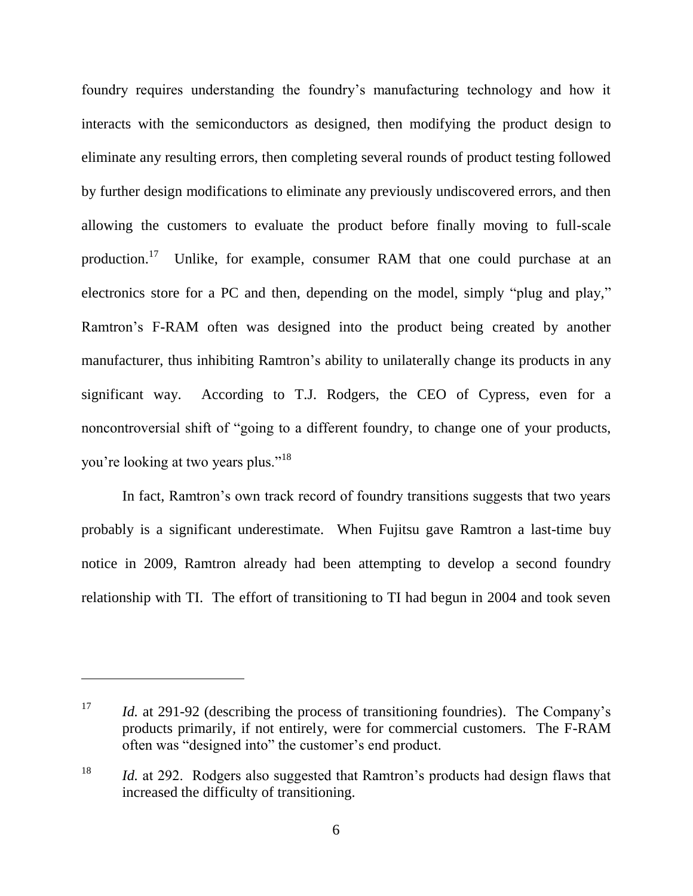foundry requires understanding the foundry's manufacturing technology and how it interacts with the semiconductors as designed, then modifying the product design to eliminate any resulting errors, then completing several rounds of product testing followed by further design modifications to eliminate any previously undiscovered errors, and then allowing the customers to evaluate the product before finally moving to full-scale production.[17] Unlike, for example, consumer RAM that one could purchase at an electronics store for a PC and then, depending on the model, simply "plug and play," Ramtron's F-RAM often was designed into the product being created by another manufacturer, thus inhibiting Ramtron's ability to unilaterally change its products in any significant way. According to T.J. Rodgers, the CEO of Cypress, even for a noncontroversial shift of "going to a different foundry, to change one of your products, you're looking at two years plus."[18]

In fact, Ramtron's own track record of foundry transitions suggests that two years probably is a significant underestimate. When Fujitsu gave Ramtron a last-time buy notice in 2009, Ramtron already had been attempting to develop a second foundry relationship with TI. The effort of transitioning to TI had begun in 2004 and took seven

---

[17] *Id.* at 291-92 (describing the process of transitioning foundries). The Company's products primarily, if not entirely, were for commercial customers. The F-RAM often was "designed into" the customer's end product.

[18] *Id.* at 292. Rodgers also suggested that Ramtron's products had design flaws that increased the difficulty of transitioning.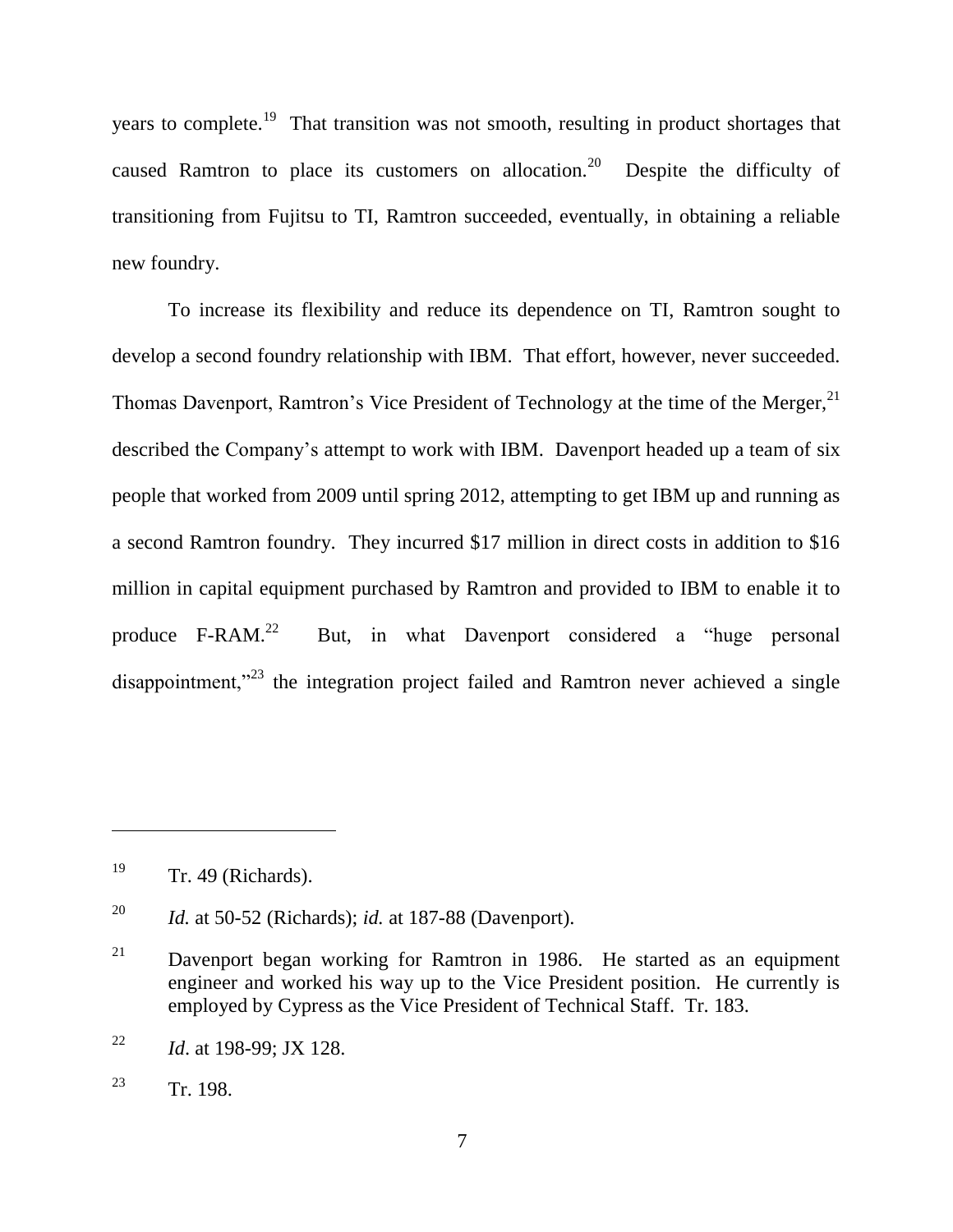years to complete.[19] That transition was not smooth, resulting in product shortages that caused Ramtron to place its customers on allocation.[20] Despite the difficulty of transitioning from Fujitsu to TI, Ramtron succeeded, eventually, in obtaining a reliable new foundry.

To increase its flexibility and reduce its dependence on TI, Ramtron sought to develop a second foundry relationship with IBM. That effort, however, never succeeded. Thomas Davenport, Ramtron's Vice President of Technology at the time of the Merger,[21] described the Company's attempt to work with IBM. Davenport headed up a team of six people that worked from 2009 until spring 2012, attempting to get IBM up and running as a second Ramtron foundry. They incurred $17 million in direct costs in addition to $16 million in capital equipment purchased by Ramtron and provided to IBM to enable it to produce F-RAM.[22] But, in what Davenport considered a "huge personal disappointment,"[23] the integration project failed and Ramtron never achieved a single

---

[19] Tr. 49 (Richards).

[20] *Id.* at 50-52 (Richards); *id.* at 187-88 (Davenport).

[21] Davenport began working for Ramtron in 1986. He started as an equipment engineer and worked his way up to the Vice President position. He currently is employed by Cypress as the Vice President of Technical Staff. Tr. 183.

[22] *Id*. at 198-99; JX 128.

[23] Tr. 198.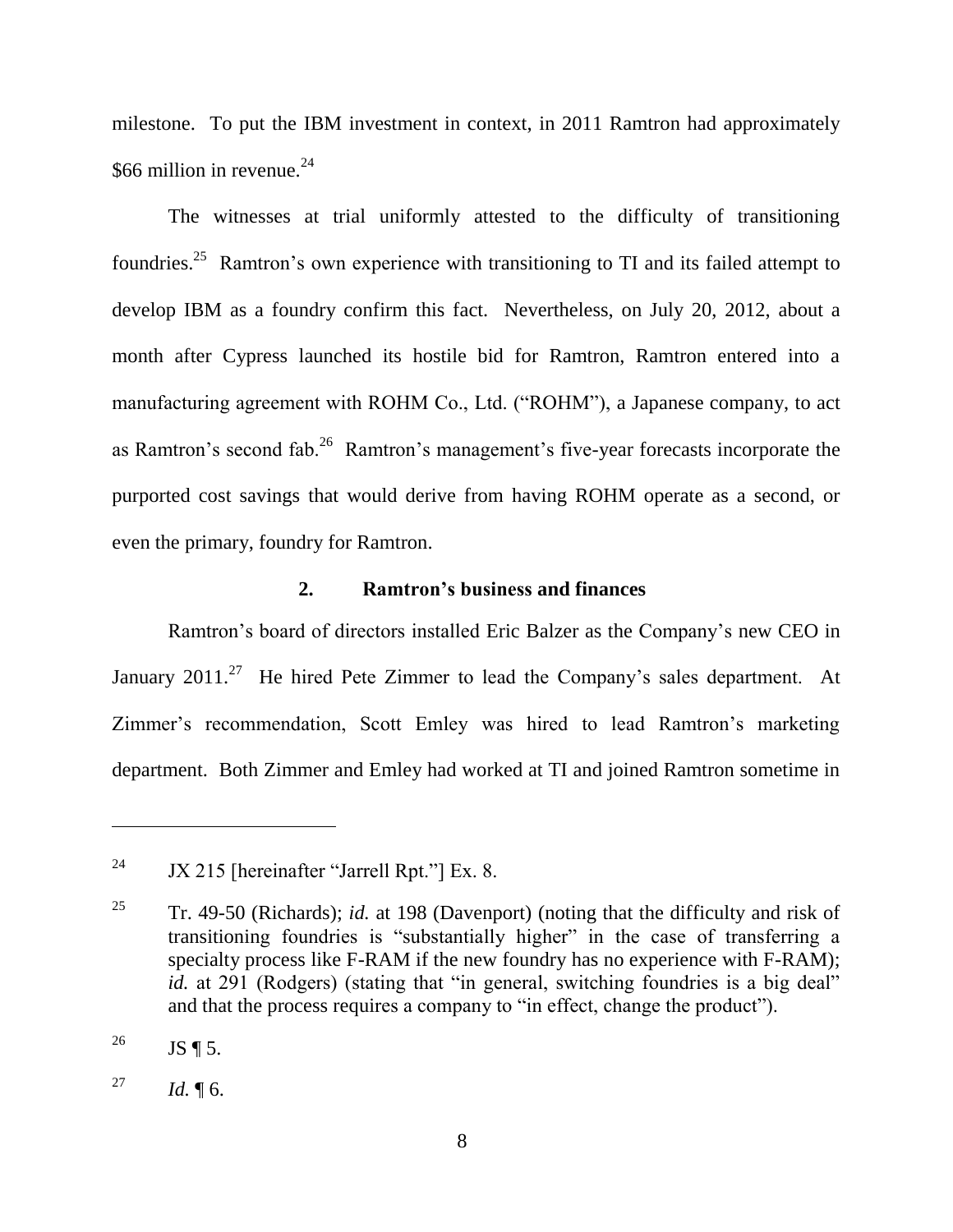milestone. To put the IBM investment in context, in 2011 Ramtron had approximately $66 million in revenue.[24]

The witnesses at trial uniformly attested to the difficulty of transitioning foundries.[25] Ramtron's own experience with transitioning to TI and its failed attempt to develop IBM as a foundry confirm this fact. Nevertheless, on July 20, 2012, about a month after Cypress launched its hostile bid for Ramtron, Ramtron entered into a manufacturing agreement with ROHM Co., Ltd. ("ROHM"), a Japanese company, to act as Ramtron's second fab.[26] Ramtron's management's five-year forecasts incorporate the purported cost savings that would derive from having ROHM operate as a second, or even the primary, foundry for Ramtron.

### 2. Ramtron's business and finances

Ramtron's board of directors installed Eric Balzer as the Company's new CEO in January 2011.[27] He hired Pete Zimmer to lead the Company's sales department. At Zimmer's recommendation, Scott Emley was hired to lead Ramtron's marketing department. Both Zimmer and Emley had worked at TI and joined Ramtron sometime in

---

[24] JX 215 [hereinafter "Jarrell Rpt."] Ex. 8.

[25] Tr. 49-50 (Richards); *id.* at 198 (Davenport) (noting that the difficulty and risk of transitioning foundries is "substantially higher" in the case of transferring a specialty process like F-RAM if the new foundry has no experience with F-RAM); *id.* at 291 (Rodgers) (stating that "in general, switching foundries is a big deal" and that the process requires a company to "in effect, change the product").

[26] JS ¶ 5.

[27] *Id.* ¶ 6.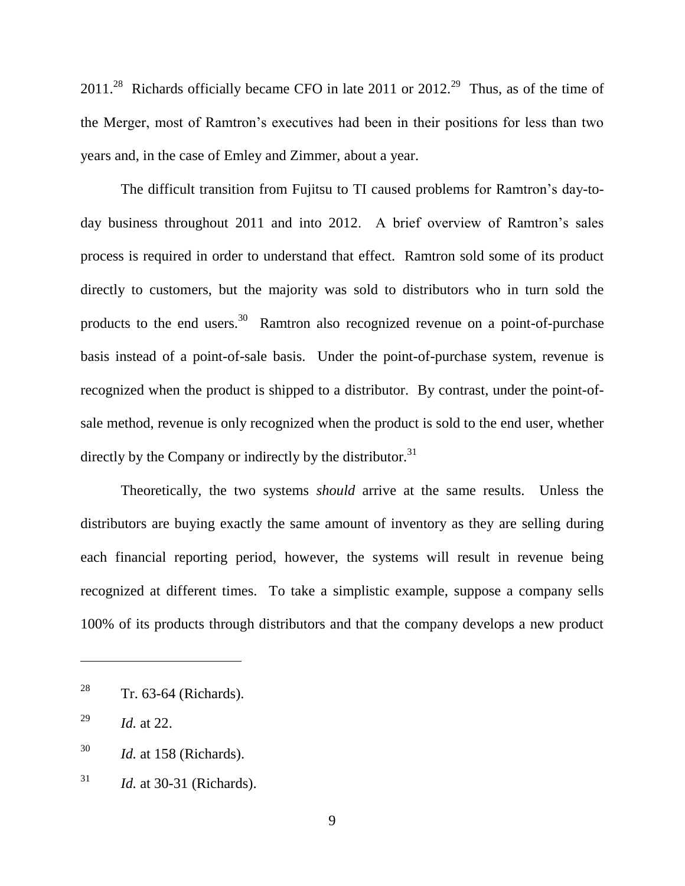2011.[28] Richards officially became CFO in late 2011 or 2012.[29] Thus, as of the time of the Merger, most of Ramtron's executives had been in their positions for less than two years and, in the case of Emley and Zimmer, about a year.

The difficult transition from Fujitsu to TI caused problems for Ramtron's day-to-day business throughout 2011 and into 2012. A brief overview of Ramtron's sales process is required in order to understand that effect. Ramtron sold some of its product directly to customers, but the majority was sold to distributors who in turn sold the products to the end users.[30] Ramtron also recognized revenue on a point-of-purchase basis instead of a point-of-sale basis. Under the point-of-purchase system, revenue is recognized when the product is shipped to a distributor. By contrast, under the point-of-sale method, revenue is only recognized when the product is sold to the end user, whether directly by the Company or indirectly by the distributor.[31]

Theoretically, the two systems *should* arrive at the same results. Unless the distributors are buying exactly the same amount of inventory as they are selling during each financial reporting period, however, the systems will result in revenue being recognized at different times. To take a simplistic example, suppose a company sells 100% of its products through distributors and that the company develops a new product

---

[28] Tr. 63-64 (Richards).

[29] *Id.* at 22.

[30] *Id.* at 158 (Richards).

[31] *Id.* at 30-31 (Richards).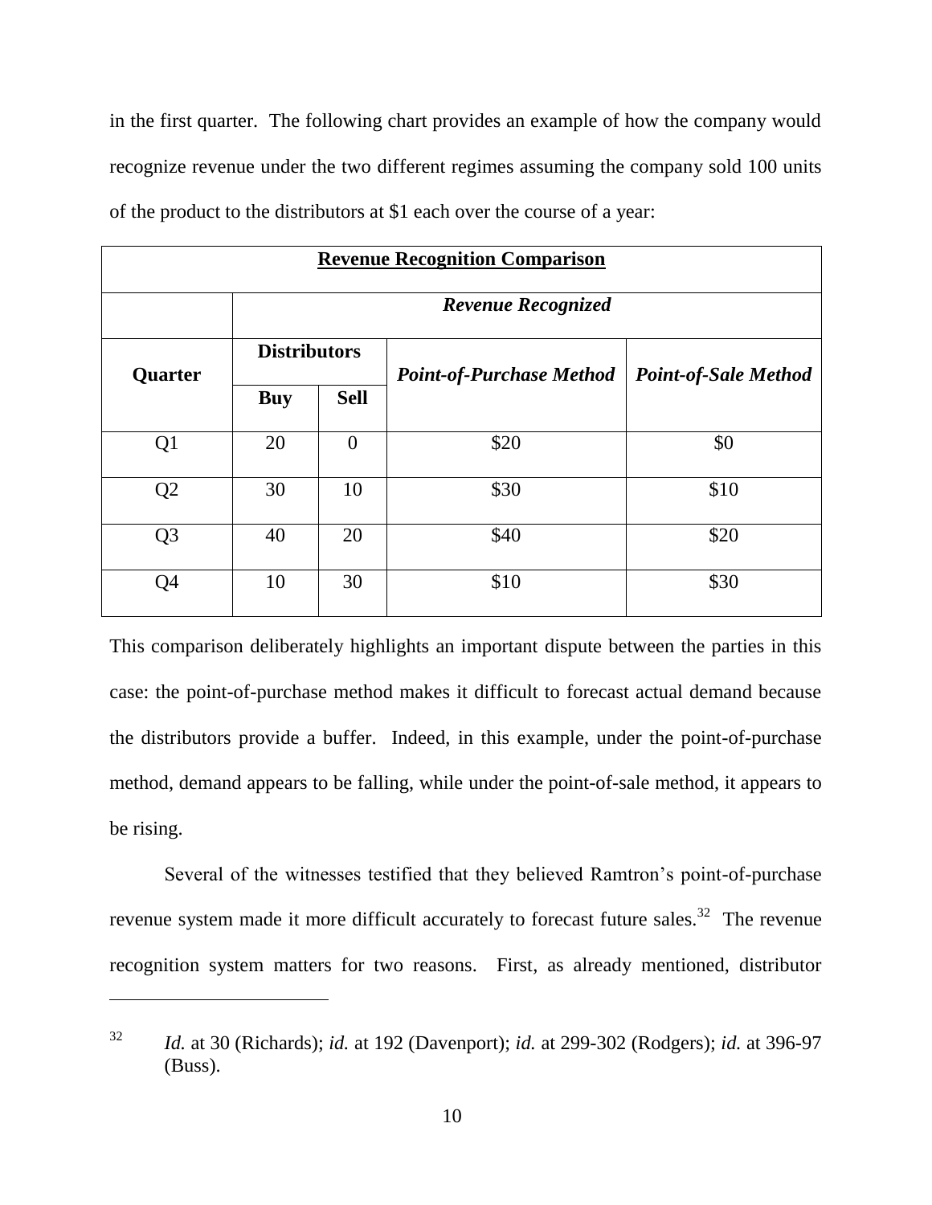in the first quarter. The following chart provides an example of how the company would recognize revenue under the two different regimes assuming the company sold 100 units of the product to the distributors at $1 each over the course of a year:

| **Revenue Recognition Comparison** | | | | |
|---|---|---|---|---|
| | ***Revenue Recognized*** | | | |
| **Quarter** | **Distributors** | | ***Point-of-Purchase Method*** | ***Point-of-Sale Method*** |
| | **Buy** | **Sell** | | |
| Q1 | 20 | 0 | $20 | $0 |
| Q2 | 30 | 10 | $30 | $10 |
| Q3 | 40 | 20 | $40 | $20 |
| Q4 | 10 | 30 | $10 | $30 |

This comparison deliberately highlights an important dispute between the parties in this case: the point-of-purchase method makes it difficult to forecast actual demand because the distributors provide a buffer. Indeed, in this example, under the point-of-purchase method, demand appears to be falling, while under the point-of-sale method, it appears to be rising.

Several of the witnesses testified that they believed Ramtron's point-of-purchase revenue system made it more difficult accurately to forecast future sales.[32] The revenue recognition system matters for two reasons. First, as already mentioned, distributor

---

[32] *Id.* at 30 (Richards); *id.* at 192 (Davenport); *id.* at 299-302 (Rodgers); *id.* at 396-97 (Buss).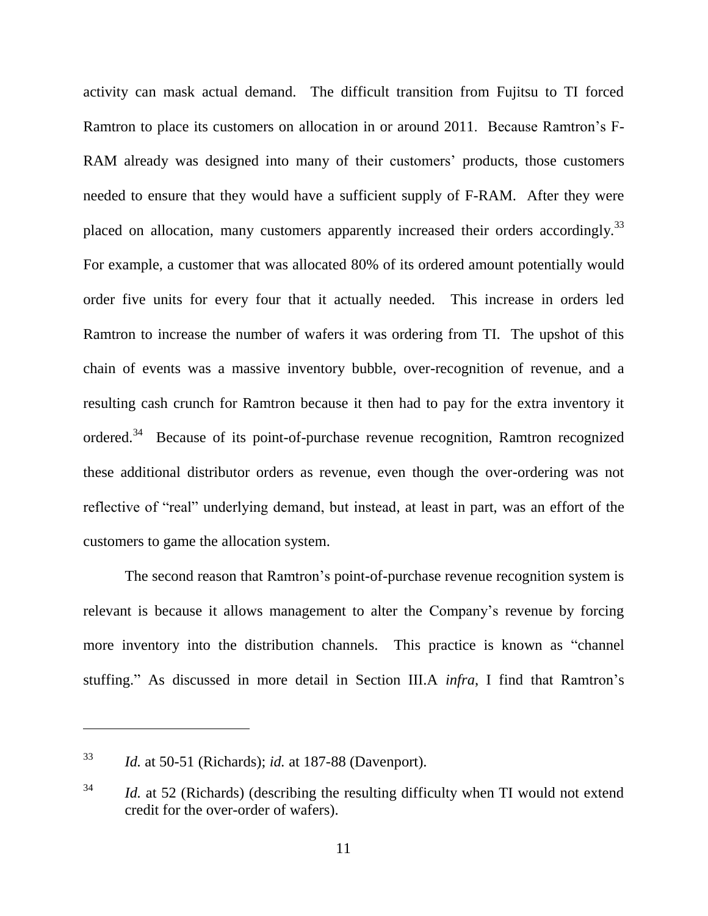activity can mask actual demand. The difficult transition from Fujitsu to TI forced Ramtron to place its customers on allocation in or around 2011. Because Ramtron's F-RAM already was designed into many of their customers' products, those customers needed to ensure that they would have a sufficient supply of F-RAM. After they were placed on allocation, many customers apparently increased their orders accordingly.[33] For example, a customer that was allocated 80% of its ordered amount potentially would order five units for every four that it actually needed. This increase in orders led Ramtron to increase the number of wafers it was ordering from TI. The upshot of this chain of events was a massive inventory bubble, over-recognition of revenue, and a resulting cash crunch for Ramtron because it then had to pay for the extra inventory it ordered.[34] Because of its point-of-purchase revenue recognition, Ramtron recognized these additional distributor orders as revenue, even though the over-ordering was not reflective of "real" underlying demand, but instead, at least in part, was an effort of the customers to game the allocation system.

The second reason that Ramtron's point-of-purchase revenue recognition system is relevant is because it allows management to alter the Company's revenue by forcing more inventory into the distribution channels. This practice is known as "channel stuffing." As discussed in more detail in Section III.A *infra*, I find that Ramtron's

---

[33] *Id.* at 50-51 (Richards); *id.* at 187-88 (Davenport).

[34] *Id.* at 52 (Richards) (describing the resulting difficulty when TI would not extend credit for the over-order of wafers).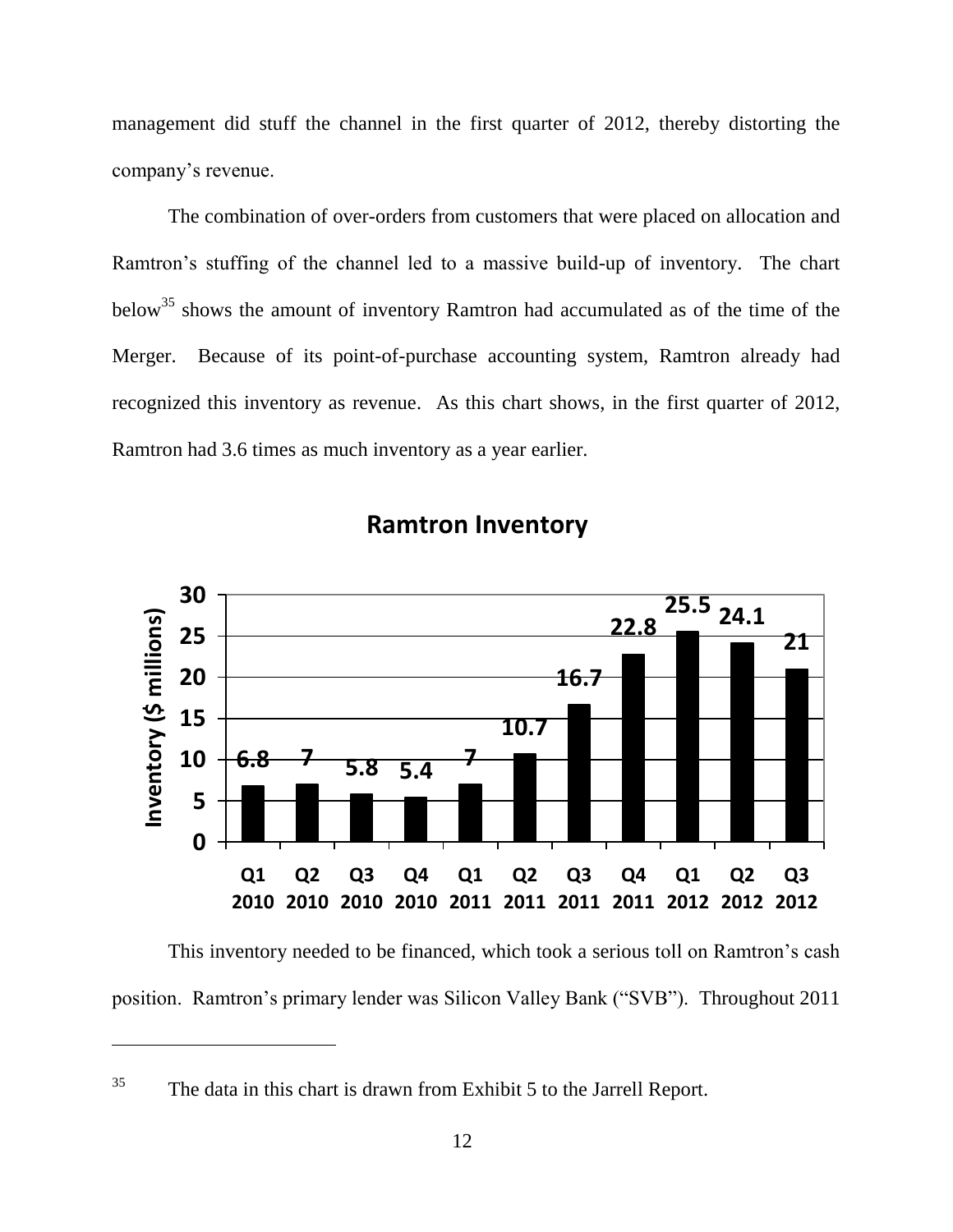management did stuff the channel in the first quarter of 2012, thereby distorting the company's revenue.

The combination of over-orders from customers that were placed on allocation and Ramtron's stuffing of the channel led to a massive build-up of inventory. The chart below[35] shows the amount of inventory Ramtron had accumulated as of the time of the Merger. Because of its point-of-purchase accounting system, Ramtron already had recognized this inventory as revenue. As this chart shows, in the first quarter of 2012, Ramtron had 3.6 times as much inventory as a year earlier.

**Ramtron Inventory**

| Quarter | Inventory ($ millions) |
|---|---|
| Q1 2010 | 6.8 |
| Q2 2010 | 7 |
| Q3 2010 | 5.8 |
| Q4 2010 | 5.4 |
| Q1 2011 | 7 |
| Q2 2011 | 10.7 |
| Q3 2011 | 16.7 |
| Q4 2011 | 22.8 |
| Q1 2012 | 25.5 |
| Q2 2012 | 24.1 |
| Q3 2012 | 21 |

This inventory needed to be financed, which took a serious toll on Ramtron's cash position. Ramtron's primary lender was Silicon Valley Bank ("SVB"). Throughout 2011

---

[35] The data in this chart is drawn from Exhibit 5 to the Jarrell Report.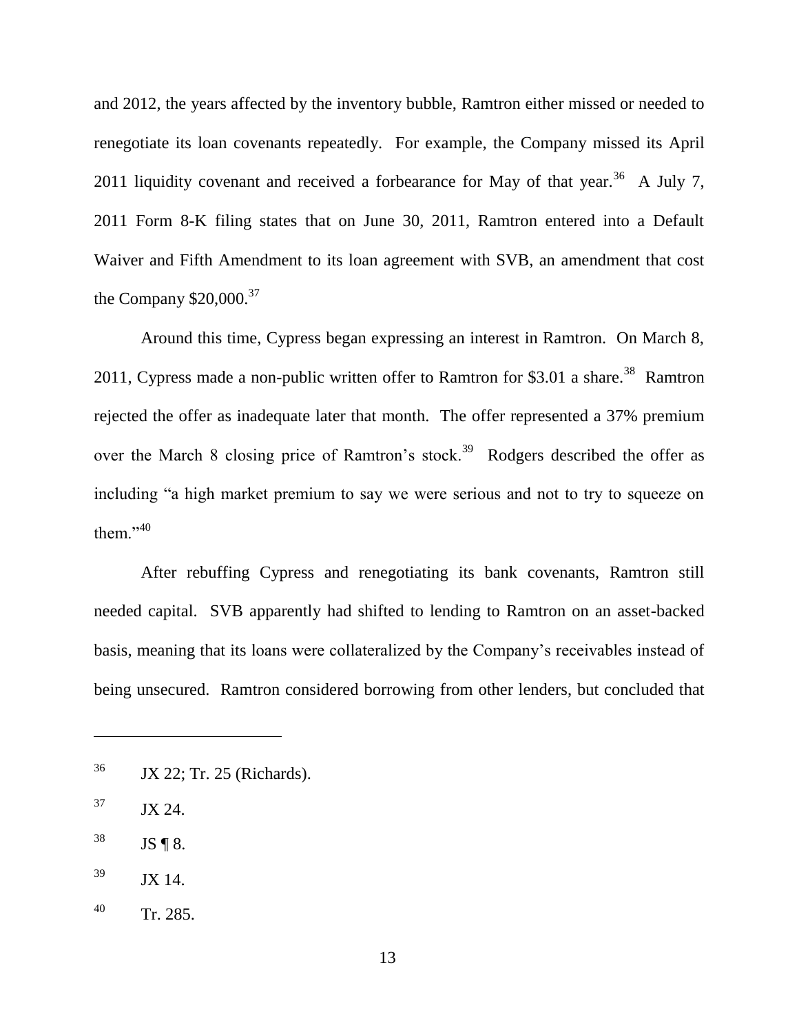and 2012, the years affected by the inventory bubble, Ramtron either missed or needed to renegotiate its loan covenants repeatedly. For example, the Company missed its April 2011 liquidity covenant and received a forbearance for May of that year.[36] A July 7, 2011 Form 8-K filing states that on June 30, 2011, Ramtron entered into a Default Waiver and Fifth Amendment to its loan agreement with SVB, an amendment that cost the Company $20,000.[37]

Around this time, Cypress began expressing an interest in Ramtron. On March 8, 2011, Cypress made a non-public written offer to Ramtron for $3.01 a share.[38] Ramtron rejected the offer as inadequate later that month. The offer represented a 37% premium over the March 8 closing price of Ramtron's stock.[39] Rodgers described the offer as including "a high market premium to say we were serious and not to try to squeeze on them."[40]

After rebuffing Cypress and renegotiating its bank covenants, Ramtron still needed capital. SVB apparently had shifted to lending to Ramtron on an asset-backed basis, meaning that its loans were collateralized by the Company's receivables instead of being unsecured. Ramtron considered borrowing from other lenders, but concluded that

---

[36] JX 22; Tr. 25 (Richards).

[37] JX 24.

[38] JS ¶ 8.

[39] JX 14.

[40] Tr. 285.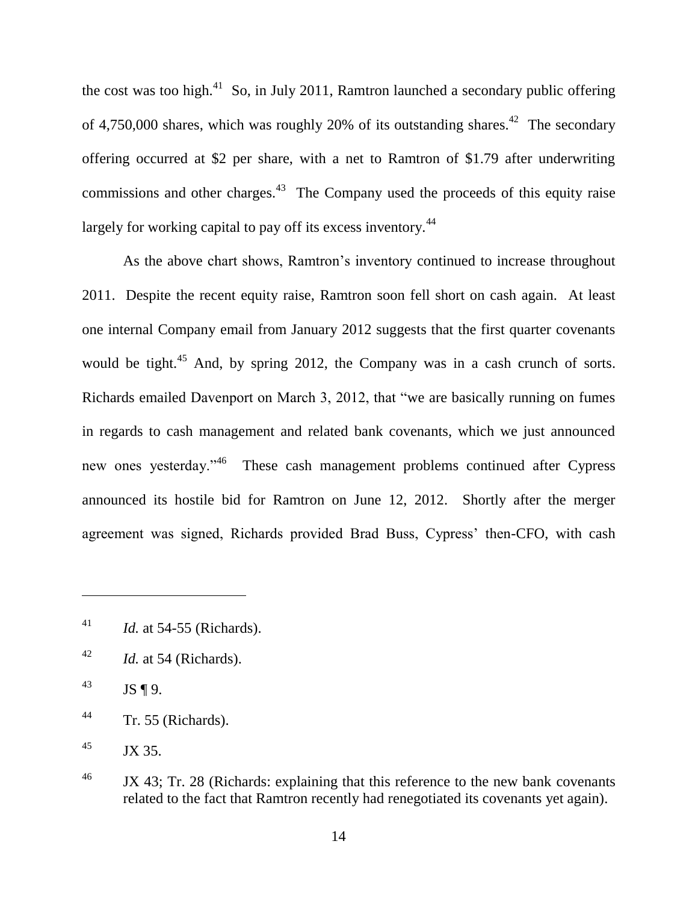the cost was too high.[41] So, in July 2011, Ramtron launched a secondary public offering of 4,750,000 shares, which was roughly 20% of its outstanding shares.[42] The secondary offering occurred at $2 per share, with a net to Ramtron of $1.79 after underwriting commissions and other charges.[43] The Company used the proceeds of this equity raise largely for working capital to pay off its excess inventory.[44]

As the above chart shows, Ramtron's inventory continued to increase throughout 2011. Despite the recent equity raise, Ramtron soon fell short on cash again. At least one internal Company email from January 2012 suggests that the first quarter covenants would be tight.[45] And, by spring 2012, the Company was in a cash crunch of sorts. Richards emailed Davenport on March 3, 2012, that "we are basically running on fumes in regards to cash management and related bank covenants, which we just announced new ones yesterday."[46] These cash management problems continued after Cypress announced its hostile bid for Ramtron on June 12, 2012. Shortly after the merger agreement was signed, Richards provided Brad Buss, Cypress' then-CFO, with cash

---

[41] *Id.* at 54-55 (Richards).

[42] *Id.* at 54 (Richards).

[43] JS ¶ 9.

[44] Tr. 55 (Richards).

[45] JX 35.

[46] JX 43; Tr. 28 (Richards: explaining that this reference to the new bank covenants related to the fact that Ramtron recently had renegotiated its covenants yet again).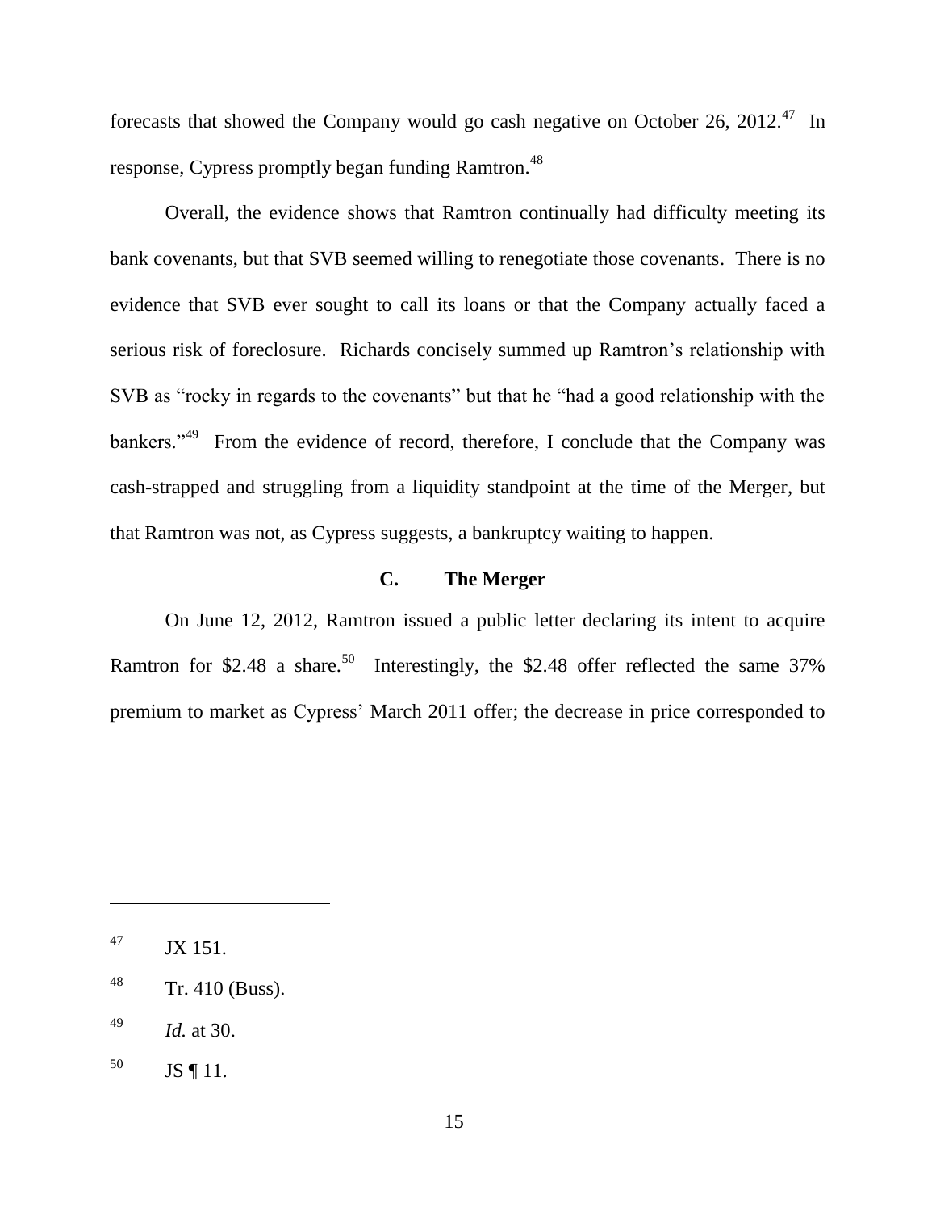forecasts that showed the Company would go cash negative on October 26, 2012.[47] In response, Cypress promptly began funding Ramtron.[48]

Overall, the evidence shows that Ramtron continually had difficulty meeting its bank covenants, but that SVB seemed willing to renegotiate those covenants. There is no evidence that SVB ever sought to call its loans or that the Company actually faced a serious risk of foreclosure. Richards concisely summed up Ramtron's relationship with SVB as "rocky in regards to the covenants" but that he "had a good relationship with the bankers."[49] From the evidence of record, therefore, I conclude that the Company was cash-strapped and struggling from a liquidity standpoint at the time of the Merger, but that Ramtron was not, as Cypress suggests, a bankruptcy waiting to happen.

### C. The Merger

On June 12, 2012, Ramtron issued a public letter declaring its intent to acquire Ramtron for $2.48 a share.[50] Interestingly, the $2.48 offer reflected the same 37% premium to market as Cypress' March 2011 offer; the decrease in price corresponded to

---

[47] JX 151.

[48] Tr. 410 (Buss).

[49] *Id.* at 30.

[50] JS ¶ 11.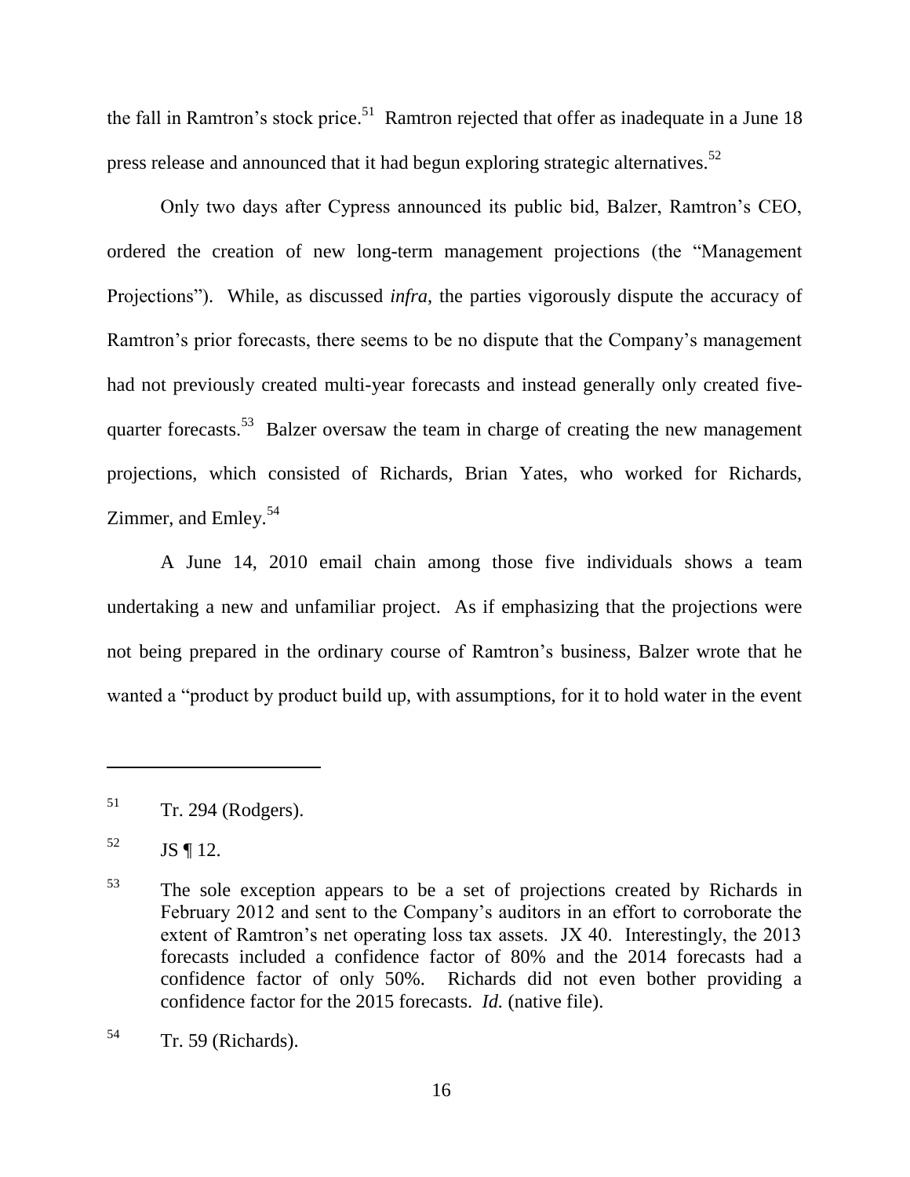the fall in Ramtron's stock price.[51] Ramtron rejected that offer as inadequate in a June 18 press release and announced that it had begun exploring strategic alternatives.[52]

Only two days after Cypress announced its public bid, Balzer, Ramtron's CEO, ordered the creation of new long-term management projections (the "Management Projections"). While, as discussed *infra*, the parties vigorously dispute the accuracy of Ramtron's prior forecasts, there seems to be no dispute that the Company's management had not previously created multi-year forecasts and instead generally only created five-quarter forecasts.[53] Balzer oversaw the team in charge of creating the new management projections, which consisted of Richards, Brian Yates, who worked for Richards, Zimmer, and Emley.[54]

A June 14, 2010 email chain among those five individuals shows a team undertaking a new and unfamiliar project. As if emphasizing that the projections were not being prepared in the ordinary course of Ramtron's business, Balzer wrote that he wanted a "product by product build up, with assumptions, for it to hold water in the event

---

[51] Tr. 294 (Rodgers).

[52] JS ¶ 12.

[53] The sole exception appears to be a set of projections created by Richards in February 2012 and sent to the Company's auditors in an effort to corroborate the extent of Ramtron's net operating loss tax assets. JX 40. Interestingly, the 2013 forecasts included a confidence factor of 80% and the 2014 forecasts had a confidence factor of only 50%. Richards did not even bother providing a confidence factor for the 2015 forecasts. *Id.* (native file).

[54] Tr. 59 (Richards).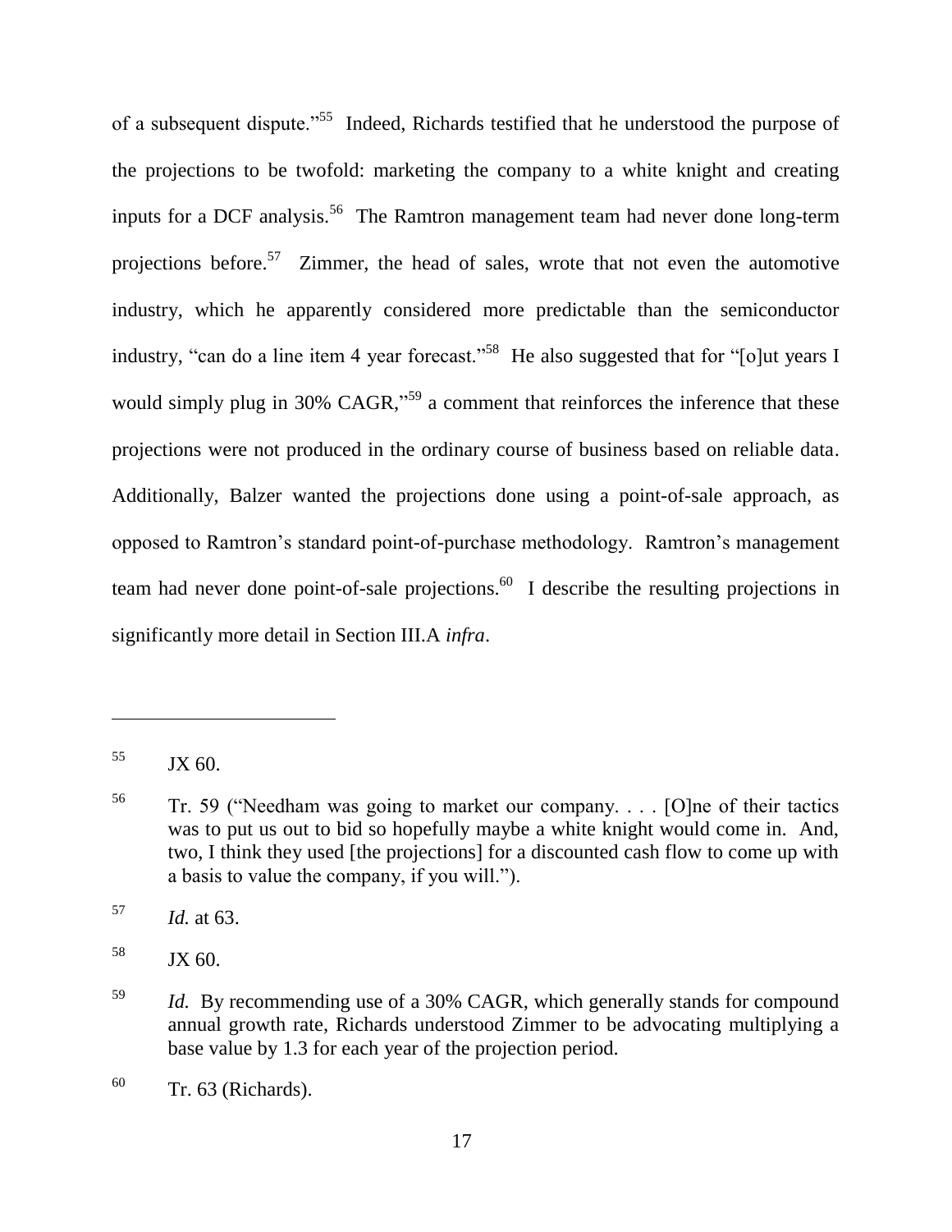of a subsequent dispute."[55] Indeed, Richards testified that he understood the purpose of the projections to be twofold: marketing the company to a white knight and creating inputs for a DCF analysis.[56] The Ramtron management team had never done long-term projections before.[57] Zimmer, the head of sales, wrote that not even the automotive industry, which he apparently considered more predictable than the semiconductor industry, "can do a line item 4 year forecast."[58] He also suggested that for "[o]ut years I would simply plug in 30% CAGR,"[59] a comment that reinforces the inference that these projections were not produced in the ordinary course of business based on reliable data. Additionally, Balzer wanted the projections done using a point-of-sale approach, as opposed to Ramtron's standard point-of-purchase methodology. Ramtron's management team had never done point-of-sale projections.[60] I describe the resulting projections in significantly more detail in Section III.A *infra*.

---

[55] JX 60.

[56] Tr. 59 ("Needham was going to market our company. . . . [O]ne of their tactics was to put us out to bid so hopefully maybe a white knight would come in. And, two, I think they used [the projections] for a discounted cash flow to come up with a basis to value the company, if you will.").

[57] *Id.* at 63.

[58] JX 60.

[59] *Id.* By recommending use of a 30% CAGR, which generally stands for compound annual growth rate, Richards understood Zimmer to be advocating multiplying a base value by 1.3 for each year of the projection period.

[60] Tr. 63 (Richards).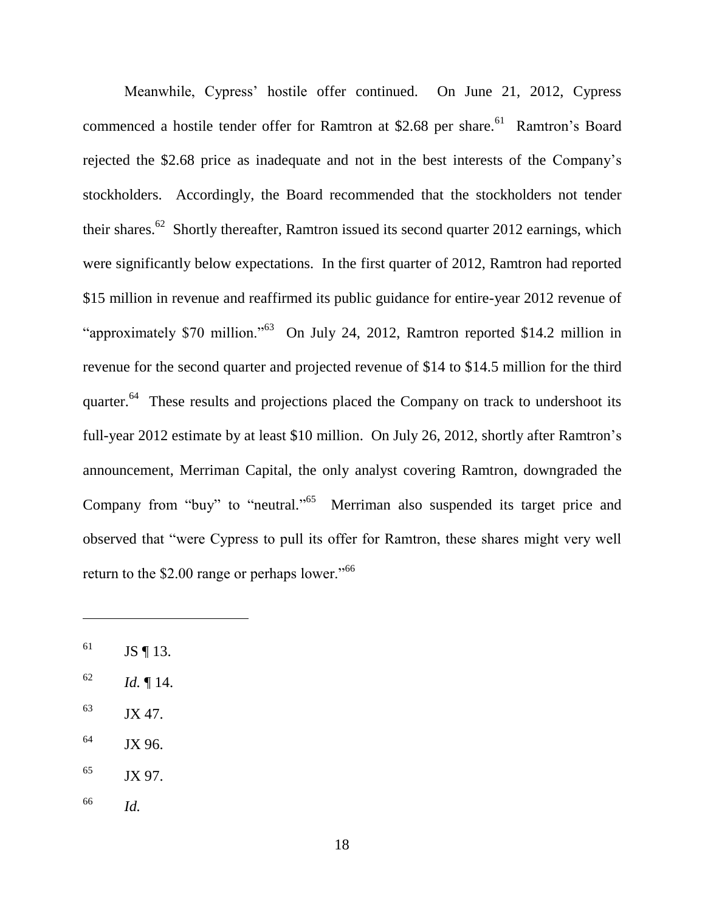Meanwhile, Cypress' hostile offer continued. On June 21, 2012, Cypress commenced a hostile tender offer for Ramtron at $2.68 per share.[61] Ramtron's Board rejected the $2.68 price as inadequate and not in the best interests of the Company's stockholders. Accordingly, the Board recommended that the stockholders not tender their shares.[62] Shortly thereafter, Ramtron issued its second quarter 2012 earnings, which were significantly below expectations. In the first quarter of 2012, Ramtron had reported $15 million in revenue and reaffirmed its public guidance for entire-year 2012 revenue of "approximately $70 million."[63] On July 24, 2012, Ramtron reported $14.2 million in revenue for the second quarter and projected revenue of $14 to $14.5 million for the third quarter.[64] These results and projections placed the Company on track to undershoot its full-year 2012 estimate by at least $10 million. On July 26, 2012, shortly after Ramtron's announcement, Merriman Capital, the only analyst covering Ramtron, downgraded the Company from "buy" to "neutral."[65] Merriman also suspended its target price and observed that "were Cypress to pull its offer for Ramtron, these shares might very well return to the $2.00 range or perhaps lower."[66]

---

[61] JS ¶ 13.

[62] *Id.* ¶ 14.

[63] JX 47.

[64] JX 96.

[65] JX 97.

[66] *Id.*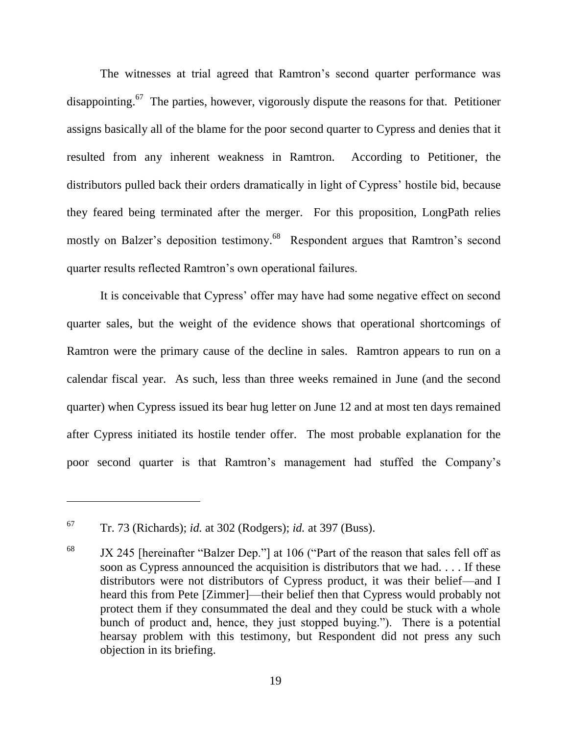The witnesses at trial agreed that Ramtron's second quarter performance was disappointing.[67] The parties, however, vigorously dispute the reasons for that. Petitioner assigns basically all of the blame for the poor second quarter to Cypress and denies that it resulted from any inherent weakness in Ramtron. According to Petitioner, the distributors pulled back their orders dramatically in light of Cypress' hostile bid, because they feared being terminated after the merger. For this proposition, LongPath relies mostly on Balzer's deposition testimony.[68] Respondent argues that Ramtron's second quarter results reflected Ramtron's own operational failures.

It is conceivable that Cypress' offer may have had some negative effect on second quarter sales, but the weight of the evidence shows that operational shortcomings of Ramtron were the primary cause of the decline in sales. Ramtron appears to run on a calendar fiscal year. As such, less than three weeks remained in June (and the second quarter) when Cypress issued its bear hug letter on June 12 and at most ten days remained after Cypress initiated its hostile tender offer. The most probable explanation for the poor second quarter is that Ramtron's management had stuffed the Company's

---

[67] Tr. 73 (Richards); *id.* at 302 (Rodgers); *id.* at 397 (Buss).

[68] JX 245 [hereinafter "Balzer Dep."] at 106 ("Part of the reason that sales fell off as soon as Cypress announced the acquisition is distributors that we had. . . . If these distributors were not distributors of Cypress product, it was their belief—and I heard this from Pete [Zimmer]—their belief then that Cypress would probably not protect them if they consummated the deal and they could be stuck with a whole bunch of product and, hence, they just stopped buying."). There is a potential hearsay problem with this testimony, but Respondent did not press any such objection in its briefing.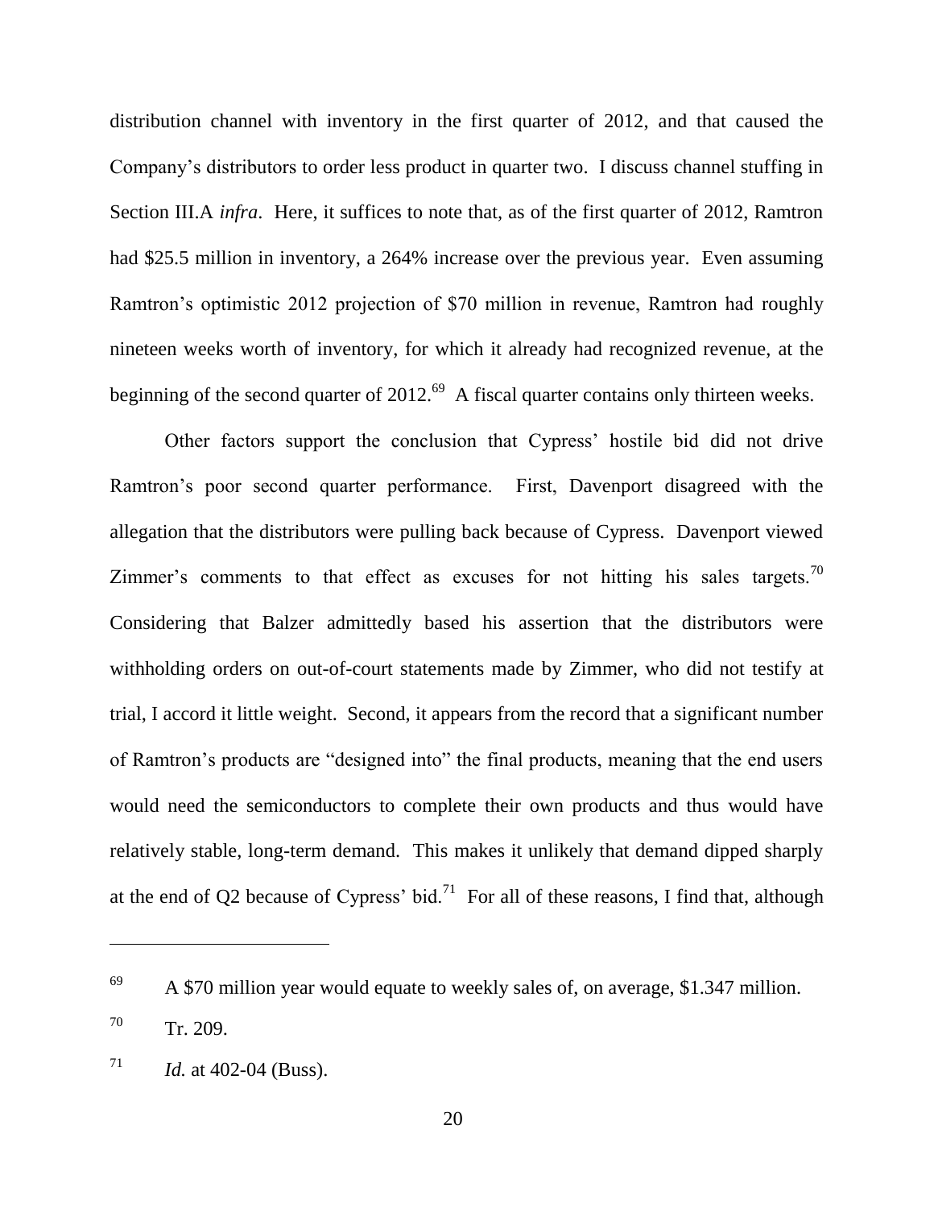distribution channel with inventory in the first quarter of 2012, and that caused the Company's distributors to order less product in quarter two. I discuss channel stuffing in Section III.A *infra*. Here, it suffices to note that, as of the first quarter of 2012, Ramtron had $25.5 million in inventory, a 264% increase over the previous year. Even assuming Ramtron's optimistic 2012 projection of $70 million in revenue, Ramtron had roughly nineteen weeks worth of inventory, for which it already had recognized revenue, at the beginning of the second quarter of 2012.[69] A fiscal quarter contains only thirteen weeks.

Other factors support the conclusion that Cypress' hostile bid did not drive Ramtron's poor second quarter performance. First, Davenport disagreed with the allegation that the distributors were pulling back because of Cypress. Davenport viewed Zimmer's comments to that effect as excuses for not hitting his sales targets.[70] Considering that Balzer admittedly based his assertion that the distributors were withholding orders on out-of-court statements made by Zimmer, who did not testify at trial, I accord it little weight. Second, it appears from the record that a significant number of Ramtron's products are "designed into" the final products, meaning that the end users would need the semiconductors to complete their own products and thus would have relatively stable, long-term demand. This makes it unlikely that demand dipped sharply at the end of Q2 because of Cypress' bid.[71] For all of these reasons, I find that, although

---

[69] A $70 million year would equate to weekly sales of, on average, $1.347 million.

[70] Tr. 209.

[71] *Id.* at 402-04 (Buss).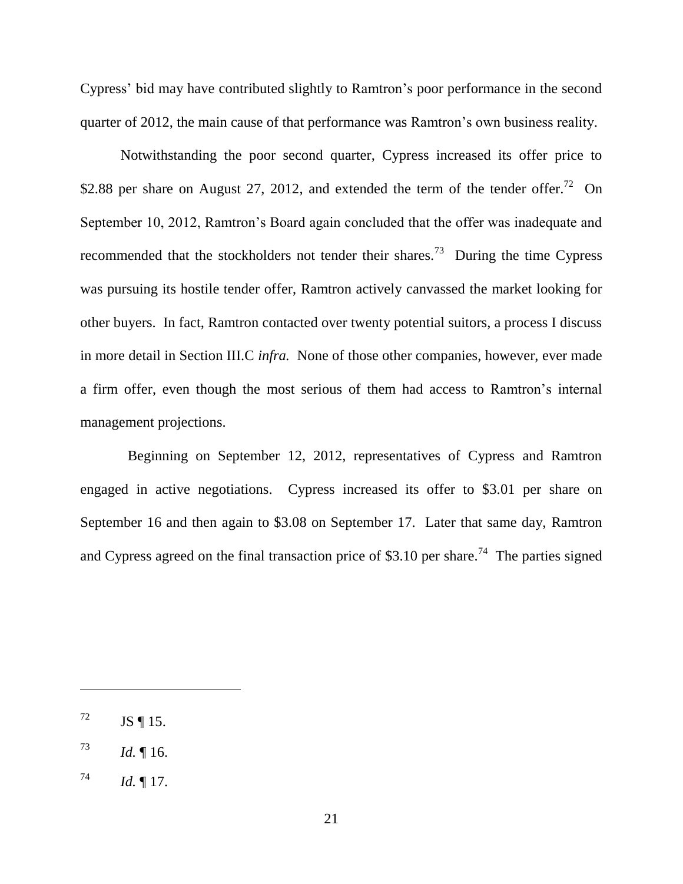Cypress' bid may have contributed slightly to Ramtron's poor performance in the second quarter of 2012, the main cause of that performance was Ramtron's own business reality.

Notwithstanding the poor second quarter, Cypress increased its offer price to \$2.88 per share on August 27, 2012, and extended the term of the tender offer.[72] On September 10, 2012, Ramtron's Board again concluded that the offer was inadequate and recommended that the stockholders not tender their shares.[73] During the time Cypress was pursuing its hostile tender offer, Ramtron actively canvassed the market looking for other buyers. In fact, Ramtron contacted over twenty potential suitors, a process I discuss in more detail in Section III.C *infra.* None of those other companies, however, ever made a firm offer, even though the most serious of them had access to Ramtron's internal management projections.

Beginning on September 12, 2012, representatives of Cypress and Ramtron engaged in active negotiations. Cypress increased its offer to \$3.01 per share on September 16 and then again to \$3.08 on September 17. Later that same day, Ramtron and Cypress agreed on the final transaction price of \$3.10 per share.[74] The parties signed

---

[72] JS ¶ 15.

[73] *Id.* ¶ 16.

[74] *Id.* ¶ 17.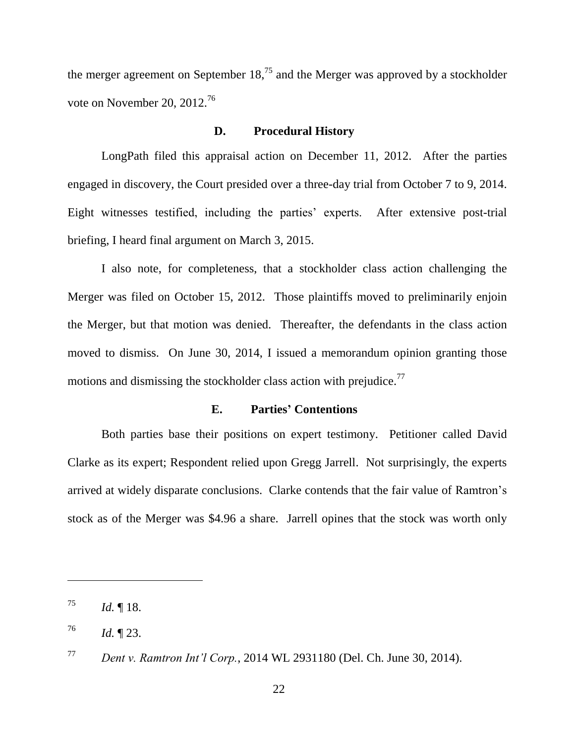the merger agreement on September 18,[75] and the Merger was approved by a stockholder vote on November 20, 2012.[76]

### D. Procedural History

LongPath filed this appraisal action on December 11, 2012. After the parties engaged in discovery, the Court presided over a three-day trial from October 7 to 9, 2014. Eight witnesses testified, including the parties' experts. After extensive post-trial briefing, I heard final argument on March 3, 2015.

I also note, for completeness, that a stockholder class action challenging the Merger was filed on October 15, 2012. Those plaintiffs moved to preliminarily enjoin the Merger, but that motion was denied. Thereafter, the defendants in the class action moved to dismiss. On June 30, 2014, I issued a memorandum opinion granting those motions and dismissing the stockholder class action with prejudice.[77]

### E. Parties' Contentions

Both parties base their positions on expert testimony. Petitioner called David Clarke as its expert; Respondent relied upon Gregg Jarrell. Not surprisingly, the experts arrived at widely disparate conclusions. Clarke contends that the fair value of Ramtron's stock as of the Merger was $4.96 a share. Jarrell opines that the stock was worth only

---

[75] *Id.* ¶ 18.

[76] *Id.* ¶ 23.

[77] *Dent v. Ramtron Int'l Corp.*, 2014 WL 2931180 (Del. Ch. June 30, 2014).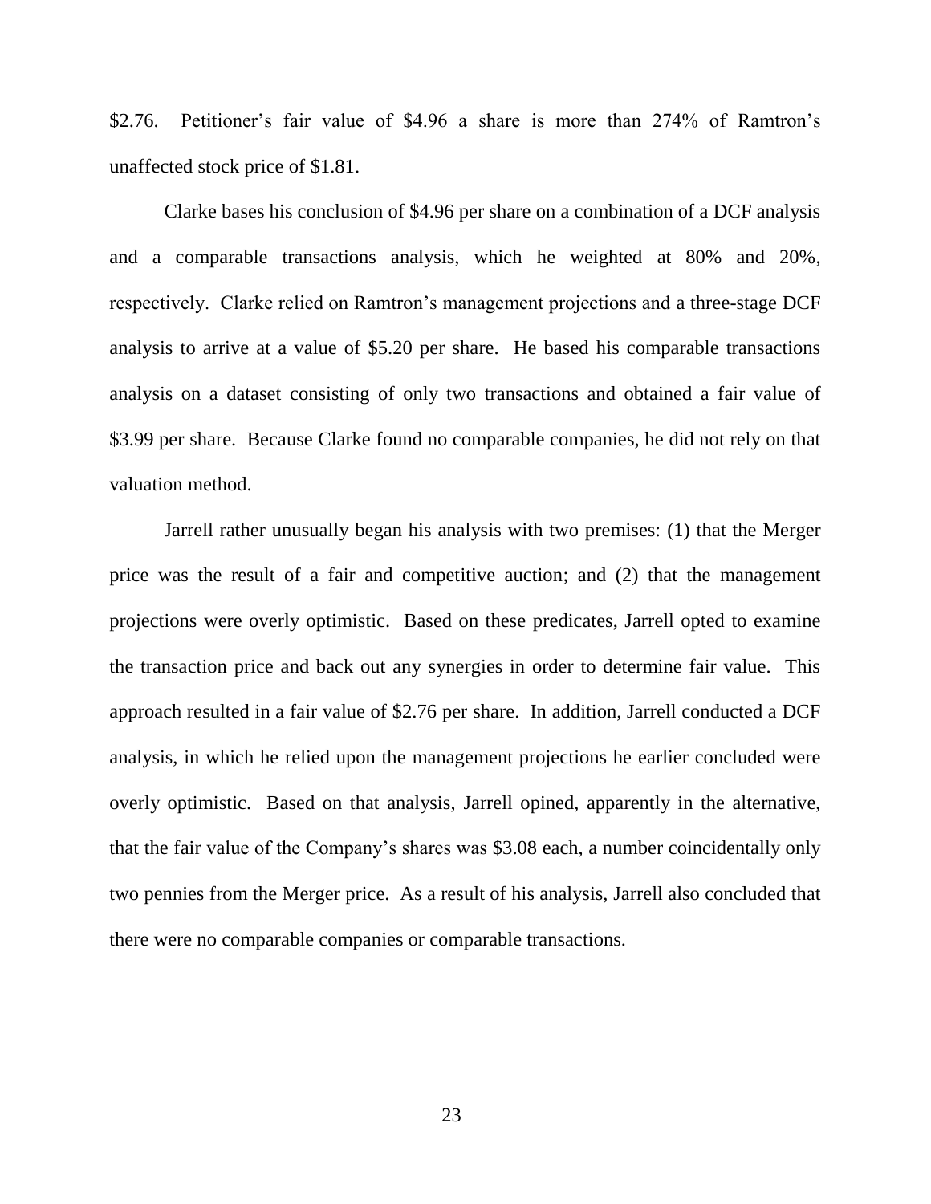\$2.76. Petitioner's fair value of \$4.96 a share is more than 274% of Ramtron's unaffected stock price of \$1.81.

Clarke bases his conclusion of \$4.96 per share on a combination of a DCF analysis and a comparable transactions analysis, which he weighted at 80% and 20%, respectively. Clarke relied on Ramtron's management projections and a three-stage DCF analysis to arrive at a value of \$5.20 per share. He based his comparable transactions analysis on a dataset consisting of only two transactions and obtained a fair value of \$3.99 per share. Because Clarke found no comparable companies, he did not rely on that valuation method.

Jarrell rather unusually began his analysis with two premises: (1) that the Merger price was the result of a fair and competitive auction; and (2) that the management projections were overly optimistic. Based on these predicates, Jarrell opted to examine the transaction price and back out any synergies in order to determine fair value. This approach resulted in a fair value of \$2.76 per share. In addition, Jarrell conducted a DCF analysis, in which he relied upon the management projections he earlier concluded were overly optimistic. Based on that analysis, Jarrell opined, apparently in the alternative, that the fair value of the Company's shares was \$3.08 each, a number coincidentally only two pennies from the Merger price. As a result of his analysis, Jarrell also concluded that there were no comparable companies or comparable transactions.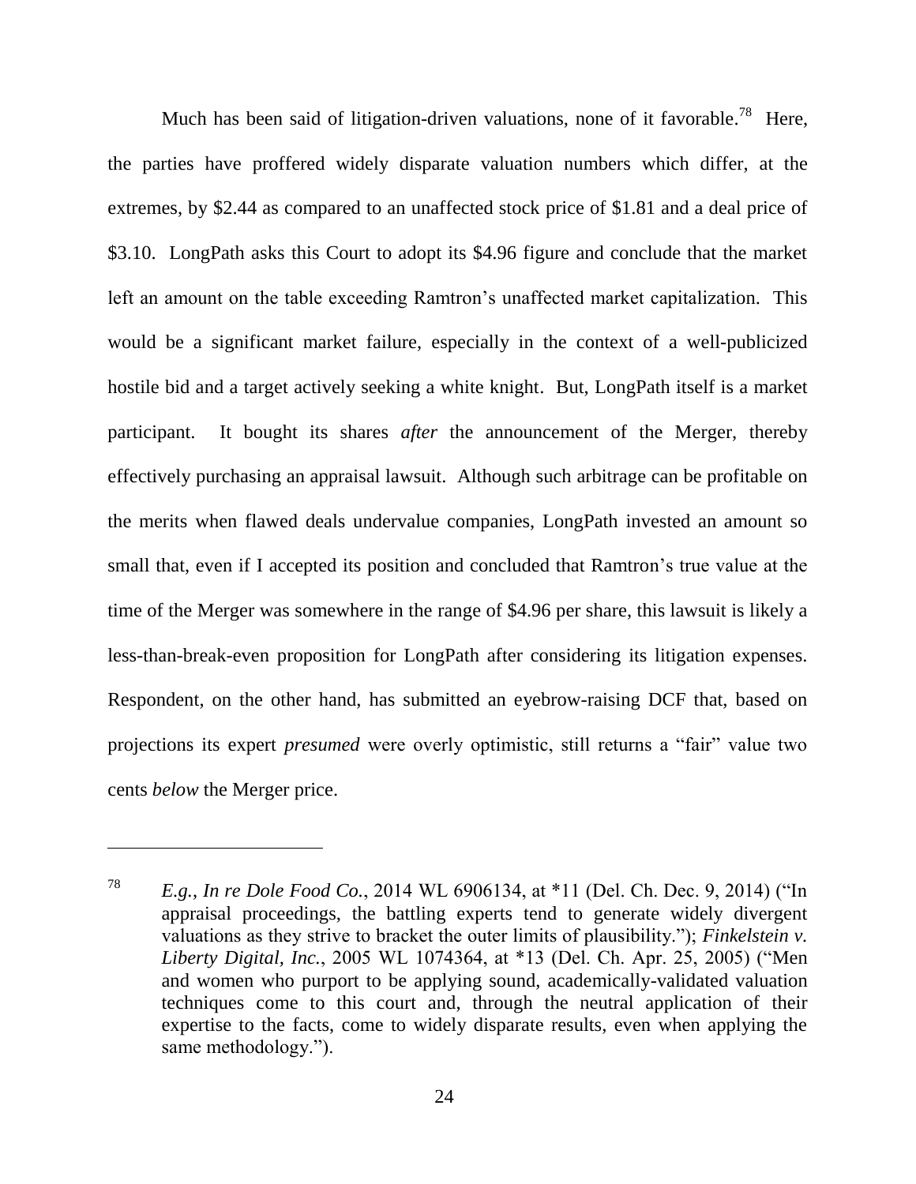Much has been said of litigation-driven valuations, none of it favorable.[78] Here, the parties have proffered widely disparate valuation numbers which differ, at the extremes, by $2.44 as compared to an unaffected stock price of $1.81 and a deal price of $3.10. LongPath asks this Court to adopt its $4.96 figure and conclude that the market left an amount on the table exceeding Ramtron's unaffected market capitalization. This would be a significant market failure, especially in the context of a well-publicized hostile bid and a target actively seeking a white knight. But, LongPath itself is a market participant. It bought its shares *after* the announcement of the Merger, thereby effectively purchasing an appraisal lawsuit. Although such arbitrage can be profitable on the merits when flawed deals undervalue companies, LongPath invested an amount so small that, even if I accepted its position and concluded that Ramtron's true value at the time of the Merger was somewhere in the range of $4.96 per share, this lawsuit is likely a less-than-break-even proposition for LongPath after considering its litigation expenses. Respondent, on the other hand, has submitted an eyebrow-raising DCF that, based on projections its expert *presumed* were overly optimistic, still returns a "fair" value two cents *below* the Merger price.

---

[78] *E.g.*, *In re Dole Food Co.*, 2014 WL 6906134, at *11 (Del. Ch. Dec. 9, 2014) ("In appraisal proceedings, the battling experts tend to generate widely divergent valuations as they strive to bracket the outer limits of plausibility."); *Finkelstein v. Liberty Digital, Inc.*, 2005 WL 1074364, at *13 (Del. Ch. Apr. 25, 2005) ("Men and women who purport to be applying sound, academically-validated valuation techniques come to this court and, through the neutral application of their expertise to the facts, come to widely disparate results, even when applying the same methodology.").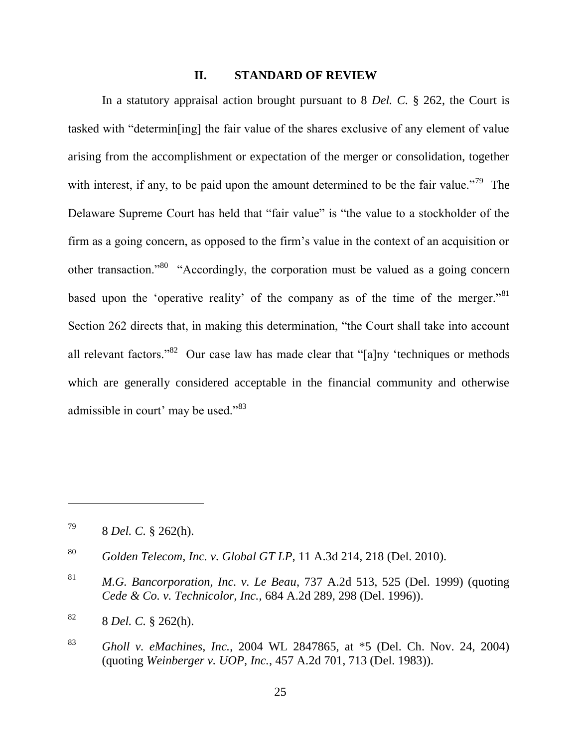## II. STANDARD OF REVIEW

In a statutory appraisal action brought pursuant to 8 *Del. C.* § 262, the Court is tasked with "determin[ing] the fair value of the shares exclusive of any element of value arising from the accomplishment or expectation of the merger or consolidation, together with interest, if any, to be paid upon the amount determined to be the fair value."[79] The Delaware Supreme Court has held that "fair value" is "the value to a stockholder of the firm as a going concern, as opposed to the firm's value in the context of an acquisition or other transaction."[80] "Accordingly, the corporation must be valued as a going concern based upon the 'operative reality' of the company as of the time of the merger."[81] Section 262 directs that, in making this determination, "the Court shall take into account all relevant factors."[82] Our case law has made clear that "[a]ny 'techniques or methods which are generally considered acceptable in the financial community and otherwise admissible in court' may be used."[83]

---

[79] 8 *Del. C.* § 262(h).

[80] *Golden Telecom, Inc. v. Global GT LP*, 11 A.3d 214, 218 (Del. 2010).

[81] *M.G. Bancorporation, Inc. v. Le Beau*, 737 A.2d 513, 525 (Del. 1999) (quoting *Cede & Co. v. Technicolor, Inc.*, 684 A.2d 289, 298 (Del. 1996)).

[82] 8 *Del. C.* § 262(h).

[83] *Gholl v. eMachines, Inc.*, 2004 WL 2847865, at *5 (Del. Ch. Nov. 24, 2004) (quoting *Weinberger v. UOP, Inc.*, 457 A.2d 701, 713 (Del. 1983)).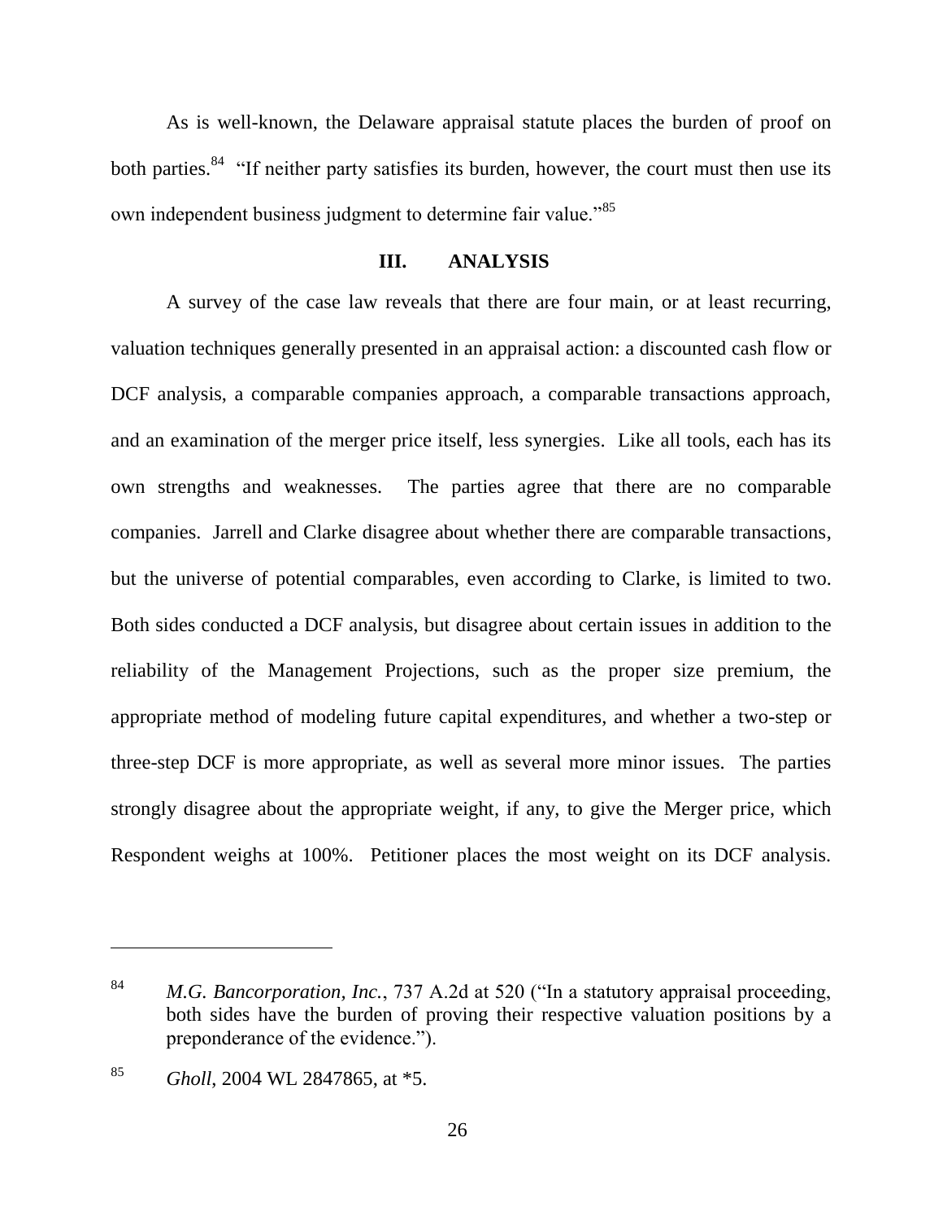As is well-known, the Delaware appraisal statute places the burden of proof on both parties.[84] "If neither party satisfies its burden, however, the court must then use its own independent business judgment to determine fair value."[85]

## III. ANALYSIS

A survey of the case law reveals that there are four main, or at least recurring, valuation techniques generally presented in an appraisal action: a discounted cash flow or DCF analysis, a comparable companies approach, a comparable transactions approach, and an examination of the merger price itself, less synergies. Like all tools, each has its own strengths and weaknesses. The parties agree that there are no comparable companies. Jarrell and Clarke disagree about whether there are comparable transactions, but the universe of potential comparables, even according to Clarke, is limited to two. Both sides conducted a DCF analysis, but disagree about certain issues in addition to the reliability of the Management Projections, such as the proper size premium, the appropriate method of modeling future capital expenditures, and whether a two-step or three-step DCF is more appropriate, as well as several more minor issues. The parties strongly disagree about the appropriate weight, if any, to give the Merger price, which Respondent weighs at 100%. Petitioner places the most weight on its DCF analysis.

---

[84] *M.G. Bancorporation, Inc.*, 737 A.2d at 520 ("In a statutory appraisal proceeding, both sides have the burden of proving their respective valuation positions by a preponderance of the evidence.").

[85] *Gholl*, 2004 WL 2847865, at *5.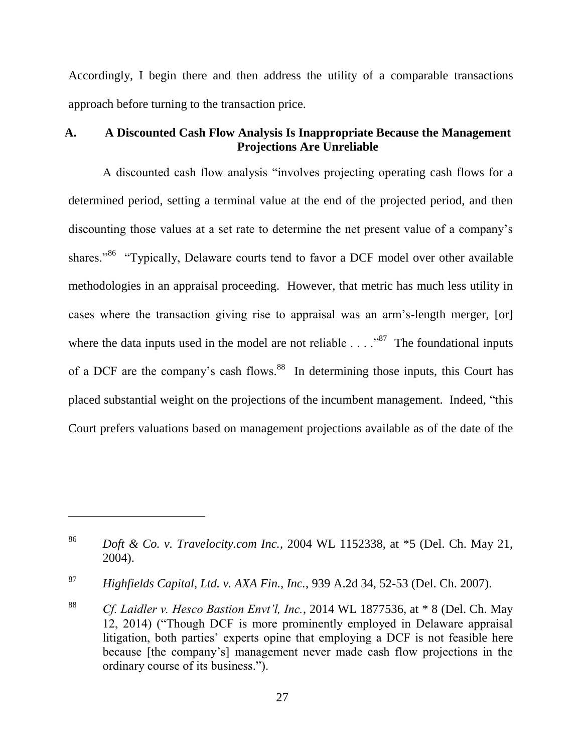Accordingly, I begin there and then address the utility of a comparable transactions approach before turning to the transaction price.

### A. A Discounted Cash Flow Analysis Is Inappropriate Because the Management Projections Are Unreliable

A discounted cash flow analysis "involves projecting operating cash flows for a determined period, setting a terminal value at the end of the projected period, and then discounting those values at a set rate to determine the net present value of a company's shares."[86] "Typically, Delaware courts tend to favor a DCF model over other available methodologies in an appraisal proceeding. However, that metric has much less utility in cases where the transaction giving rise to appraisal was an arm's-length merger, [or] where the data inputs used in the model are not reliable . . . ."[87] The foundational inputs of a DCF are the company's cash flows.[88] In determining those inputs, this Court has placed substantial weight on the projections of the incumbent management. Indeed, "this Court prefers valuations based on management projections available as of the date of the

---

[86] *Doft & Co. v. Travelocity.com Inc.*, 2004 WL 1152338, at *5 (Del. Ch. May 21, 2004).

[87] *Highfields Capital, Ltd. v. AXA Fin., Inc.*, 939 A.2d 34, 52-53 (Del. Ch. 2007).

[88] *Cf. Laidler v. Hesco Bastion Envt'l, Inc.*, 2014 WL 1877536, at * 8 (Del. Ch. May 12, 2014) ("Though DCF is more prominently employed in Delaware appraisal litigation, both parties' experts opine that employing a DCF is not feasible here because [the company's] management never made cash flow projections in the ordinary course of its business.").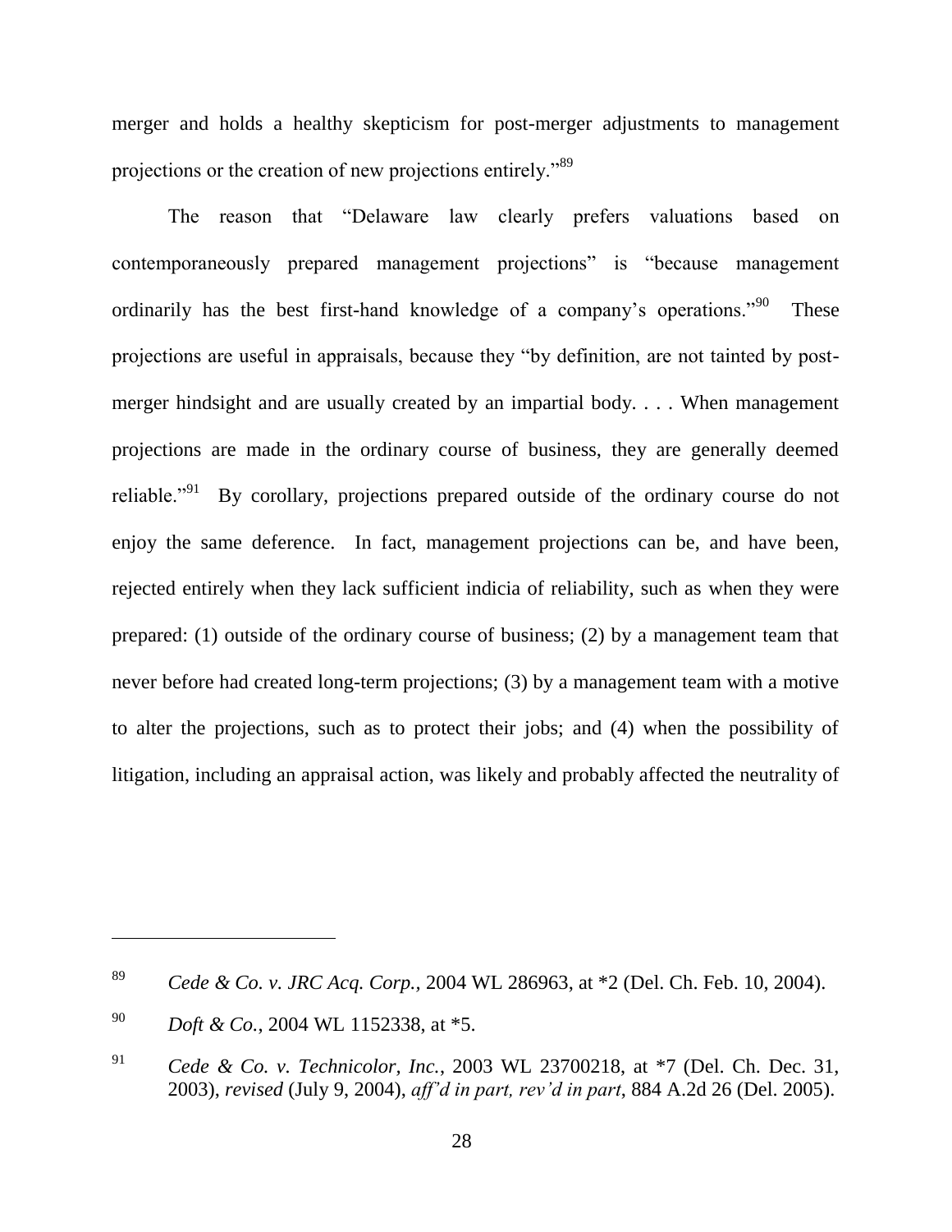merger and holds a healthy skepticism for post-merger adjustments to management projections or the creation of new projections entirely."[89]

The reason that "Delaware law clearly prefers valuations based on contemporaneously prepared management projections" is "because management ordinarily has the best first-hand knowledge of a company's operations."[90] These projections are useful in appraisals, because they "by definition, are not tainted by post-merger hindsight and are usually created by an impartial body. . . . When management projections are made in the ordinary course of business, they are generally deemed reliable."[91] By corollary, projections prepared outside of the ordinary course do not enjoy the same deference. In fact, management projections can be, and have been, rejected entirely when they lack sufficient indicia of reliability, such as when they were prepared: (1) outside of the ordinary course of business; (2) by a management team that never before had created long-term projections; (3) by a management team with a motive to alter the projections, such as to protect their jobs; and (4) when the possibility of litigation, including an appraisal action, was likely and probably affected the neutrality of

---

[89] *Cede & Co. v. JRC Acq. Corp.*, 2004 WL 286963, at *2 (Del. Ch. Feb. 10, 2004).

[90] *Doft & Co.*, 2004 WL 1152338, at *5.

[91] *Cede & Co. v. Technicolor, Inc.*, 2003 WL 23700218, at *7 (Del. Ch. Dec. 31, 2003), *revised* (July 9, 2004), *aff'd in part, rev'd in part*, 884 A.2d 26 (Del. 2005).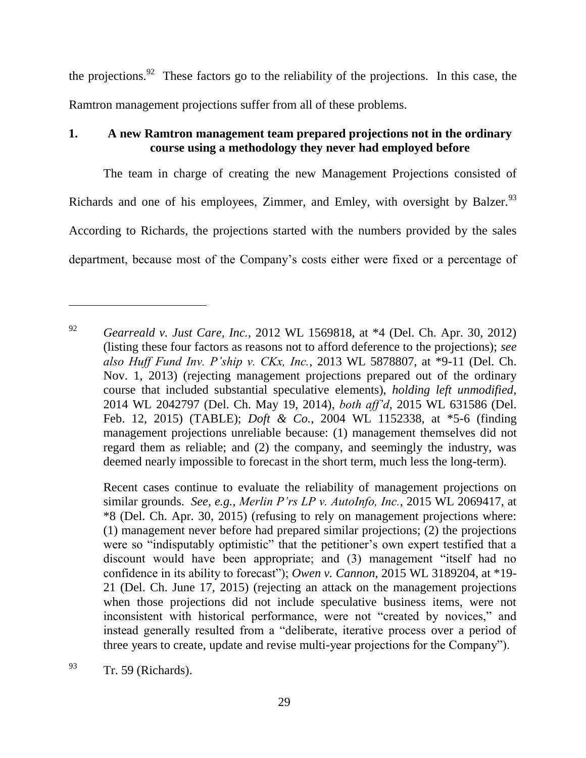the projections.[92] These factors go to the reliability of the projections. In this case, the Ramtron management projections suffer from all of these problems.

### 1. A new Ramtron management team prepared projections not in the ordinary course using a methodology they never had employed before

The team in charge of creating the new Management Projections consisted of Richards and one of his employees, Zimmer, and Emley, with oversight by Balzer.[93] According to Richards, the projections started with the numbers provided by the sales department, because most of the Company's costs either were fixed or a percentage of

---

[92] *Gearreald v. Just Care, Inc.*, 2012 WL 1569818, at *4 (Del. Ch. Apr. 30, 2012) (listing these four factors as reasons not to afford deference to the projections); *see also Huff Fund Inv. P'ship v. CKx, Inc.*, 2013 WL 5878807, at *9-11 (Del. Ch. Nov. 1, 2013) (rejecting management projections prepared out of the ordinary course that included substantial speculative elements), *holding left unmodified*, 2014 WL 2042797 (Del. Ch. May 19, 2014), *both aff'd*, 2015 WL 631586 (Del. Feb. 12, 2015) (TABLE); *Doft & Co.*, 2004 WL 1152338, at *5-6 (finding management projections unreliable because: (1) management themselves did not regard them as reliable; and (2) the company, and seemingly the industry, was deemed nearly impossible to forecast in the short term, much less the long-term).

Recent cases continue to evaluate the reliability of management projections on similar grounds. *See, e.g.*, *Merlin P'rs LP v. AutoInfo, Inc.*, 2015 WL 2069417, at *8 (Del. Ch. Apr. 30, 2015) (refusing to rely on management projections where: (1) management never before had prepared similar projections; (2) the projections were so "indisputably optimistic" that the petitioner's own expert testified that a discount would have been appropriate; and (3) management "itself had no confidence in its ability to forecast"); *Owen v. Cannon*, 2015 WL 3189204, at *19-21 (Del. Ch. June 17, 2015) (rejecting an attack on the management projections when those projections did not include speculative business items, were not inconsistent with historical performance, were not "created by novices," and instead generally resulted from a "deliberate, iterative process over a period of three years to create, update and revise multi-year projections for the Company").

[93] Tr. 59 (Richards).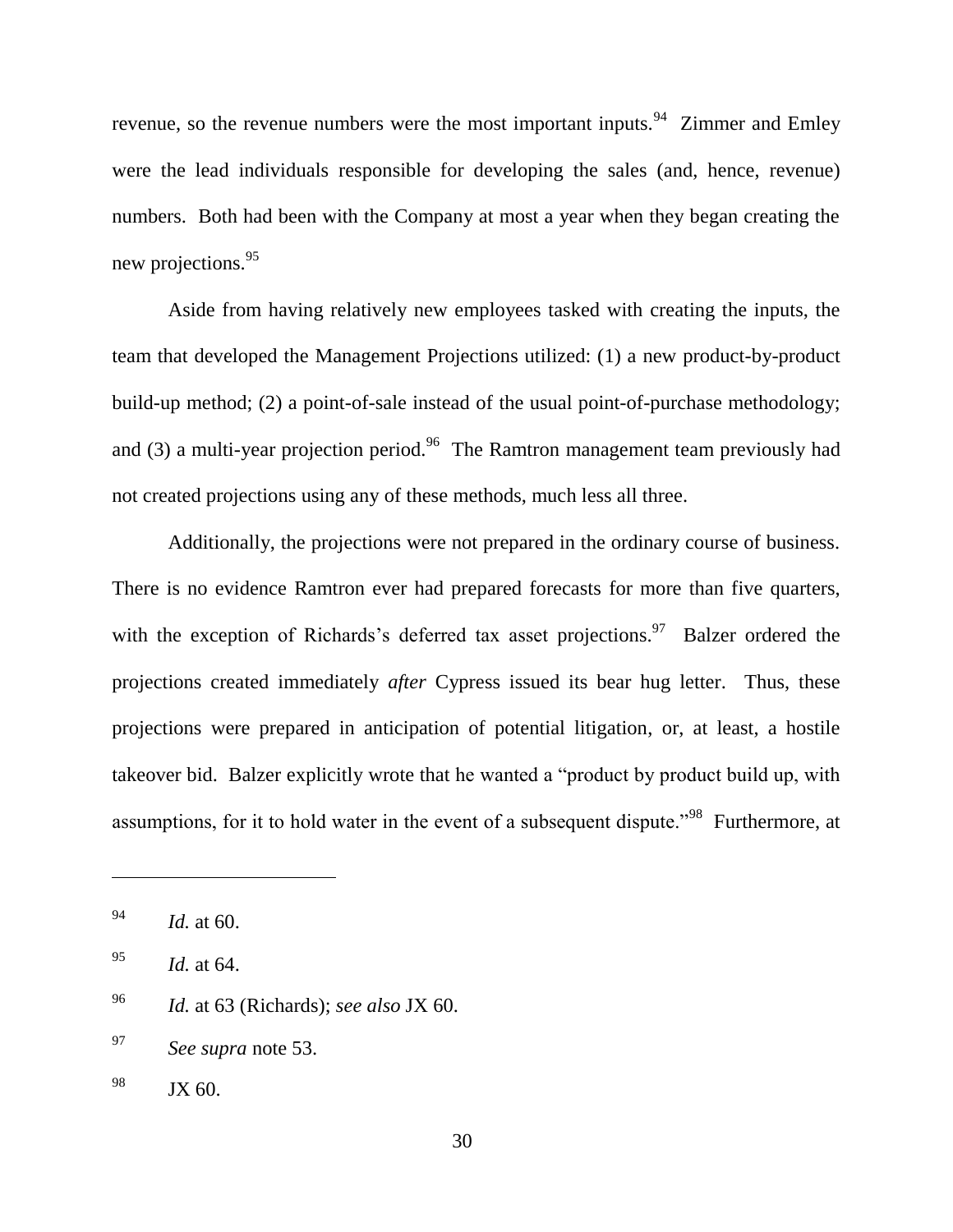revenue, so the revenue numbers were the most important inputs.[94] Zimmer and Emley were the lead individuals responsible for developing the sales (and, hence, revenue) numbers. Both had been with the Company at most a year when they began creating the new projections.[95]

Aside from having relatively new employees tasked with creating the inputs, the team that developed the Management Projections utilized: (1) a new product-by-product build-up method; (2) a point-of-sale instead of the usual point-of-purchase methodology; and (3) a multi-year projection period.[96] The Ramtron management team previously had not created projections using any of these methods, much less all three.

Additionally, the projections were not prepared in the ordinary course of business. There is no evidence Ramtron ever had prepared forecasts for more than five quarters, with the exception of Richards's deferred tax asset projections.[97] Balzer ordered the projections created immediately *after* Cypress issued its bear hug letter. Thus, these projections were prepared in anticipation of potential litigation, or, at least, a hostile takeover bid. Balzer explicitly wrote that he wanted a "product by product build up, with assumptions, for it to hold water in the event of a subsequent dispute."[98] Furthermore, at

---

[94] *Id.* at 60.

[95] *Id.* at 64.

[96] *Id.* at 63 (Richards); *see also* JX 60.

[97] *See supra* note 53.

[98] JX 60.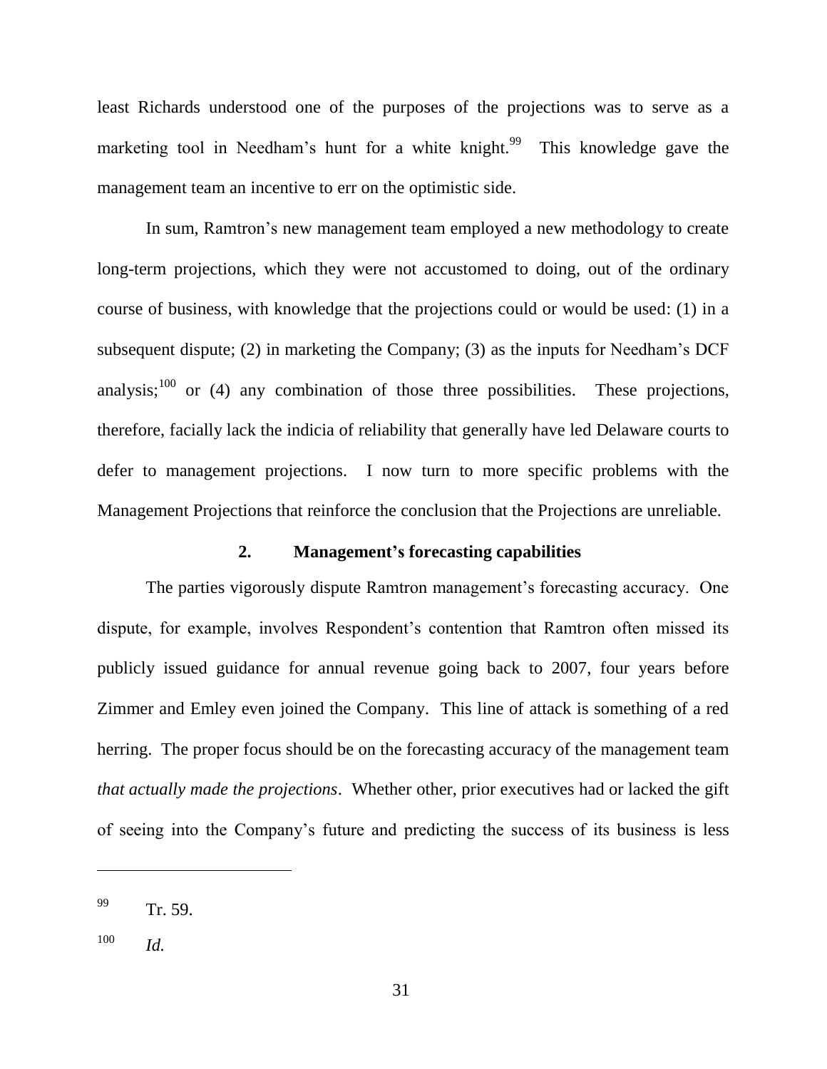least Richards understood one of the purposes of the projections was to serve as a marketing tool in Needham's hunt for a white knight.[99] This knowledge gave the management team an incentive to err on the optimistic side.

In sum, Ramtron's new management team employed a new methodology to create long-term projections, which they were not accustomed to doing, out of the ordinary course of business, with knowledge that the projections could or would be used: (1) in a subsequent dispute; (2) in marketing the Company; (3) as the inputs for Needham's DCF analysis;[100] or (4) any combination of those three possibilities. These projections, therefore, facially lack the indicia of reliability that generally have led Delaware courts to defer to management projections. I now turn to more specific problems with the Management Projections that reinforce the conclusion that the Projections are unreliable.

### 2. Management's forecasting capabilities

The parties vigorously dispute Ramtron management's forecasting accuracy. One dispute, for example, involves Respondent's contention that Ramtron often missed its publicly issued guidance for annual revenue going back to 2007, four years before Zimmer and Emley even joined the Company. This line of attack is something of a red herring. The proper focus should be on the forecasting accuracy of the management team *that actually made the projections*. Whether other, prior executives had or lacked the gift of seeing into the Company's future and predicting the success of its business is less

---

[99] Tr. 59.

[100] *Id.*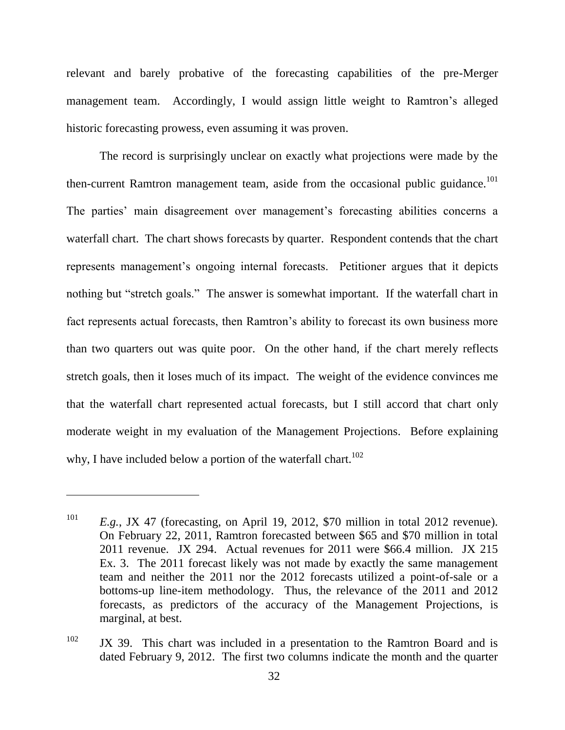relevant and barely probative of the forecasting capabilities of the pre-Merger management team. Accordingly, I would assign little weight to Ramtron's alleged historic forecasting prowess, even assuming it was proven.

The record is surprisingly unclear on exactly what projections were made by the then-current Ramtron management team, aside from the occasional public guidance.[101] The parties' main disagreement over management's forecasting abilities concerns a waterfall chart. The chart shows forecasts by quarter. Respondent contends that the chart represents management's ongoing internal forecasts. Petitioner argues that it depicts nothing but "stretch goals." The answer is somewhat important. If the waterfall chart in fact represents actual forecasts, then Ramtron's ability to forecast its own business more than two quarters out was quite poor. On the other hand, if the chart merely reflects stretch goals, then it loses much of its impact. The weight of the evidence convinces me that the waterfall chart represented actual forecasts, but I still accord that chart only moderate weight in my evaluation of the Management Projections. Before explaining why, I have included below a portion of the waterfall chart.[102]

---

[101] *E.g.*, JX 47 (forecasting, on April 19, 2012, $70 million in total 2012 revenue). On February 22, 2011, Ramtron forecasted between $65 and $70 million in total 2011 revenue. JX 294. Actual revenues for 2011 were $66.4 million. JX 215 Ex. 3. The 2011 forecast likely was not made by exactly the same management team and neither the 2011 nor the 2012 forecasts utilized a point-of-sale or a bottoms-up line-item methodology. Thus, the relevance of the 2011 and 2012 forecasts, as predictors of the accuracy of the Management Projections, is marginal, at best.

[102] JX 39. This chart was included in a presentation to the Ramtron Board and is dated February 9, 2012. The first two columns indicate the month and the quarter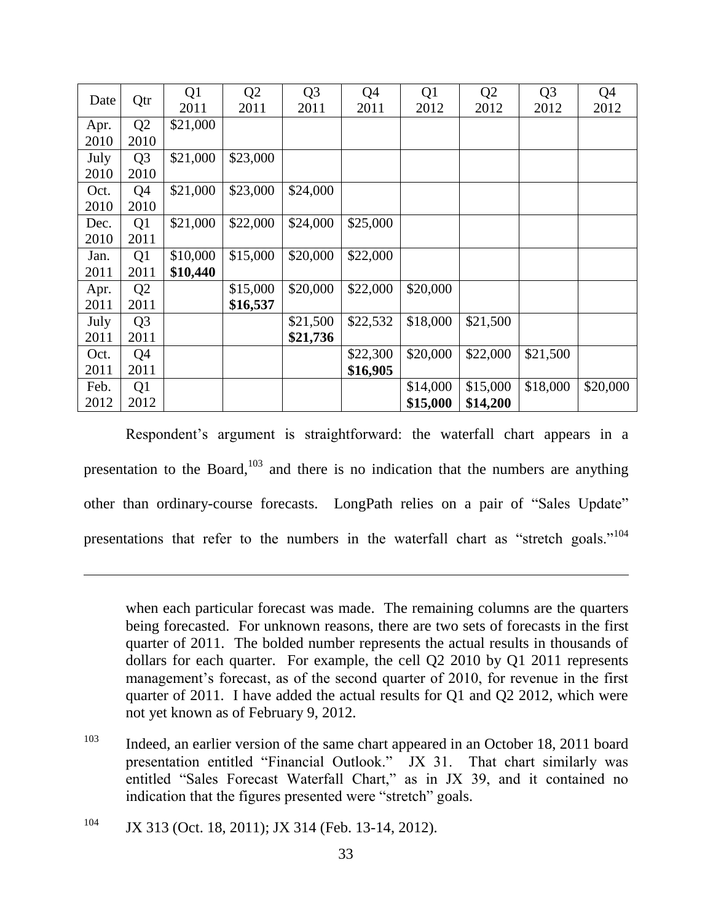| Date | Qtr | Q1 2011 | Q2 2011 | Q3 2011 | Q4 2011 | Q1 2012 | Q2 2012 | Q3 2012 | Q4 2012 |
|---|---|---|---|---|---|---|---|---|---|
| Apr. 2010 | Q2 2010 | $21,000 | | | | | | | |
| July 2010 | Q3 2010 | $21,000 | $23,000 | | | | | | |
| Oct. 2010 | Q4 2010 | $21,000 | $23,000 | $24,000 | | | | | |
| Dec. 2010 | Q1 2011 | $21,000 | $22,000 | $24,000 | $25,000 | | | | |
| Jan. 2011 | Q1 2011 | $10,000 **$10,440** | $15,000 | $20,000 | $22,000 | | | | |
| Apr. 2011 | Q2 2011 | | $15,000 **$16,537** | $20,000 | $22,000 | $20,000 | | | |
| July 2011 | Q3 2011 | | | $21,500 **$21,736** | $22,532 | $18,000 | $21,500 | | |
| Oct. 2011 | Q4 2011 | | | | $22,300 **$16,905** | $20,000 | $22,000 | $21,500 | |
| Feb. 2012 | Q1 2012 | | | | | $14,000 **$15,000** | $15,000 **$14,200** | $18,000 | $20,000 |

Respondent's argument is straightforward: the waterfall chart appears in a presentation to the Board,[103] and there is no indication that the numbers are anything other than ordinary-course forecasts. LongPath relies on a pair of "Sales Update" presentations that refer to the numbers in the waterfall chart as "stretch goals."[104]

---

when each particular forecast was made. The remaining columns are the quarters being forecasted. For unknown reasons, there are two sets of forecasts in the first quarter of 2011. The bolded number represents the actual results in thousands of dollars for each quarter. For example, the cell Q2 2010 by Q1 2011 represents management's forecast, as of the second quarter of 2010, for revenue in the first quarter of 2011. I have added the actual results for Q1 and Q2 2012, which were not yet known as of February 9, 2012.

[103] Indeed, an earlier version of the same chart appeared in an October 18, 2011 board presentation entitled "Financial Outlook." JX 31. That chart similarly was entitled "Sales Forecast Waterfall Chart," as in JX 39, and it contained no indication that the figures presented were "stretch" goals.

[104] JX 313 (Oct. 18, 2011); JX 314 (Feb. 13-14, 2012).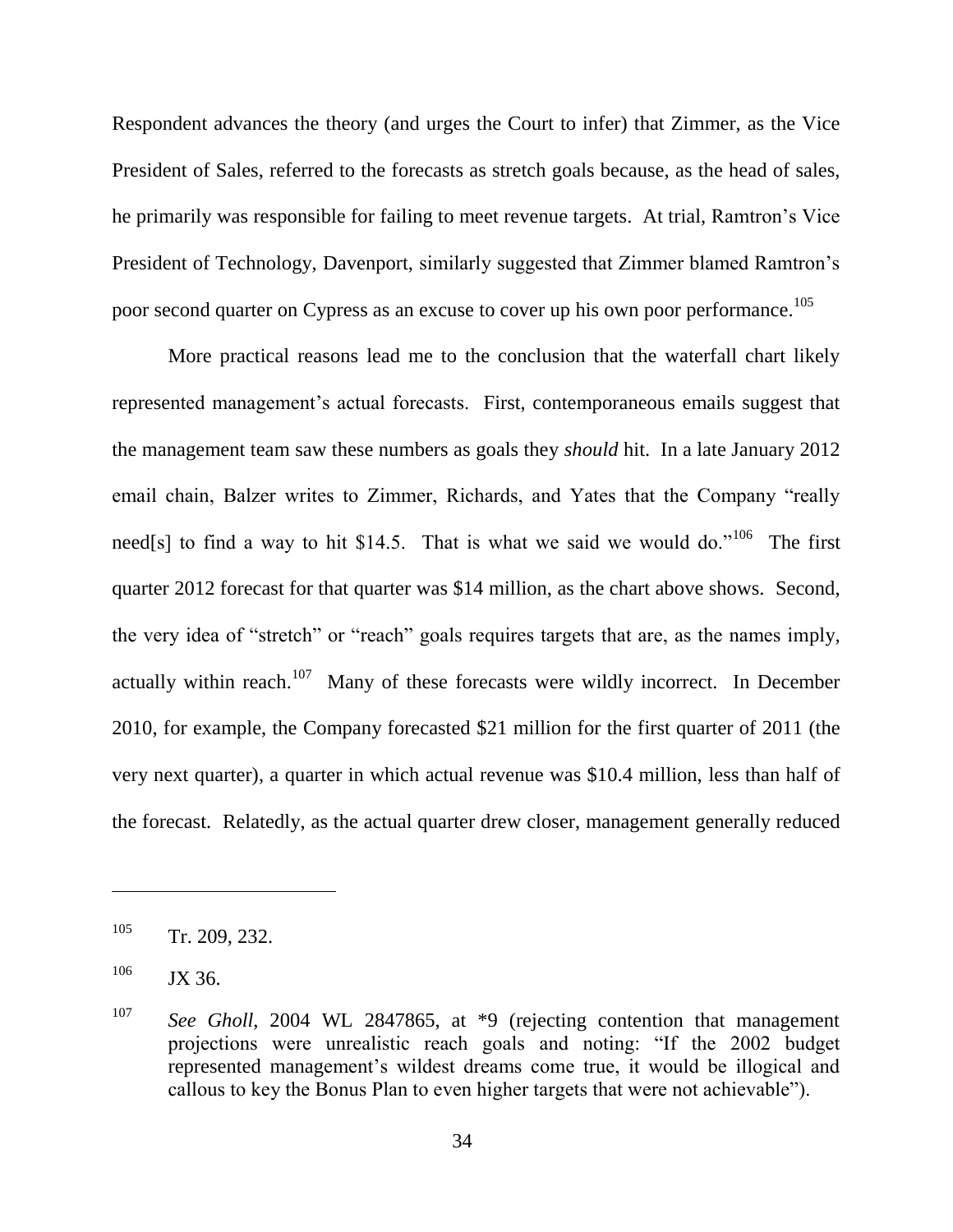Respondent advances the theory (and urges the Court to infer) that Zimmer, as the Vice President of Sales, referred to the forecasts as stretch goals because, as the head of sales, he primarily was responsible for failing to meet revenue targets. At trial, Ramtron's Vice President of Technology, Davenport, similarly suggested that Zimmer blamed Ramtron's poor second quarter on Cypress as an excuse to cover up his own poor performance.[105]

More practical reasons lead me to the conclusion that the waterfall chart likely represented management's actual forecasts. First, contemporaneous emails suggest that the management team saw these numbers as goals they *should* hit. In a late January 2012 email chain, Balzer writes to Zimmer, Richards, and Yates that the Company "really need[s] to find a way to hit $14.5. That is what we said we would do."[106] The first quarter 2012 forecast for that quarter was $14 million, as the chart above shows. Second, the very idea of "stretch" or "reach" goals requires targets that are, as the names imply, actually within reach.[107] Many of these forecasts were wildly incorrect. In December 2010, for example, the Company forecasted $21 million for the first quarter of 2011 (the very next quarter), a quarter in which actual revenue was $10.4 million, less than half of the forecast. Relatedly, as the actual quarter drew closer, management generally reduced

---

[105] Tr. 209, 232.

[106] JX 36.

[107] *See Gholl*, 2004 WL 2847865, at *9 (rejecting contention that management projections were unrealistic reach goals and noting: "If the 2002 budget represented management's wildest dreams come true, it would be illogical and callous to key the Bonus Plan to even higher targets that were not achievable").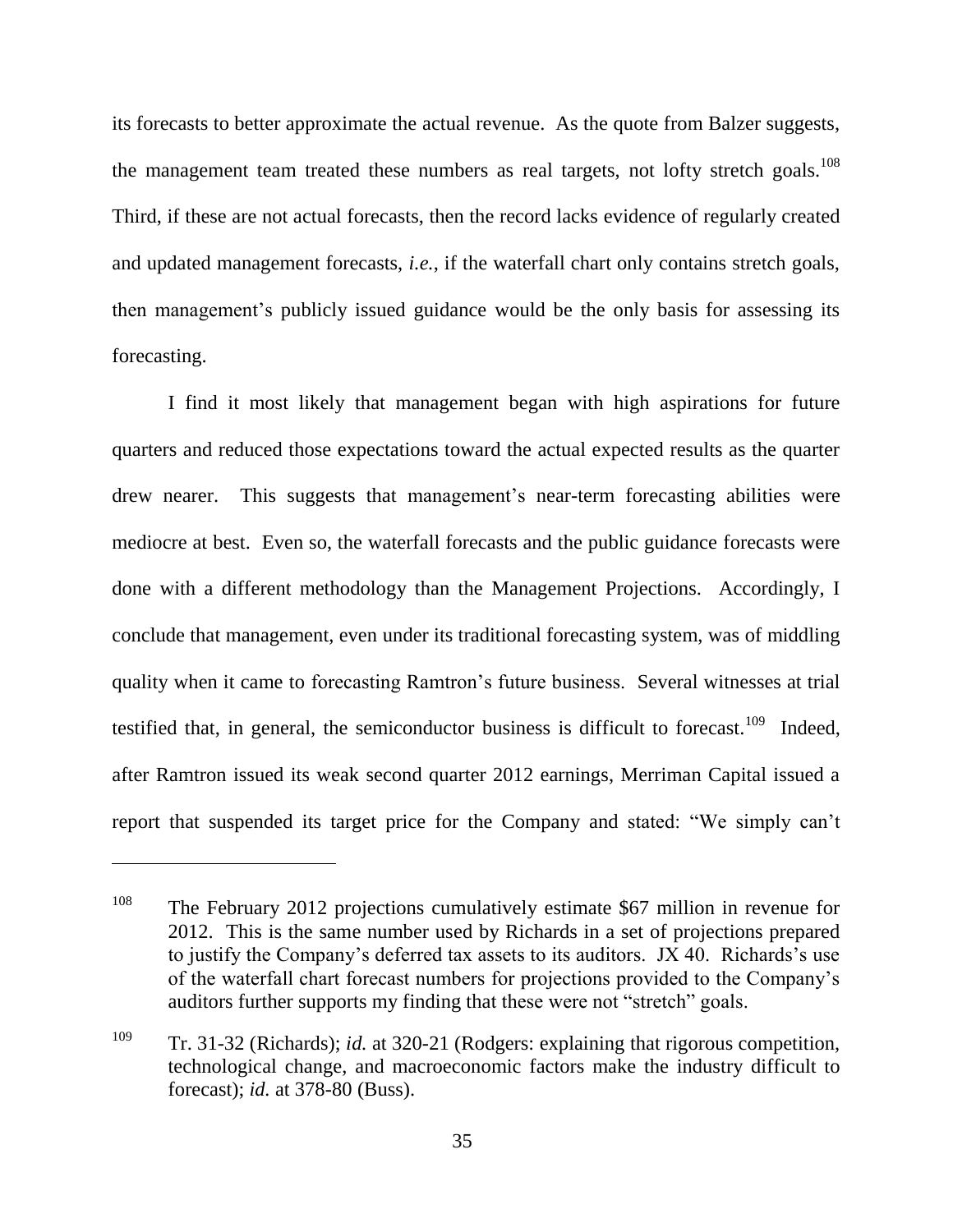its forecasts to better approximate the actual revenue. As the quote from Balzer suggests, the management team treated these numbers as real targets, not lofty stretch goals.[108] Third, if these are not actual forecasts, then the record lacks evidence of regularly created and updated management forecasts, *i.e.*, if the waterfall chart only contains stretch goals, then management's publicly issued guidance would be the only basis for assessing its forecasting.

I find it most likely that management began with high aspirations for future quarters and reduced those expectations toward the actual expected results as the quarter drew nearer. This suggests that management's near-term forecasting abilities were mediocre at best. Even so, the waterfall forecasts and the public guidance forecasts were done with a different methodology than the Management Projections. Accordingly, I conclude that management, even under its traditional forecasting system, was of middling quality when it came to forecasting Ramtron's future business. Several witnesses at trial testified that, in general, the semiconductor business is difficult to forecast.[109] Indeed, after Ramtron issued its weak second quarter 2012 earnings, Merriman Capital issued a report that suspended its target price for the Company and stated: "We simply can't

---

[108] The February 2012 projections cumulatively estimate $67 million in revenue for 2012. This is the same number used by Richards in a set of projections prepared to justify the Company's deferred tax assets to its auditors. JX 40. Richards's use of the waterfall chart forecast numbers for projections provided to the Company's auditors further supports my finding that these were not "stretch" goals.

[109] Tr. 31-32 (Richards); *id.* at 320-21 (Rodgers: explaining that rigorous competition, technological change, and macroeconomic factors make the industry difficult to forecast); *id.* at 378-80 (Buss).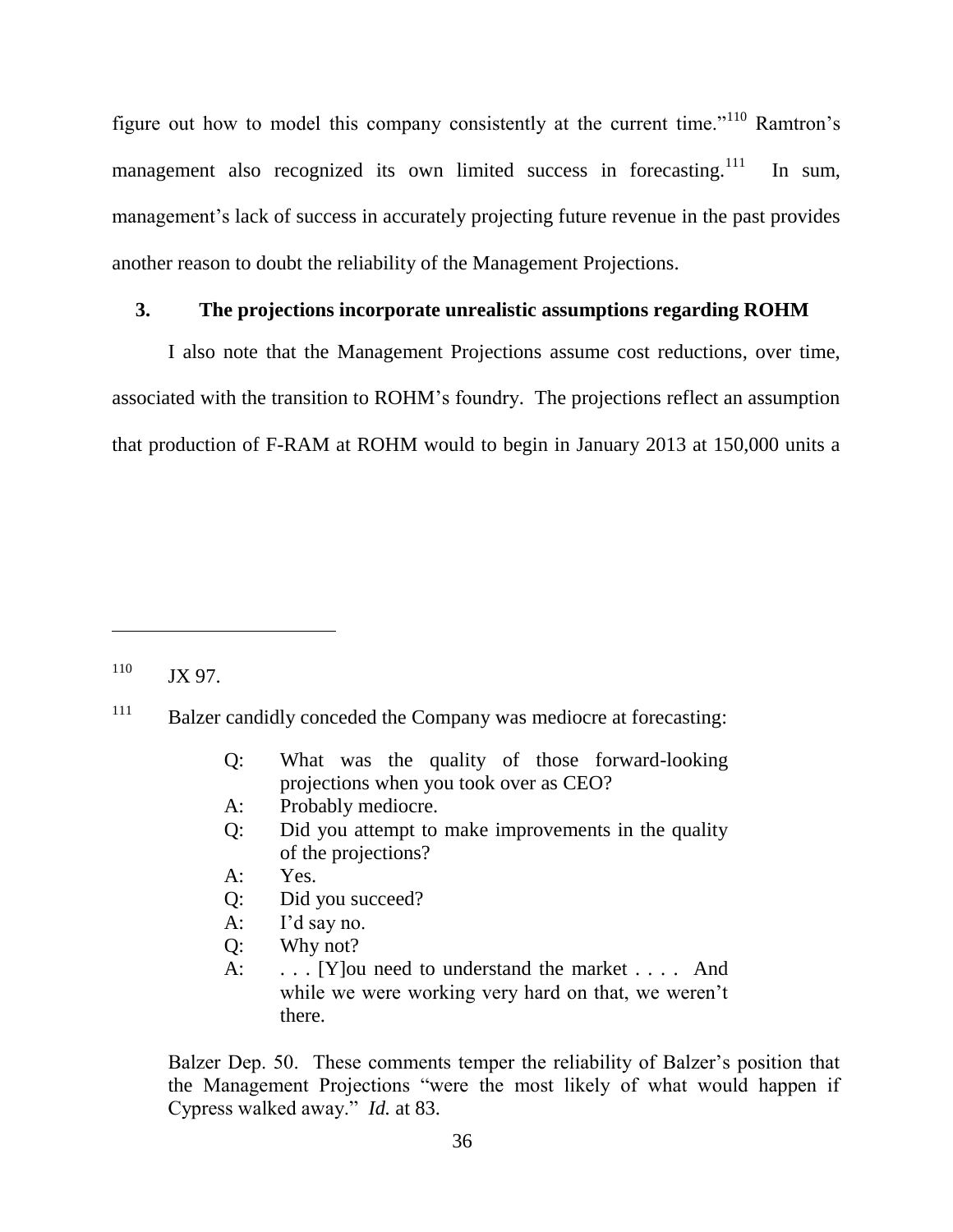figure out how to model this company consistently at the current time."[110] Ramtron's management also recognized its own limited success in forecasting.[111] In sum, management's lack of success in accurately projecting future revenue in the past provides another reason to doubt the reliability of the Management Projections.

### 3. The projections incorporate unrealistic assumptions regarding ROHM

I also note that the Management Projections assume cost reductions, over time, associated with the transition to ROHM's foundry. The projections reflect an assumption that production of F-RAM at ROHM would to begin in January 2013 at 150,000 units a

---

[110] JX 97.

[111] Balzer candidly conceded the Company was mediocre at forecasting:

> Q: What was the quality of those forward-looking projections when you took over as CEO?
> A: Probably mediocre.
> Q: Did you attempt to make improvements in the quality of the projections?
> A: Yes.
> Q: Did you succeed?
> A: I'd say no.
> Q: Why not?
> A: . . . [Y]ou need to understand the market . . . . And while we were working very hard on that, we weren't there.

Balzer Dep. 50. These comments temper the reliability of Balzer's position that the Management Projections "were the most likely of what would happen if Cypress walked away." *Id.* at 83.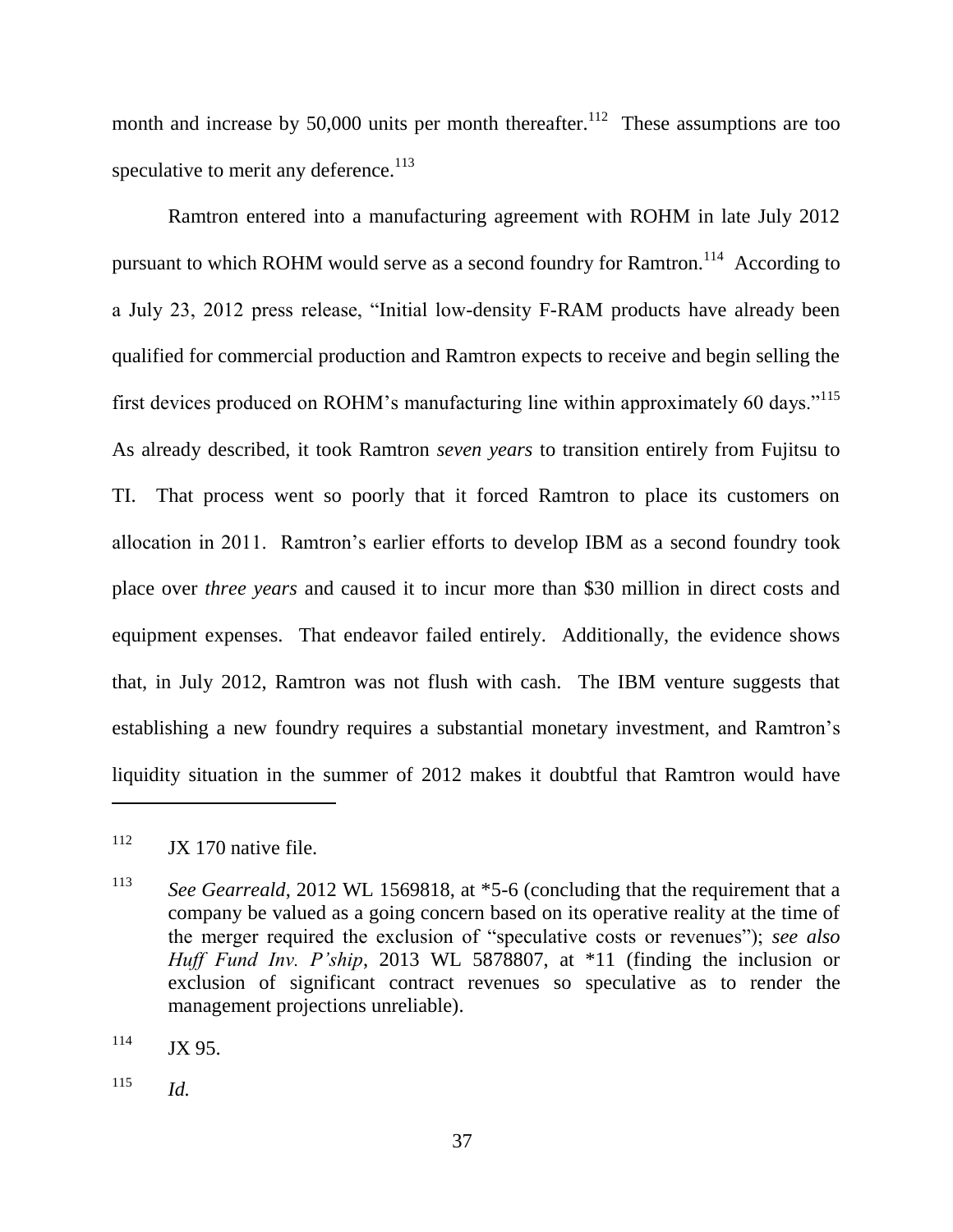month and increase by 50,000 units per month thereafter.[112] These assumptions are too speculative to merit any deference.[113]

Ramtron entered into a manufacturing agreement with ROHM in late July 2012 pursuant to which ROHM would serve as a second foundry for Ramtron.[114] According to a July 23, 2012 press release, "Initial low-density F-RAM products have already been qualified for commercial production and Ramtron expects to receive and begin selling the first devices produced on ROHM's manufacturing line within approximately 60 days."[115] As already described, it took Ramtron *seven years* to transition entirely from Fujitsu to TI. That process went so poorly that it forced Ramtron to place its customers on allocation in 2011. Ramtron's earlier efforts to develop IBM as a second foundry took place over *three years* and caused it to incur more than $30 million in direct costs and equipment expenses. That endeavor failed entirely. Additionally, the evidence shows that, in July 2012, Ramtron was not flush with cash. The IBM venture suggests that establishing a new foundry requires a substantial monetary investment, and Ramtron's liquidity situation in the summer of 2012 makes it doubtful that Ramtron would have

---

[112] JX 170 native file.

[113] *See Gearreald*, 2012 WL 1569818, at *5-6 (concluding that the requirement that a company be valued as a going concern based on its operative reality at the time of the merger required the exclusion of "speculative costs or revenues"); *see also Huff Fund Inv. P'ship*, 2013 WL 5878807, at *11 (finding the inclusion or exclusion of significant contract revenues so speculative as to render the management projections unreliable).

[114] JX 95.

[115] *Id.*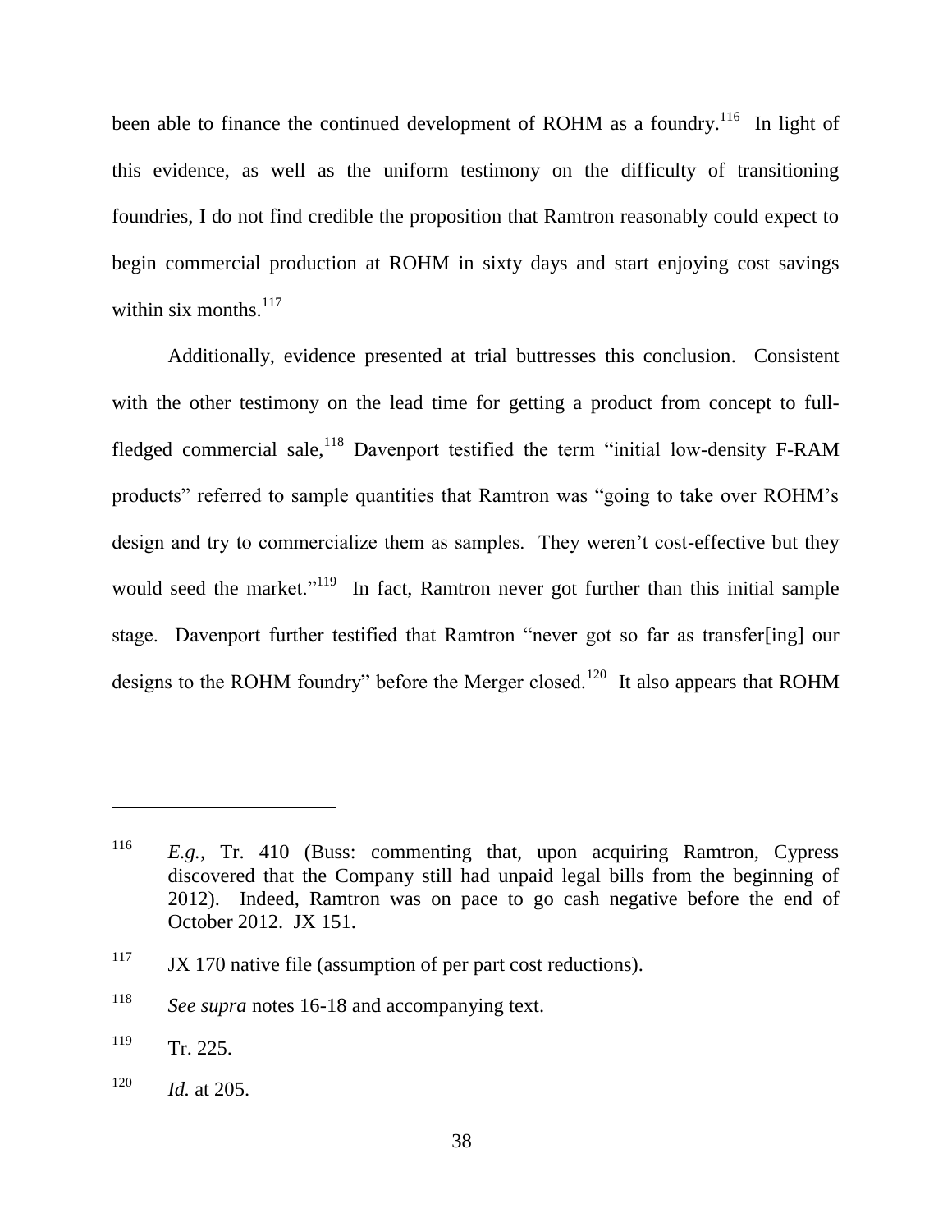been able to finance the continued development of ROHM as a foundry.[116] In light of this evidence, as well as the uniform testimony on the difficulty of transitioning foundries, I do not find credible the proposition that Ramtron reasonably could expect to begin commercial production at ROHM in sixty days and start enjoying cost savings within six months.[117]

Additionally, evidence presented at trial buttresses this conclusion. Consistent with the other testimony on the lead time for getting a product from concept to full-fledged commercial sale,[118] Davenport testified the term "initial low-density F-RAM products" referred to sample quantities that Ramtron was "going to take over ROHM's design and try to commercialize them as samples. They weren't cost-effective but they would seed the market."[119] In fact, Ramtron never got further than this initial sample stage. Davenport further testified that Ramtron "never got so far as transfer[ing] our designs to the ROHM foundry" before the Merger closed.[120] It also appears that ROHM

---

[116] *E.g.*, Tr. 410 (Buss: commenting that, upon acquiring Ramtron, Cypress discovered that the Company still had unpaid legal bills from the beginning of 2012). Indeed, Ramtron was on pace to go cash negative before the end of October 2012. JX 151.

[117] JX 170 native file (assumption of per part cost reductions).

[118] *See supra* notes 16-18 and accompanying text.

[119] Tr. 225.

[120] *Id.* at 205.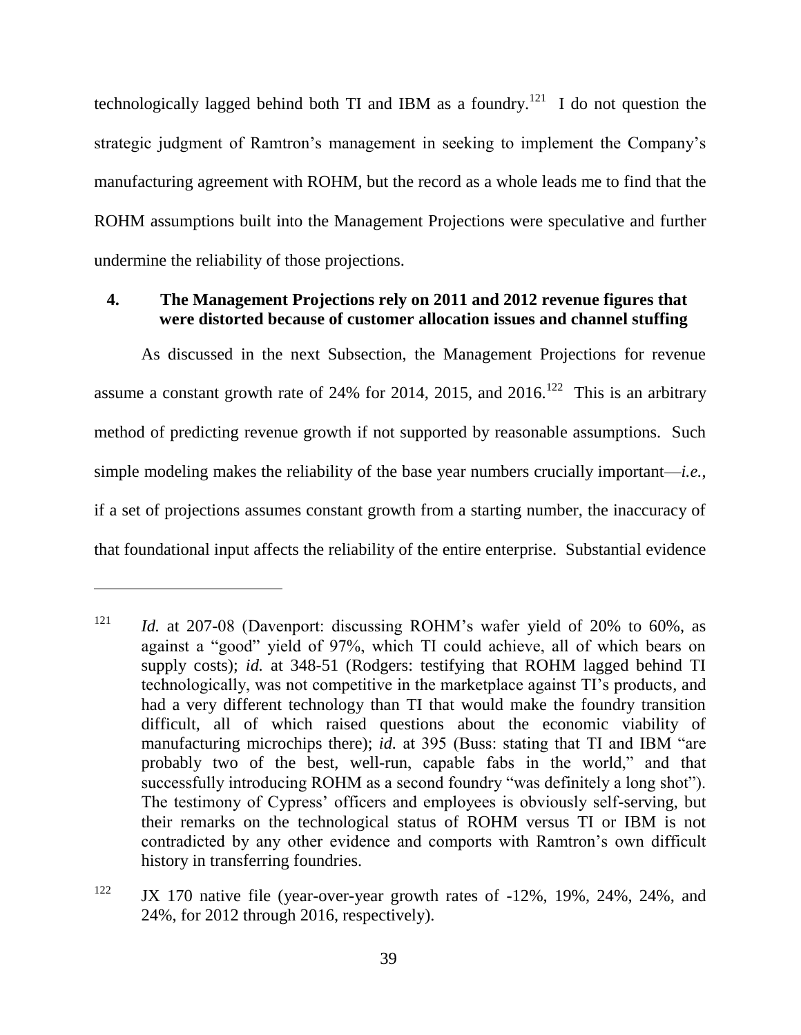technologically lagged behind both TI and IBM as a foundry.[121] I do not question the strategic judgment of Ramtron's management in seeking to implement the Company's manufacturing agreement with ROHM, but the record as a whole leads me to find that the ROHM assumptions built into the Management Projections were speculative and further undermine the reliability of those projections.

### 4. The Management Projections rely on 2011 and 2012 revenue figures that were distorted because of customer allocation issues and channel stuffing

As discussed in the next Subsection, the Management Projections for revenue assume a constant growth rate of 24% for 2014, 2015, and 2016.[122] This is an arbitrary method of predicting revenue growth if not supported by reasonable assumptions. Such simple modeling makes the reliability of the base year numbers crucially important—*i.e.*, if a set of projections assumes constant growth from a starting number, the inaccuracy of that foundational input affects the reliability of the entire enterprise. Substantial evidence

---

[121] *Id.* at 207-08 (Davenport: discussing ROHM's wafer yield of 20% to 60%, as against a "good" yield of 97%, which TI could achieve, all of which bears on supply costs); *id.* at 348-51 (Rodgers: testifying that ROHM lagged behind TI technologically, was not competitive in the marketplace against TI's products, and had a very different technology than TI that would make the foundry transition difficult, all of which raised questions about the economic viability of manufacturing microchips there); *id.* at 395 (Buss: stating that TI and IBM "are probably two of the best, well-run, capable fabs in the world," and that successfully introducing ROHM as a second foundry "was definitely a long shot"). The testimony of Cypress' officers and employees is obviously self-serving, but their remarks on the technological status of ROHM versus TI or IBM is not contradicted by any other evidence and comports with Ramtron's own difficult history in transferring foundries.

[122] JX 170 native file (year-over-year growth rates of -12%, 19%, 24%, 24%, and 24%, for 2012 through 2016, respectively).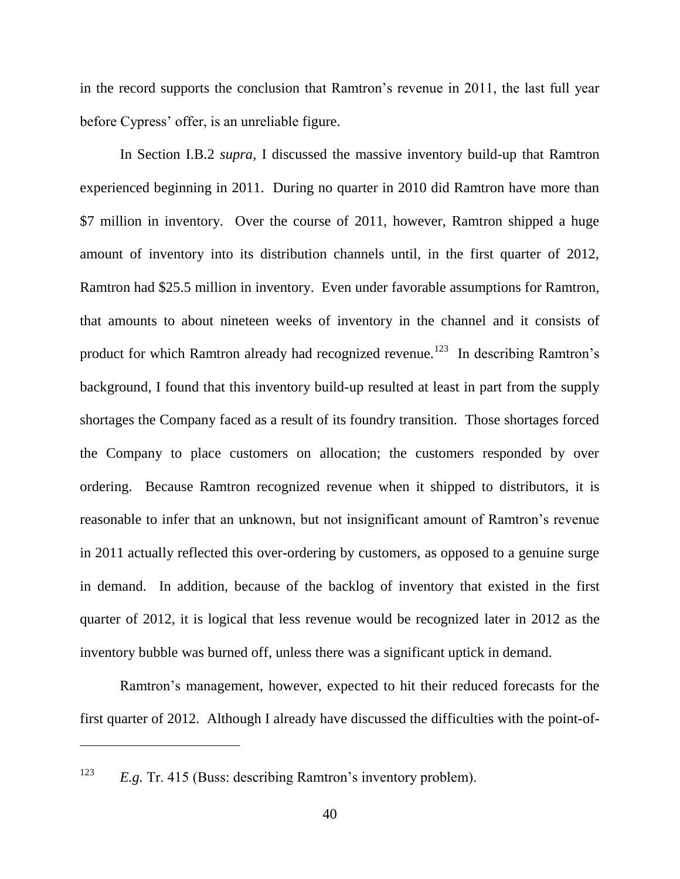in the record supports the conclusion that Ramtron's revenue in 2011, the last full year before Cypress' offer, is an unreliable figure.

In Section I.B.2 *supra*, I discussed the massive inventory build-up that Ramtron experienced beginning in 2011. During no quarter in 2010 did Ramtron have more than $7 million in inventory. Over the course of 2011, however, Ramtron shipped a huge amount of inventory into its distribution channels until, in the first quarter of 2012, Ramtron had $25.5 million in inventory. Even under favorable assumptions for Ramtron, that amounts to about nineteen weeks of inventory in the channel and it consists of product for which Ramtron already had recognized revenue.[123] In describing Ramtron's background, I found that this inventory build-up resulted at least in part from the supply shortages the Company faced as a result of its foundry transition. Those shortages forced the Company to place customers on allocation; the customers responded by over ordering. Because Ramtron recognized revenue when it shipped to distributors, it is reasonable to infer that an unknown, but not insignificant amount of Ramtron's revenue in 2011 actually reflected this over-ordering by customers, as opposed to a genuine surge in demand. In addition, because of the backlog of inventory that existed in the first quarter of 2012, it is logical that less revenue would be recognized later in 2012 as the inventory bubble was burned off, unless there was a significant uptick in demand.

Ramtron's management, however, expected to hit their reduced forecasts for the first quarter of 2012. Although I already have discussed the difficulties with the point-of-

---

[123] *E.g.* Tr. 415 (Buss: describing Ramtron's inventory problem).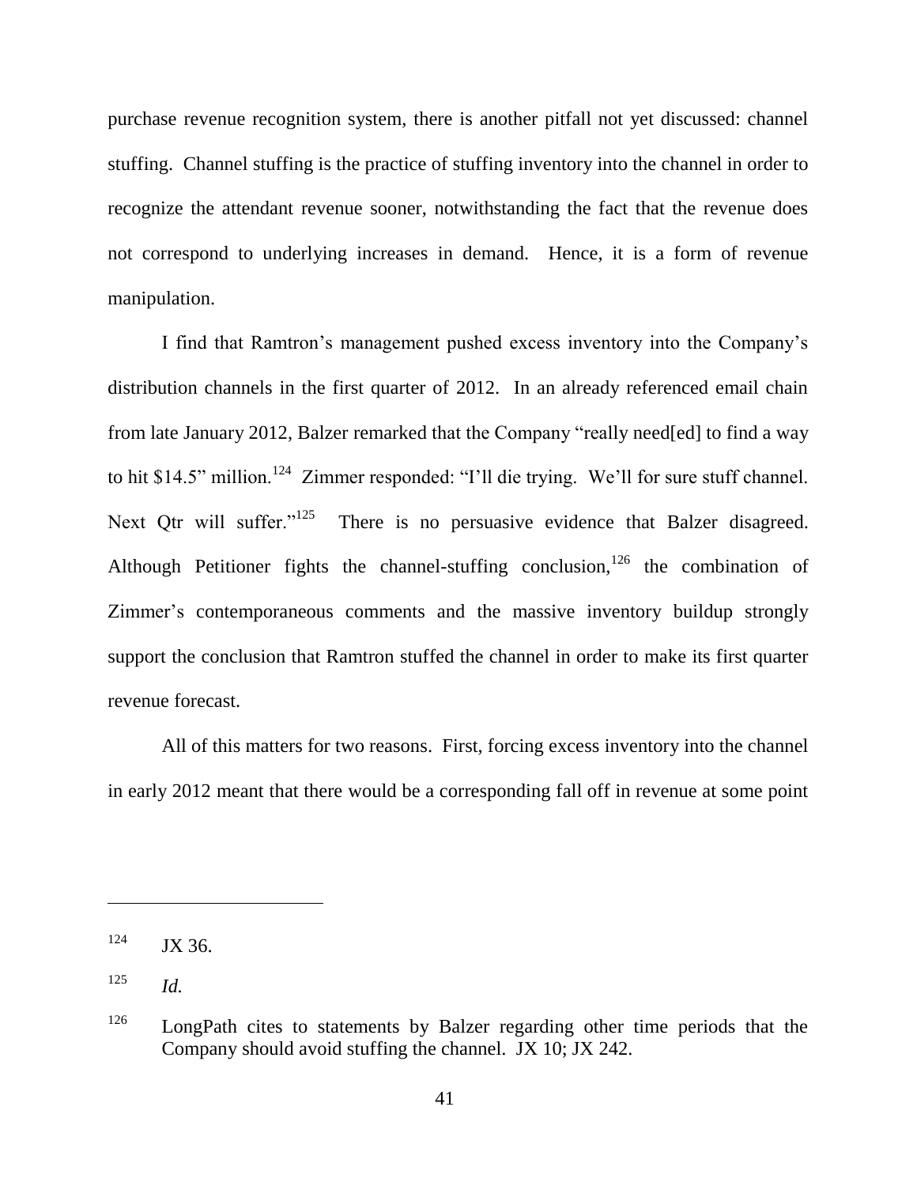purchase revenue recognition system, there is another pitfall not yet discussed: channel stuffing. Channel stuffing is the practice of stuffing inventory into the channel in order to recognize the attendant revenue sooner, notwithstanding the fact that the revenue does not correspond to underlying increases in demand. Hence, it is a form of revenue manipulation.

I find that Ramtron's management pushed excess inventory into the Company's distribution channels in the first quarter of 2012. In an already referenced email chain from late January 2012, Balzer remarked that the Company "really need[ed] to find a way to hit $14.5" million.[124] Zimmer responded: "I'll die trying. We'll for sure stuff channel. Next Qtr will suffer."[125] There is no persuasive evidence that Balzer disagreed. Although Petitioner fights the channel-stuffing conclusion,[126] the combination of Zimmer's contemporaneous comments and the massive inventory buildup strongly support the conclusion that Ramtron stuffed the channel in order to make its first quarter revenue forecast.

All of this matters for two reasons. First, forcing excess inventory into the channel in early 2012 meant that there would be a corresponding fall off in revenue at some point

---

[124] JX 36.

[125] *Id.*

[126] LongPath cites to statements by Balzer regarding other time periods that the Company should avoid stuffing the channel. JX 10; JX 242.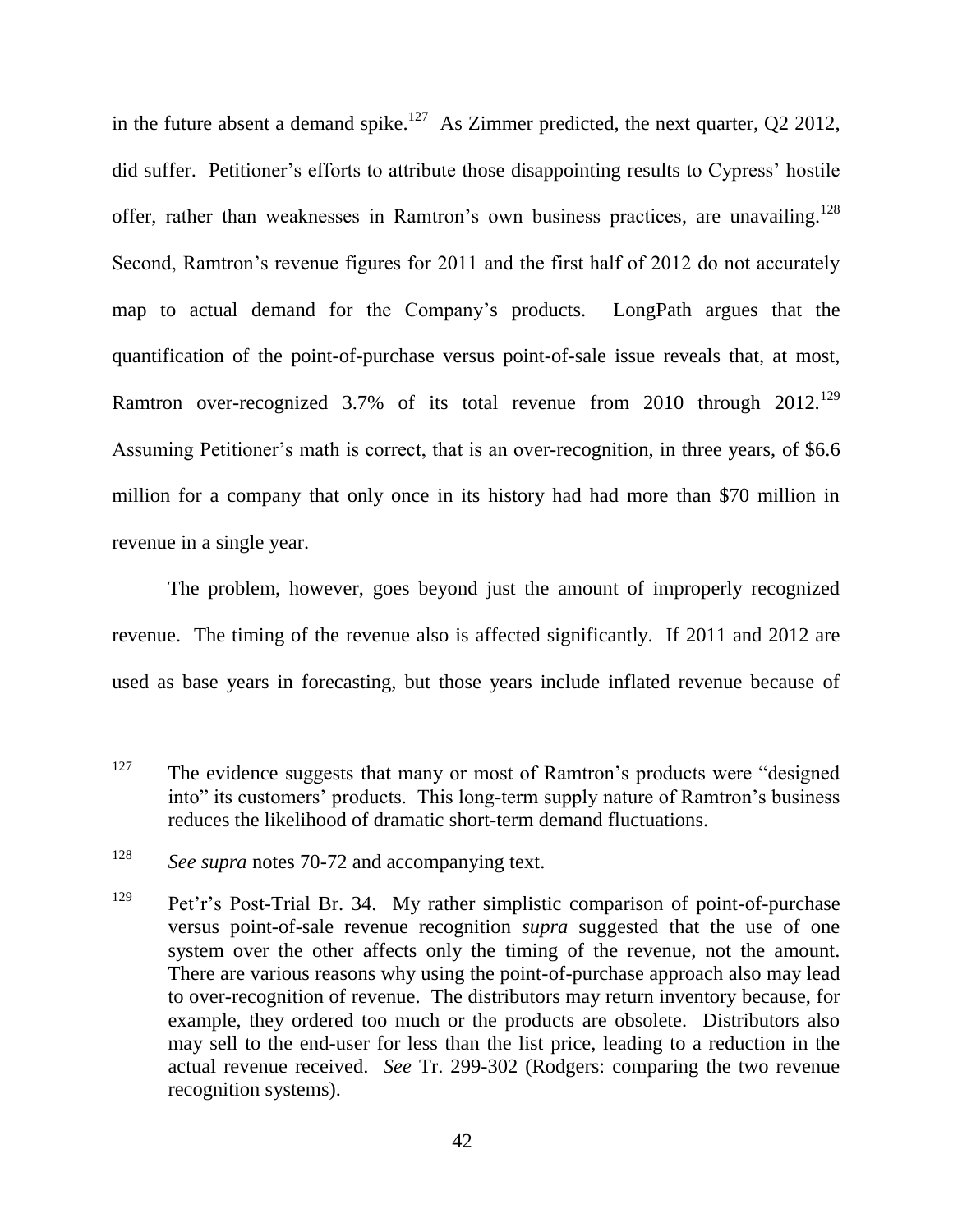in the future absent a demand spike.[127] As Zimmer predicted, the next quarter, Q2 2012, did suffer. Petitioner's efforts to attribute those disappointing results to Cypress' hostile offer, rather than weaknesses in Ramtron's own business practices, are unavailing.[128] Second, Ramtron's revenue figures for 2011 and the first half of 2012 do not accurately map to actual demand for the Company's products. LongPath argues that the quantification of the point-of-purchase versus point-of-sale issue reveals that, at most, Ramtron over-recognized 3.7% of its total revenue from 2010 through 2012.[129] Assuming Petitioner's math is correct, that is an over-recognition, in three years, of $6.6 million for a company that only once in its history had had more than $70 million in revenue in a single year.

The problem, however, goes beyond just the amount of improperly recognized revenue. The timing of the revenue also is affected significantly. If 2011 and 2012 are used as base years in forecasting, but those years include inflated revenue because of

---

[127] The evidence suggests that many or most of Ramtron's products were "designed into" its customers' products. This long-term supply nature of Ramtron's business reduces the likelihood of dramatic short-term demand fluctuations.

[128] *See supra* notes 70-72 and accompanying text.

[129] Pet'r's Post-Trial Br. 34. My rather simplistic comparison of point-of-purchase versus point-of-sale revenue recognition *supra* suggested that the use of one system over the other affects only the timing of the revenue, not the amount. There are various reasons why using the point-of-purchase approach also may lead to over-recognition of revenue. The distributors may return inventory because, for example, they ordered too much or the products are obsolete. Distributors also may sell to the end-user for less than the list price, leading to a reduction in the actual revenue received. *See* Tr. 299-302 (Rodgers: comparing the two revenue recognition systems).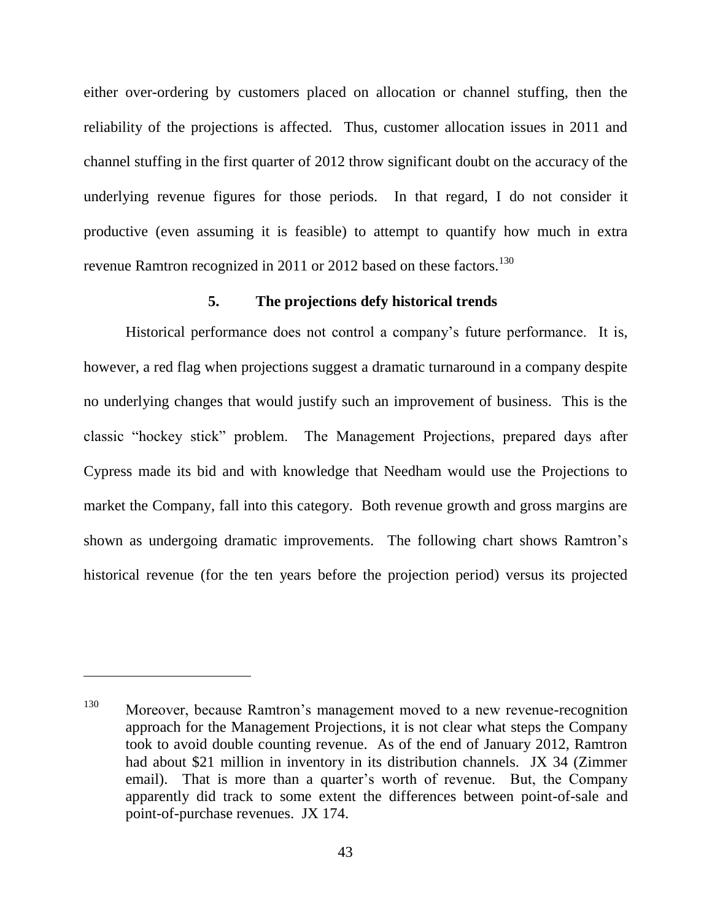either over-ordering by customers placed on allocation or channel stuffing, then the reliability of the projections is affected. Thus, customer allocation issues in 2011 and channel stuffing in the first quarter of 2012 throw significant doubt on the accuracy of the underlying revenue figures for those periods. In that regard, I do not consider it productive (even assuming it is feasible) to attempt to quantify how much in extra revenue Ramtron recognized in 2011 or 2012 based on these factors.[130]

### 5. The projections defy historical trends

Historical performance does not control a company's future performance. It is, however, a red flag when projections suggest a dramatic turnaround in a company despite no underlying changes that would justify such an improvement of business. This is the classic "hockey stick" problem. The Management Projections, prepared days after Cypress made its bid and with knowledge that Needham would use the Projections to market the Company, fall into this category. Both revenue growth and gross margins are shown as undergoing dramatic improvements. The following chart shows Ramtron's historical revenue (for the ten years before the projection period) versus its projected

---

[130] Moreover, because Ramtron's management moved to a new revenue-recognition approach for the Management Projections, it is not clear what steps the Company took to avoid double counting revenue. As of the end of January 2012, Ramtron had about $21 million in inventory in its distribution channels. JX 34 (Zimmer email). That is more than a quarter's worth of revenue. But, the Company apparently did track to some extent the differences between point-of-sale and point-of-purchase revenues. JX 174.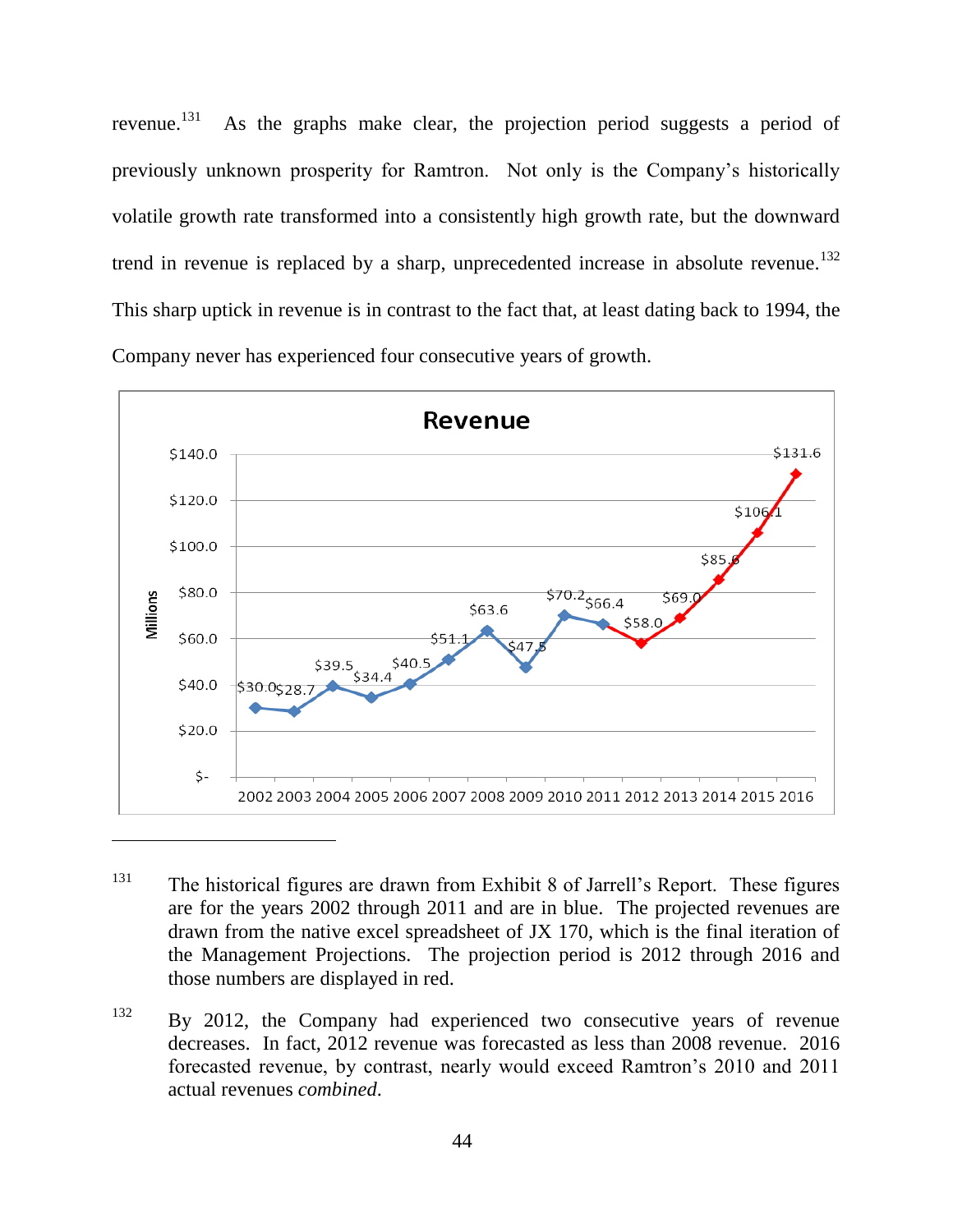revenue.[131] As the graphs make clear, the projection period suggests a period of previously unknown prosperity for Ramtron. Not only is the Company's historically volatile growth rate transformed into a consistently high growth rate, but the downward trend in revenue is replaced by a sharp, unprecedented increase in absolute revenue.[132] This sharp uptick in revenue is in contrast to the fact that, at least dating back to 1994, the Company never has experienced four consecutive years of growth.

**Revenue** (Millions)

| Year | 2002 | 2003 | 2004 | 2005 | 2006 | 2007 | 2008 | 2009 | 2010 | 2011 | 2012 | 2013 | 2014 | 2015 | 2016 |
|---|---|---|---|---|---|---|---|---|---|---|---|---|---|---|---|
| Revenue | $30.0 | $28.7 | $39.5 | $34.4 | $40.5 | $51.1 | $63.6 | $47.5 | $70.2 | $66.4 | $58.0 | $69.0 | $85.6 | $106.1 | $131.6 |

---

131 The historical figures are drawn from Exhibit 8 of Jarrell's Report. These figures are for the years 2002 through 2011 and are in blue. The projected revenues are drawn from the native excel spreadsheet of JX 170, which is the final iteration of the Management Projections. The projection period is 2012 through 2016 and those numbers are displayed in red.

132 By 2012, the Company had experienced two consecutive years of revenue decreases. In fact, 2012 revenue was forecasted as less than 2008 revenue. 2016 forecasted revenue, by contrast, nearly would exceed Ramtron's 2010 and 2011 actual revenues *combined*.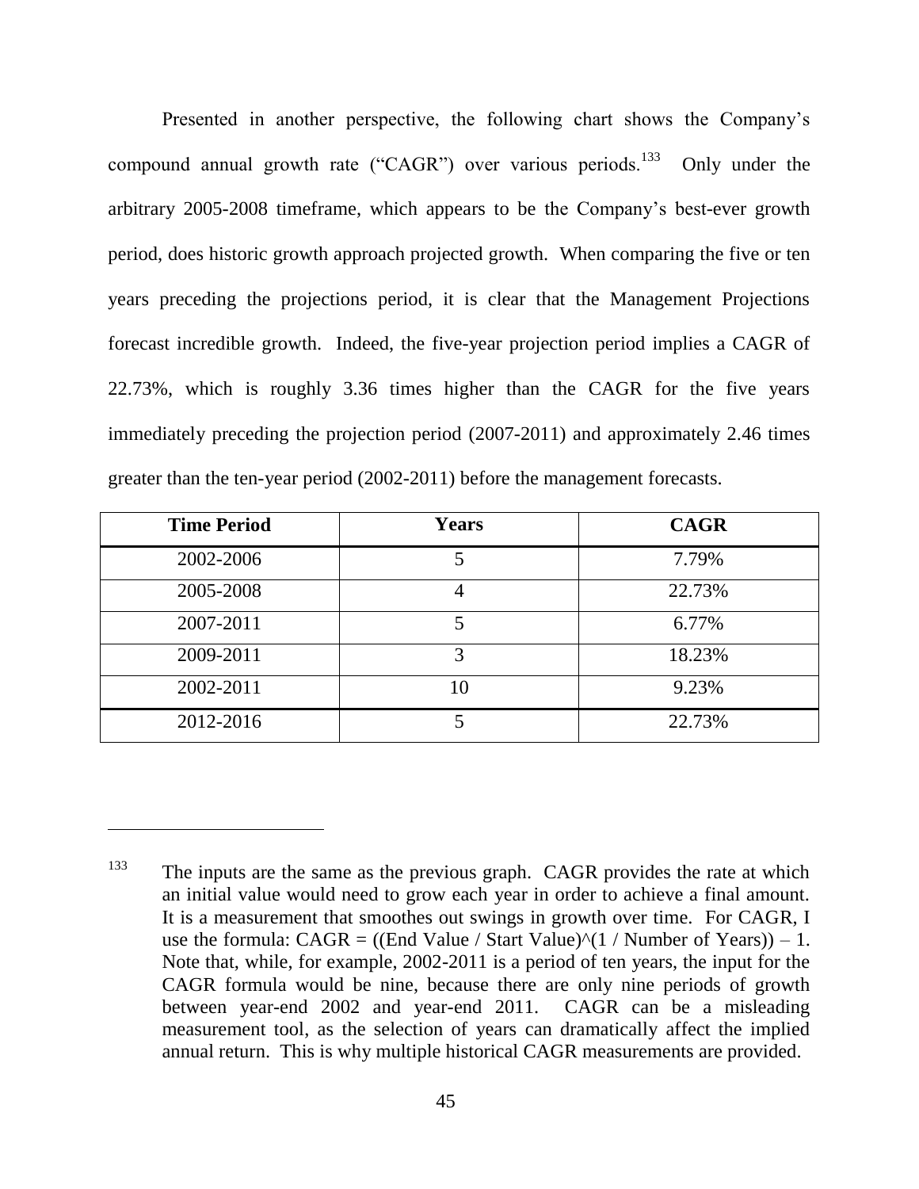Presented in another perspective, the following chart shows the Company's compound annual growth rate ("CAGR") over various periods.[133] Only under the arbitrary 2005-2008 timeframe, which appears to be the Company's best-ever growth period, does historic growth approach projected growth. When comparing the five or ten years preceding the projections period, it is clear that the Management Projections forecast incredible growth. Indeed, the five-year projection period implies a CAGR of 22.73%, which is roughly 3.36 times higher than the CAGR for the five years immediately preceding the projection period (2007-2011) and approximately 2.46 times greater than the ten-year period (2002-2011) before the management forecasts.

| Time Period | Years | CAGR |
|---|---|---|
| 2002-2006 | 5 | 7.79% |
| 2005-2008 | 4 | 22.73% |
| 2007-2011 | 5 | 6.77% |
| 2009-2011 | 3 | 18.23% |
| 2002-2011 | 10 | 9.23% |
| 2012-2016 | 5 | 22.73% |

[133] The inputs are the same as the previous graph. CAGR provides the rate at which an initial value would need to grow each year in order to achieve a final amount. It is a measurement that smoothes out swings in growth over time. For CAGR, I use the formula: CAGR = ((End Value / Start Value)^(1 / Number of Years)) – 1. Note that, while, for example, 2002-2011 is a period of ten years, the input for the CAGR formula would be nine, because there are only nine periods of growth between year-end 2002 and year-end 2011. CAGR can be a misleading measurement tool, as the selection of years can dramatically affect the implied annual return. This is why multiple historical CAGR measurements are provided.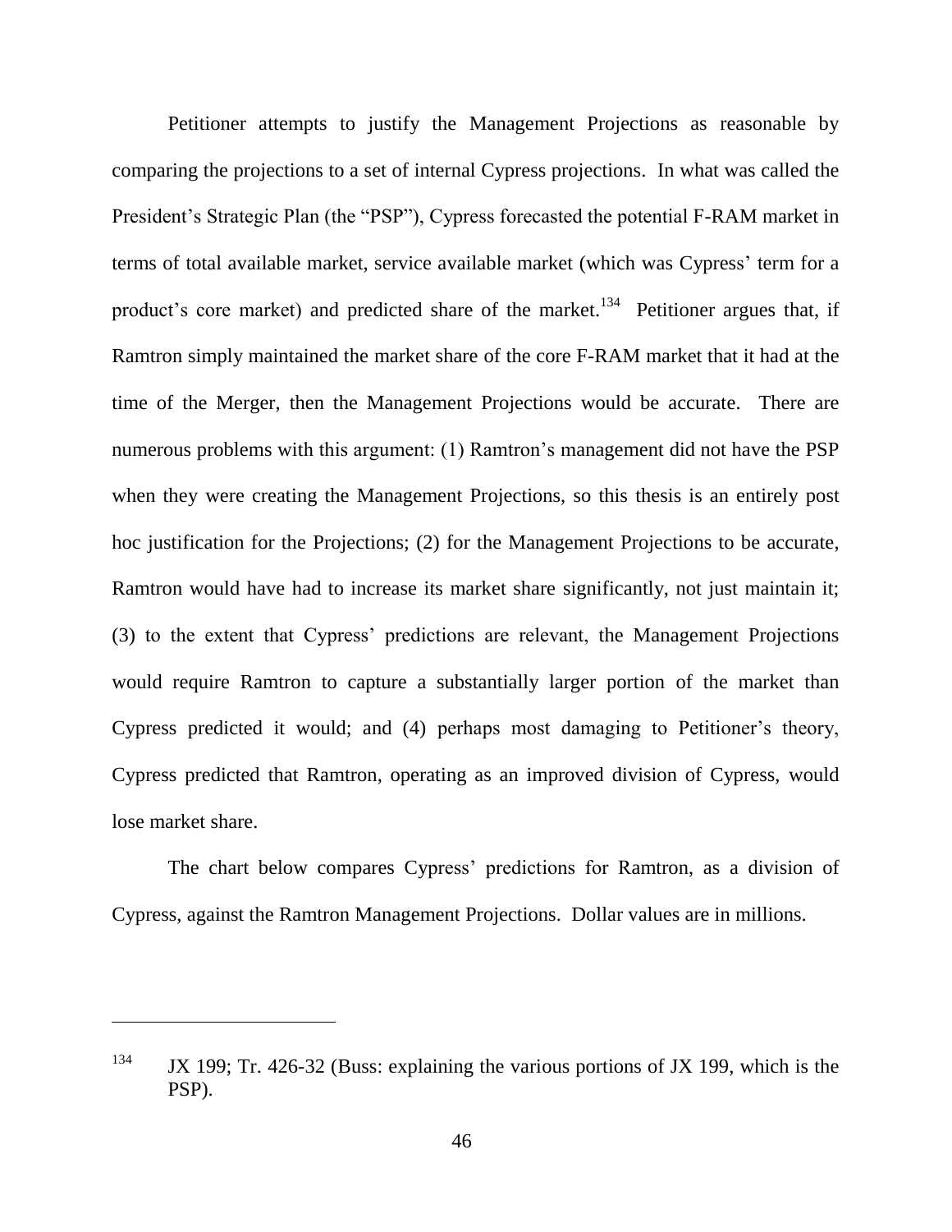Petitioner attempts to justify the Management Projections as reasonable by comparing the projections to a set of internal Cypress projections. In what was called the President's Strategic Plan (the "PSP"), Cypress forecasted the potential F-RAM market in terms of total available market, service available market (which was Cypress' term for a product's core market) and predicted share of the market.[134] Petitioner argues that, if Ramtron simply maintained the market share of the core F-RAM market that it had at the time of the Merger, then the Management Projections would be accurate. There are numerous problems with this argument: (1) Ramtron's management did not have the PSP when they were creating the Management Projections, so this thesis is an entirely post hoc justification for the Projections; (2) for the Management Projections to be accurate, Ramtron would have had to increase its market share significantly, not just maintain it; (3) to the extent that Cypress' predictions are relevant, the Management Projections would require Ramtron to capture a substantially larger portion of the market than Cypress predicted it would; and (4) perhaps most damaging to Petitioner's theory, Cypress predicted that Ramtron, operating as an improved division of Cypress, would lose market share.

The chart below compares Cypress' predictions for Ramtron, as a division of Cypress, against the Ramtron Management Projections. Dollar values are in millions.

---

[134] JX 199; Tr. 426-32 (Buss: explaining the various portions of JX 199, which is the PSP).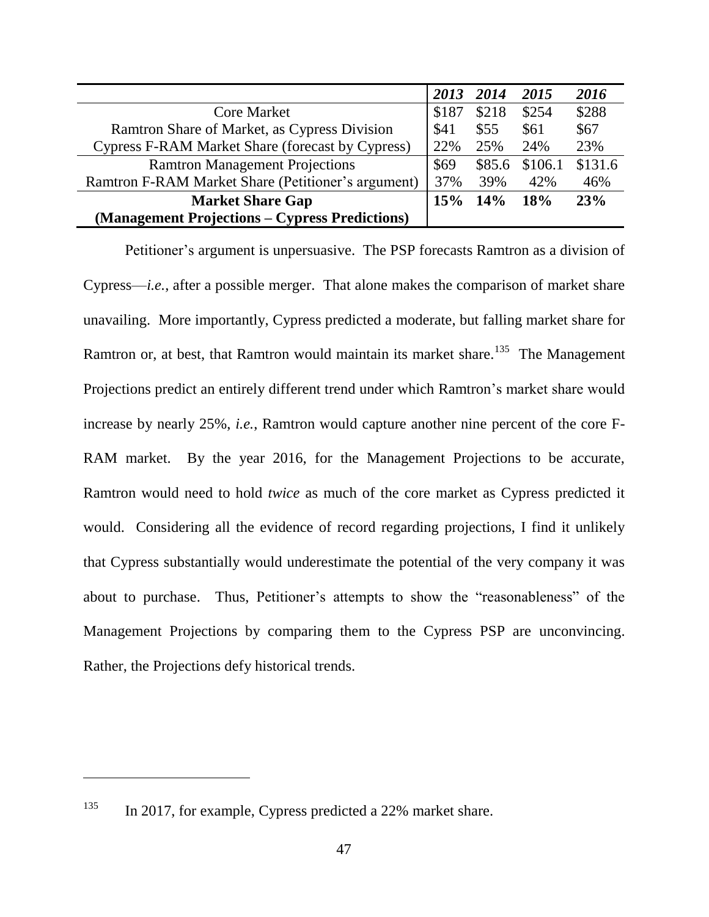| | *2013* | *2014* | *2015* | *2016* |
|---|---|---|---|---|
| Core Market | \$187 | \$218 | \$254 | \$288 |
| Ramtron Share of Market, as Cypress Division | \$41 | \$55 | \$61 | \$67 |
| Cypress F-RAM Market Share (forecast by Cypress) | 22% | 25% | 24% | 23% |
| Ramtron Management Projections | \$69 | \$85.6 | \$106.1 | \$131.6 |
| Ramtron F-RAM Market Share (Petitioner's argument) | 37% | 39% | 42% | 46% |
| **Market Share Gap (Management Projections – Cypress Predictions)** | **15%** | **14%** | **18%** | **23%** |

Petitioner's argument is unpersuasive. The PSP forecasts Ramtron as a division of Cypress—*i.e.*, after a possible merger. That alone makes the comparison of market share unavailing. More importantly, Cypress predicted a moderate, but falling market share for Ramtron or, at best, that Ramtron would maintain its market share.[135] The Management Projections predict an entirely different trend under which Ramtron's market share would increase by nearly 25%, *i.e.*, Ramtron would capture another nine percent of the core F-RAM market. By the year 2016, for the Management Projections to be accurate, Ramtron would need to hold *twice* as much of the core market as Cypress predicted it would. Considering all the evidence of record regarding projections, I find it unlikely that Cypress substantially would underestimate the potential of the very company it was about to purchase. Thus, Petitioner's attempts to show the "reasonableness" of the Management Projections by comparing them to the Cypress PSP are unconvincing. Rather, the Projections defy historical trends.

---

[135] In 2017, for example, Cypress predicted a 22% market share.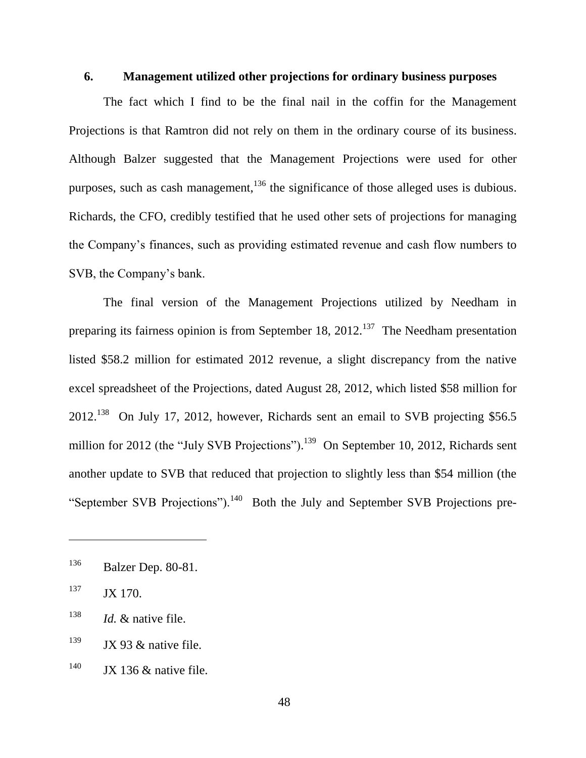### 6. Management utilized other projections for ordinary business purposes

The fact which I find to be the final nail in the coffin for the Management Projections is that Ramtron did not rely on them in the ordinary course of its business. Although Balzer suggested that the Management Projections were used for other purposes, such as cash management,[136] the significance of those alleged uses is dubious. Richards, the CFO, credibly testified that he used other sets of projections for managing the Company's finances, such as providing estimated revenue and cash flow numbers to SVB, the Company's bank.

The final version of the Management Projections utilized by Needham in preparing its fairness opinion is from September 18, 2012.[137] The Needham presentation listed $58.2 million for estimated 2012 revenue, a slight discrepancy from the native excel spreadsheet of the Projections, dated August 28, 2012, which listed $58 million for 2012.[138] On July 17, 2012, however, Richards sent an email to SVB projecting $56.5 million for 2012 (the "July SVB Projections").[139] On September 10, 2012, Richards sent another update to SVB that reduced that projection to slightly less than $54 million (the "September SVB Projections").[140] Both the July and September SVB Projections pre-

---

[136] Balzer Dep. 80-81.

[137] JX 170.

[138] *Id.* & native file.

[139] JX 93 & native file.

[140] JX 136 & native file.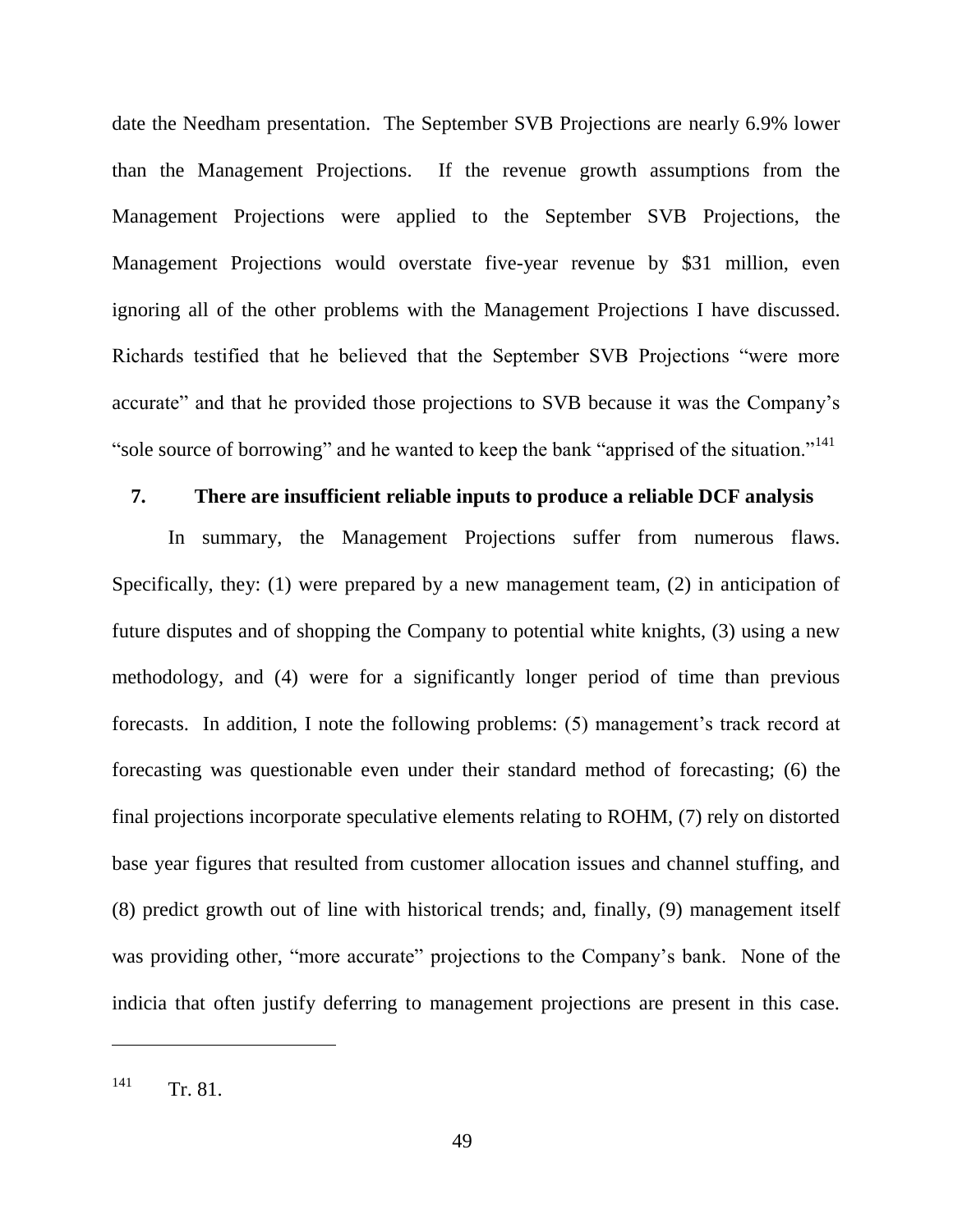date the Needham presentation. The September SVB Projections are nearly 6.9% lower than the Management Projections. If the revenue growth assumptions from the Management Projections were applied to the September SVB Projections, the Management Projections would overstate five-year revenue by $31 million, even ignoring all of the other problems with the Management Projections I have discussed. Richards testified that he believed that the September SVB Projections "were more accurate" and that he provided those projections to SVB because it was the Company's "sole source of borrowing" and he wanted to keep the bank "apprised of the situation."[141]

**7. There are insufficient reliable inputs to produce a reliable DCF analysis**

In summary, the Management Projections suffer from numerous flaws. Specifically, they: (1) were prepared by a new management team, (2) in anticipation of future disputes and of shopping the Company to potential white knights, (3) using a new methodology, and (4) were for a significantly longer period of time than previous forecasts. In addition, I note the following problems: (5) management's track record at forecasting was questionable even under their standard method of forecasting; (6) the final projections incorporate speculative elements relating to ROHM, (7) rely on distorted base year figures that resulted from customer allocation issues and channel stuffing, and (8) predict growth out of line with historical trends; and, finally, (9) management itself was providing other, "more accurate" projections to the Company's bank. None of the indicia that often justify deferring to management projections are present in this case.

---

[141] Tr. 81.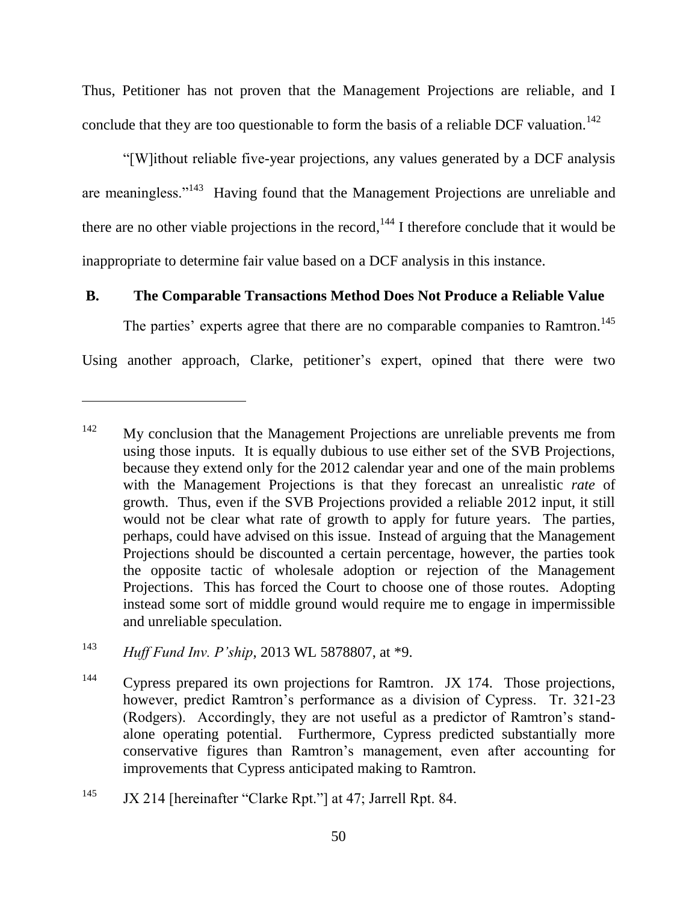Thus, Petitioner has not proven that the Management Projections are reliable, and I conclude that they are too questionable to form the basis of a reliable DCF valuation.[142]

"[W]ithout reliable five-year projections, any values generated by a DCF analysis are meaningless."[143] Having found that the Management Projections are unreliable and there are no other viable projections in the record,[144] I therefore conclude that it would be inappropriate to determine fair value based on a DCF analysis in this instance.

### B. The Comparable Transactions Method Does Not Produce a Reliable Value

The parties' experts agree that there are no comparable companies to Ramtron.[145] Using another approach, Clarke, petitioner's expert, opined that there were two

---

[142] My conclusion that the Management Projections are unreliable prevents me from using those inputs. It is equally dubious to use either set of the SVB Projections, because they extend only for the 2012 calendar year and one of the main problems with the Management Projections is that they forecast an unrealistic *rate* of growth. Thus, even if the SVB Projections provided a reliable 2012 input, it still would not be clear what rate of growth to apply for future years. The parties, perhaps, could have advised on this issue. Instead of arguing that the Management Projections should be discounted a certain percentage, however, the parties took the opposite tactic of wholesale adoption or rejection of the Management Projections. This has forced the Court to choose one of those routes. Adopting instead some sort of middle ground would require me to engage in impermissible and unreliable speculation.

[143] *Huff Fund Inv. P'ship*, 2013 WL 5878807, at *9.

[144] Cypress prepared its own projections for Ramtron. JX 174. Those projections, however, predict Ramtron's performance as a division of Cypress. Tr. 321-23 (Rodgers). Accordingly, they are not useful as a predictor of Ramtron's stand-alone operating potential. Furthermore, Cypress predicted substantially more conservative figures than Ramtron's management, even after accounting for improvements that Cypress anticipated making to Ramtron.

[145] JX 214 [hereinafter "Clarke Rpt."] at 47; Jarrell Rpt. 84.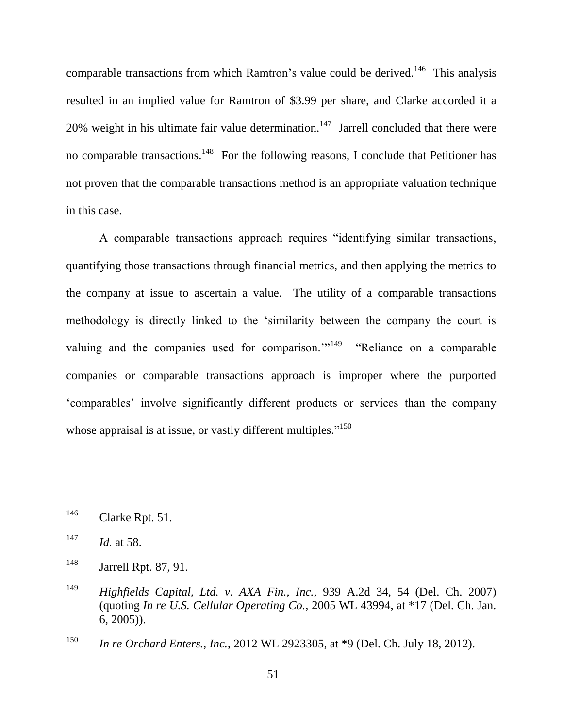comparable transactions from which Ramtron's value could be derived.[146] This analysis resulted in an implied value for Ramtron of $3.99 per share, and Clarke accorded it a 20% weight in his ultimate fair value determination.[147] Jarrell concluded that there were no comparable transactions.[148] For the following reasons, I conclude that Petitioner has not proven that the comparable transactions method is an appropriate valuation technique in this case.

A comparable transactions approach requires "identifying similar transactions, quantifying those transactions through financial metrics, and then applying the metrics to the company at issue to ascertain a value. The utility of a comparable transactions methodology is directly linked to the 'similarity between the company the court is valuing and the companies used for comparison.'"[149] "Reliance on a comparable companies or comparable transactions approach is improper where the purported 'comparables' involve significantly different products or services than the company whose appraisal is at issue, or vastly different multiples."[150]

---

[146] Clarke Rpt. 51.

[147] *Id.* at 58.

[148] Jarrell Rpt. 87, 91.

[149] *Highfields Capital, Ltd. v. AXA Fin., Inc.*, 939 A.2d 34, 54 (Del. Ch. 2007) (quoting *In re U.S. Cellular Operating Co.*, 2005 WL 43994, at *17 (Del. Ch. Jan. 6, 2005)).

[150] *In re Orchard Enters., Inc.*, 2012 WL 2923305, at *9 (Del. Ch. July 18, 2012).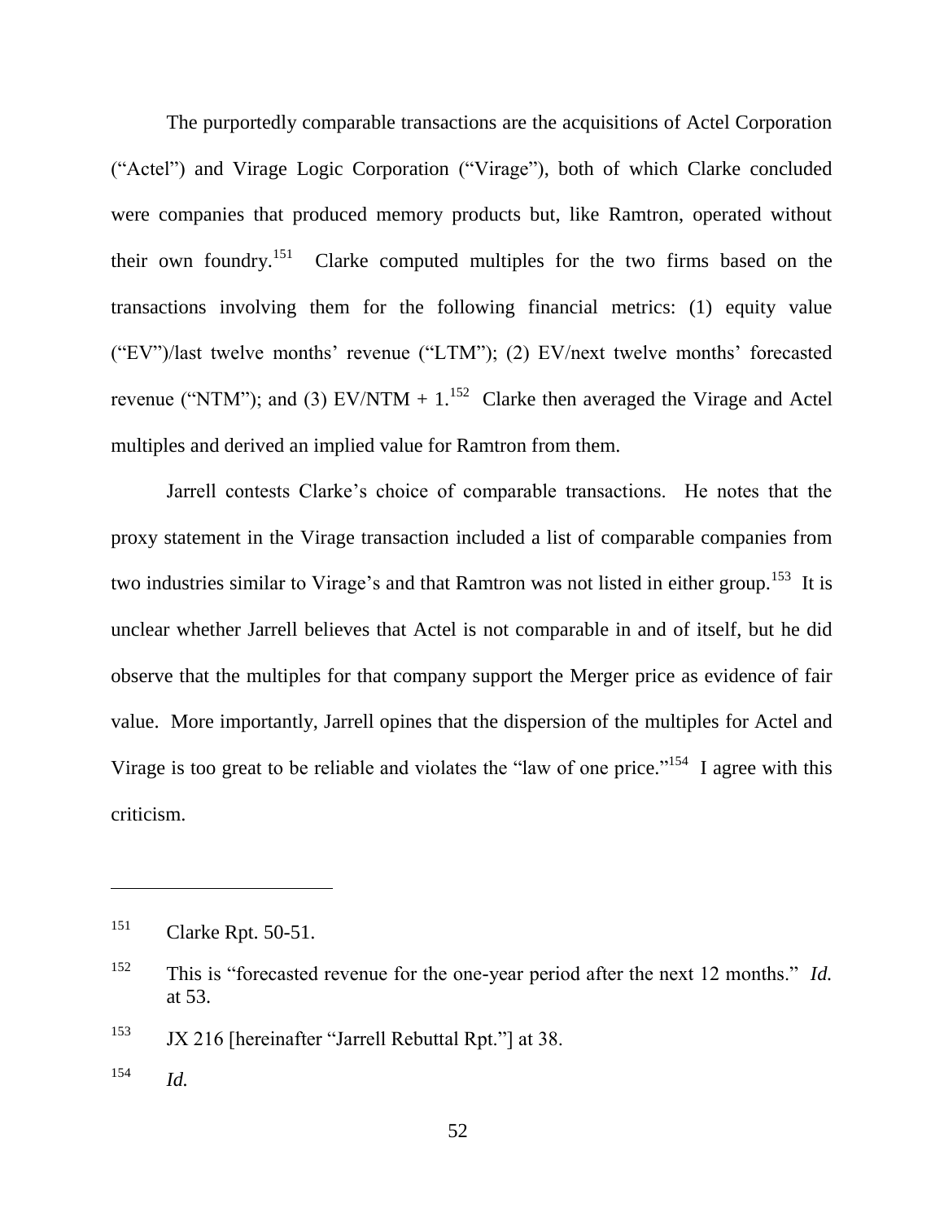The purportedly comparable transactions are the acquisitions of Actel Corporation ("Actel") and Virage Logic Corporation ("Virage"), both of which Clarke concluded were companies that produced memory products but, like Ramtron, operated without their own foundry.[151] Clarke computed multiples for the two firms based on the transactions involving them for the following financial metrics: (1) equity value ("EV")/last twelve months' revenue ("LTM"); (2) EV/next twelve months' forecasted revenue ("NTM"); and (3) EV/NTM + 1.[152] Clarke then averaged the Virage and Actel multiples and derived an implied value for Ramtron from them.

Jarrell contests Clarke's choice of comparable transactions. He notes that the proxy statement in the Virage transaction included a list of comparable companies from two industries similar to Virage's and that Ramtron was not listed in either group.[153] It is unclear whether Jarrell believes that Actel is not comparable in and of itself, but he did observe that the multiples for that company support the Merger price as evidence of fair value. More importantly, Jarrell opines that the dispersion of the multiples for Actel and Virage is too great to be reliable and violates the "law of one price."[154] I agree with this criticism.

---

[151] Clarke Rpt. 50-51.

[152] This is "forecasted revenue for the one-year period after the next 12 months." *Id.* at 53.

[153] JX 216 [hereinafter "Jarrell Rebuttal Rpt."] at 38.

[154] *Id.*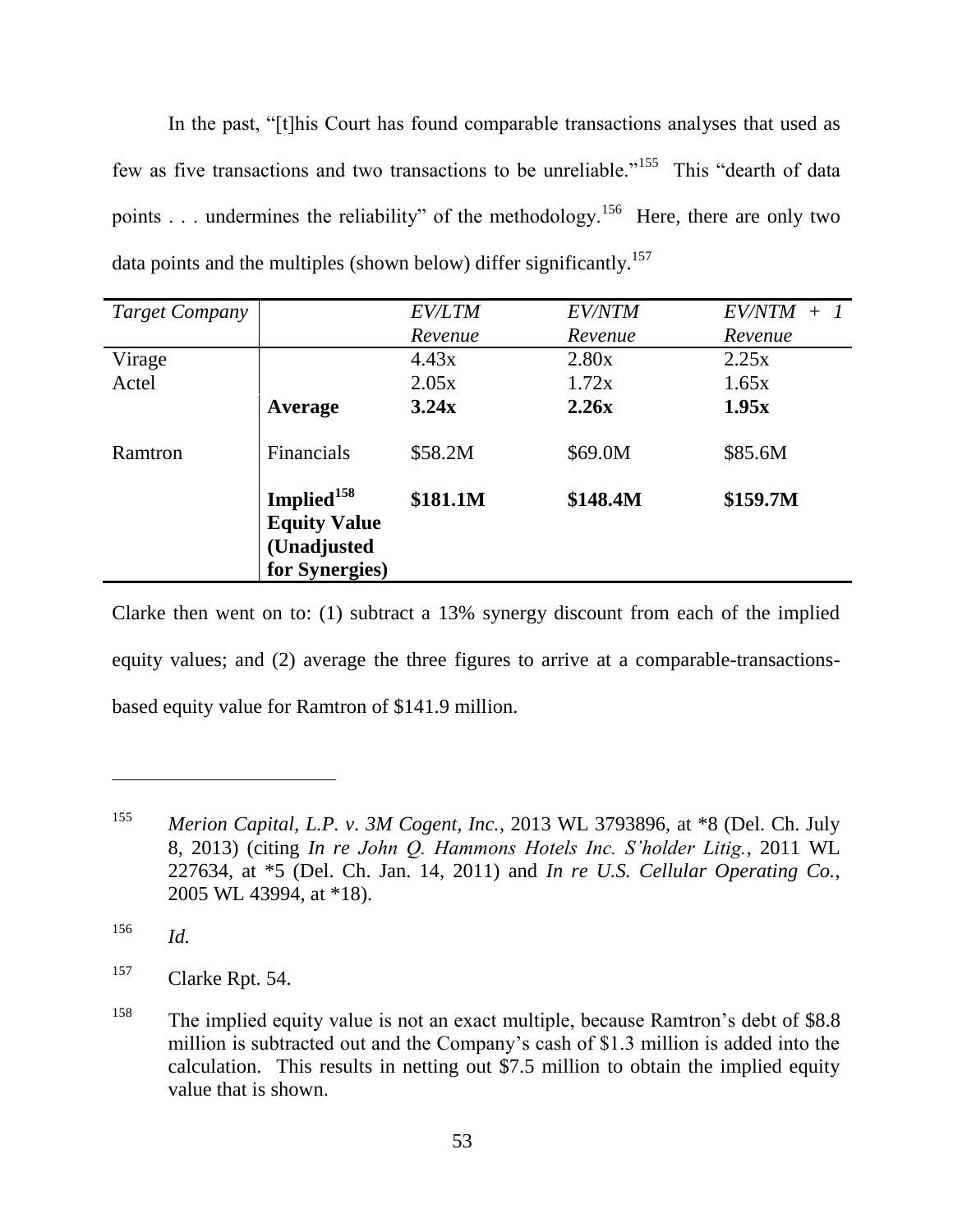In the past, "[t]his Court has found comparable transactions analyses that used as few as five transactions and two transactions to be unreliable."[155] This "dearth of data points . . . undermines the reliability" of the methodology.[156] Here, there are only two data points and the multiples (shown below) differ significantly.[157]

| *Target Company* | | *EV/LTM Revenue* | *EV/NTM Revenue* | *EV/NTM + 1 Revenue* |
|---|---|---|---|---|
| Virage | | 4.43x | 2.80x | 2.25x |
| Actel | | 2.05x | 1.72x | 1.65x |
| | **Average** | **3.24x** | **2.26x** | **1.95x** |
| Ramtron | Financials | \$58.2M | \$69.0M | \$85.6M |
| | **Implied[158] Equity Value (Unadjusted for Synergies)** | **\$181.1M** | **\$148.4M** | **\$159.7M** |

Clarke then went on to: (1) subtract a 13% synergy discount from each of the implied equity values; and (2) average the three figures to arrive at a comparable-transactions-based equity value for Ramtron of \$141.9 million.

---

[155] *Merion Capital, L.P. v. 3M Cogent, Inc.*, 2013 WL 3793896, at *8 (Del. Ch. July 8, 2013) (citing *In re John Q. Hammons Hotels Inc. S'holder Litig.*, 2011 WL 227634, at *5 (Del. Ch. Jan. 14, 2011) and *In re U.S. Cellular Operating Co.*, 2005 WL 43994, at *18).

[156] *Id.*

[157] Clarke Rpt. 54.

[158] The implied equity value is not an exact multiple, because Ramtron's debt of \$8.8 million is subtracted out and the Company's cash of \$1.3 million is added into the calculation. This results in netting out \$7.5 million to obtain the implied equity value that is shown.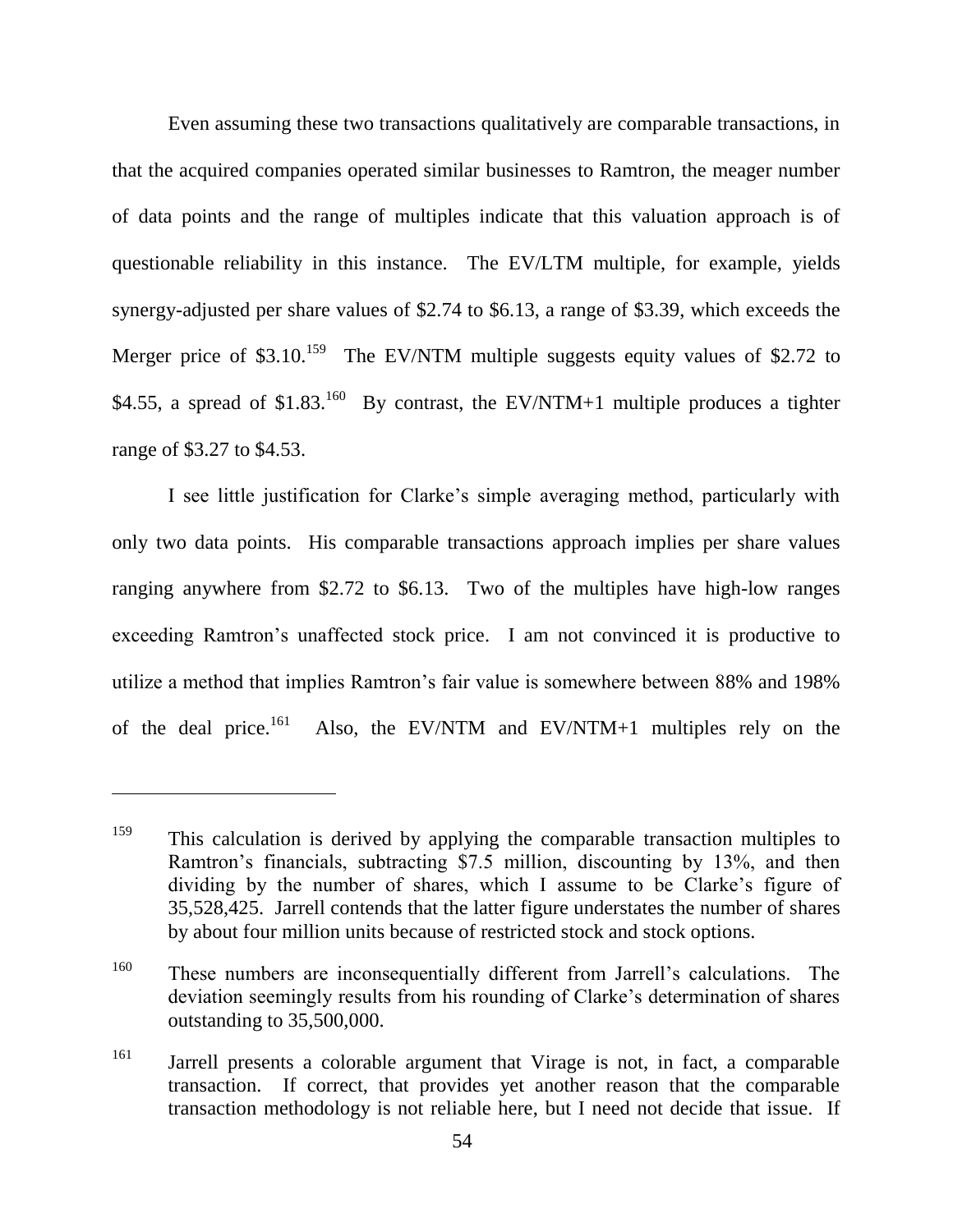Even assuming these two transactions qualitatively are comparable transactions, in that the acquired companies operated similar businesses to Ramtron, the meager number of data points and the range of multiples indicate that this valuation approach is of questionable reliability in this instance. The EV/LTM multiple, for example, yields synergy-adjusted per share values of $2.74 to $6.13, a range of $3.39, which exceeds the Merger price of $3.10.[159] The EV/NTM multiple suggests equity values of $2.72 to $4.55, a spread of $1.83.[160] By contrast, the EV/NTM+1 multiple produces a tighter range of $3.27 to $4.53.

I see little justification for Clarke's simple averaging method, particularly with only two data points. His comparable transactions approach implies per share values ranging anywhere from $2.72 to $6.13. Two of the multiples have high-low ranges exceeding Ramtron's unaffected stock price. I am not convinced it is productive to utilize a method that implies Ramtron's fair value is somewhere between 88% and 198% of the deal price.[161] Also, the EV/NTM and EV/NTM+1 multiples rely on the

---

[159] This calculation is derived by applying the comparable transaction multiples to Ramtron's financials, subtracting $7.5 million, discounting by 13%, and then dividing by the number of shares, which I assume to be Clarke's figure of 35,528,425. Jarrell contends that the latter figure understates the number of shares by about four million units because of restricted stock and stock options.

[160] These numbers are inconsequentially different from Jarrell's calculations. The deviation seemingly results from his rounding of Clarke's determination of shares outstanding to 35,500,000.

[161] Jarrell presents a colorable argument that Virage is not, in fact, a comparable transaction. If correct, that provides yet another reason that the comparable transaction methodology is not reliable here, but I need not decide that issue. If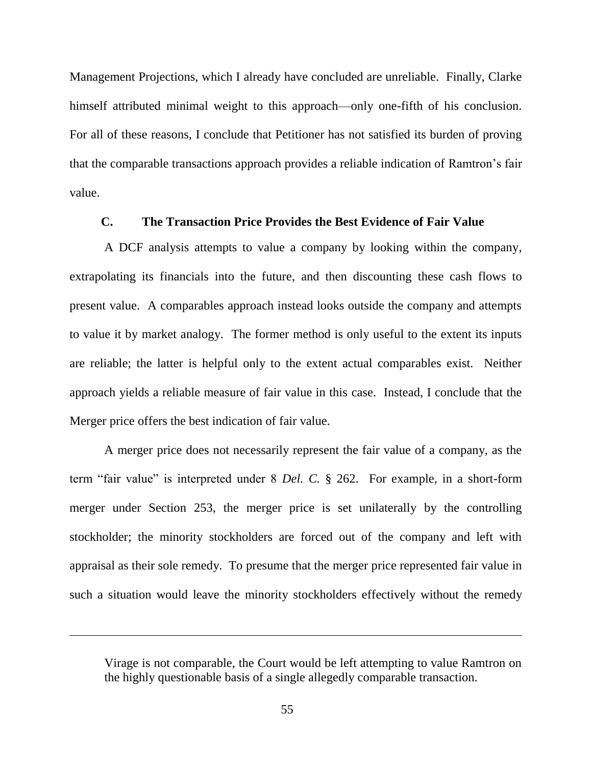Management Projections, which I already have concluded are unreliable. Finally, Clarke himself attributed minimal weight to this approach—only one-fifth of his conclusion. For all of these reasons, I conclude that Petitioner has not satisfied its burden of proving that the comparable transactions approach provides a reliable indication of Ramtron's fair value.

### C. The Transaction Price Provides the Best Evidence of Fair Value

A DCF analysis attempts to value a company by looking within the company, extrapolating its financials into the future, and then discounting these cash flows to present value. A comparables approach instead looks outside the company and attempts to value it by market analogy. The former method is only useful to the extent its inputs are reliable; the latter is helpful only to the extent actual comparables exist. Neither approach yields a reliable measure of fair value in this case. Instead, I conclude that the Merger price offers the best indication of fair value.

A merger price does not necessarily represent the fair value of a company, as the term "fair value" is interpreted under 8 *Del. C.* § 262. For example, in a short-form merger under Section 253, the merger price is set unilaterally by the controlling stockholder; the minority stockholders are forced out of the company and left with appraisal as their sole remedy. To presume that the merger price represented fair value in such a situation would leave the minority stockholders effectively without the remedy

---

Virage is not comparable, the Court would be left attempting to value Ramtron on the highly questionable basis of a single allegedly comparable transaction.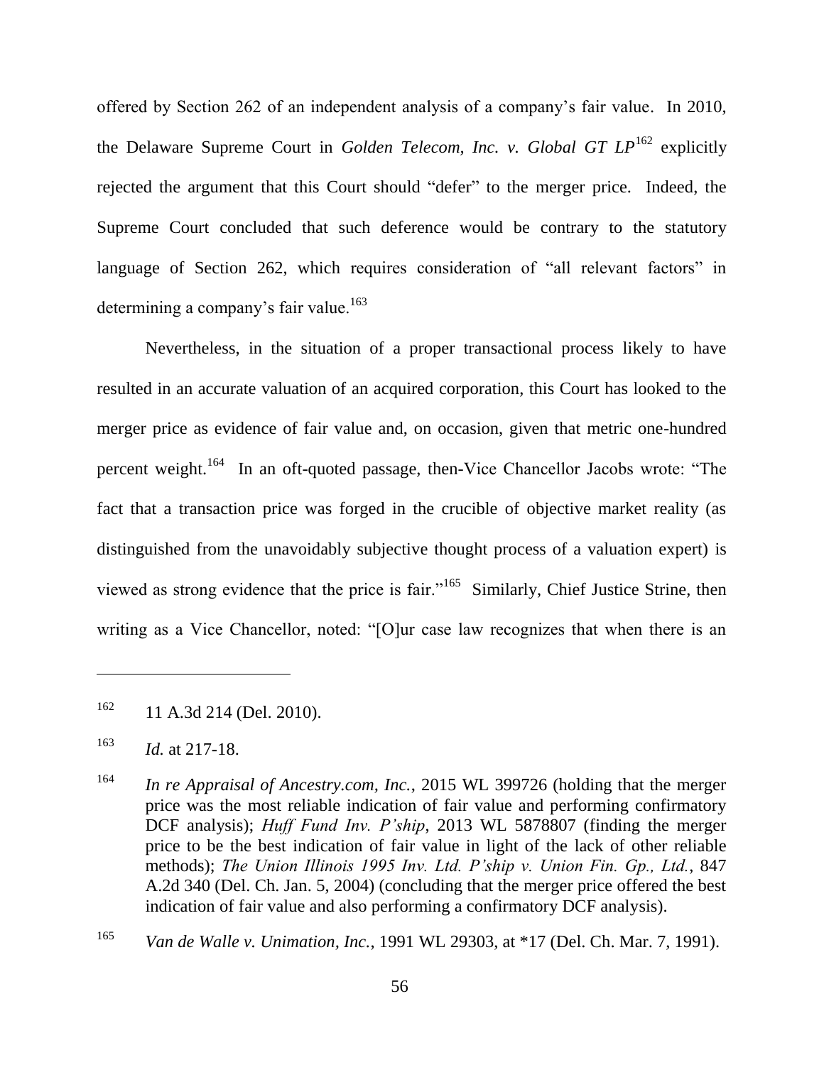offered by Section 262 of an independent analysis of a company's fair value. In 2010, the Delaware Supreme Court in *Golden Telecom, Inc. v. Global GT LP*[162] explicitly rejected the argument that this Court should "defer" to the merger price. Indeed, the Supreme Court concluded that such deference would be contrary to the statutory language of Section 262, which requires consideration of "all relevant factors" in determining a company's fair value.[163]

Nevertheless, in the situation of a proper transactional process likely to have resulted in an accurate valuation of an acquired corporation, this Court has looked to the merger price as evidence of fair value and, on occasion, given that metric one-hundred percent weight.[164] In an oft-quoted passage, then-Vice Chancellor Jacobs wrote: "The fact that a transaction price was forged in the crucible of objective market reality (as distinguished from the unavoidably subjective thought process of a valuation expert) is viewed as strong evidence that the price is fair."[165] Similarly, Chief Justice Strine, then writing as a Vice Chancellor, noted: "[O]ur case law recognizes that when there is an

---

[162] 11 A.3d 214 (Del. 2010).

[163] *Id.* at 217-18.

[164] *In re Appraisal of Ancestry.com, Inc.*, 2015 WL 399726 (holding that the merger price was the most reliable indication of fair value and performing confirmatory DCF analysis); *Huff Fund Inv. P'ship*, 2013 WL 5878807 (finding the merger price to be the best indication of fair value in light of the lack of other reliable methods); *The Union Illinois 1995 Inv. Ltd. P'ship v. Union Fin. Gp., Ltd.*, 847 A.2d 340 (Del. Ch. Jan. 5, 2004) (concluding that the merger price offered the best indication of fair value and also performing a confirmatory DCF analysis).

[165] *Van de Walle v. Unimation, Inc.*, 1991 WL 29303, at *17 (Del. Ch. Mar. 7, 1991).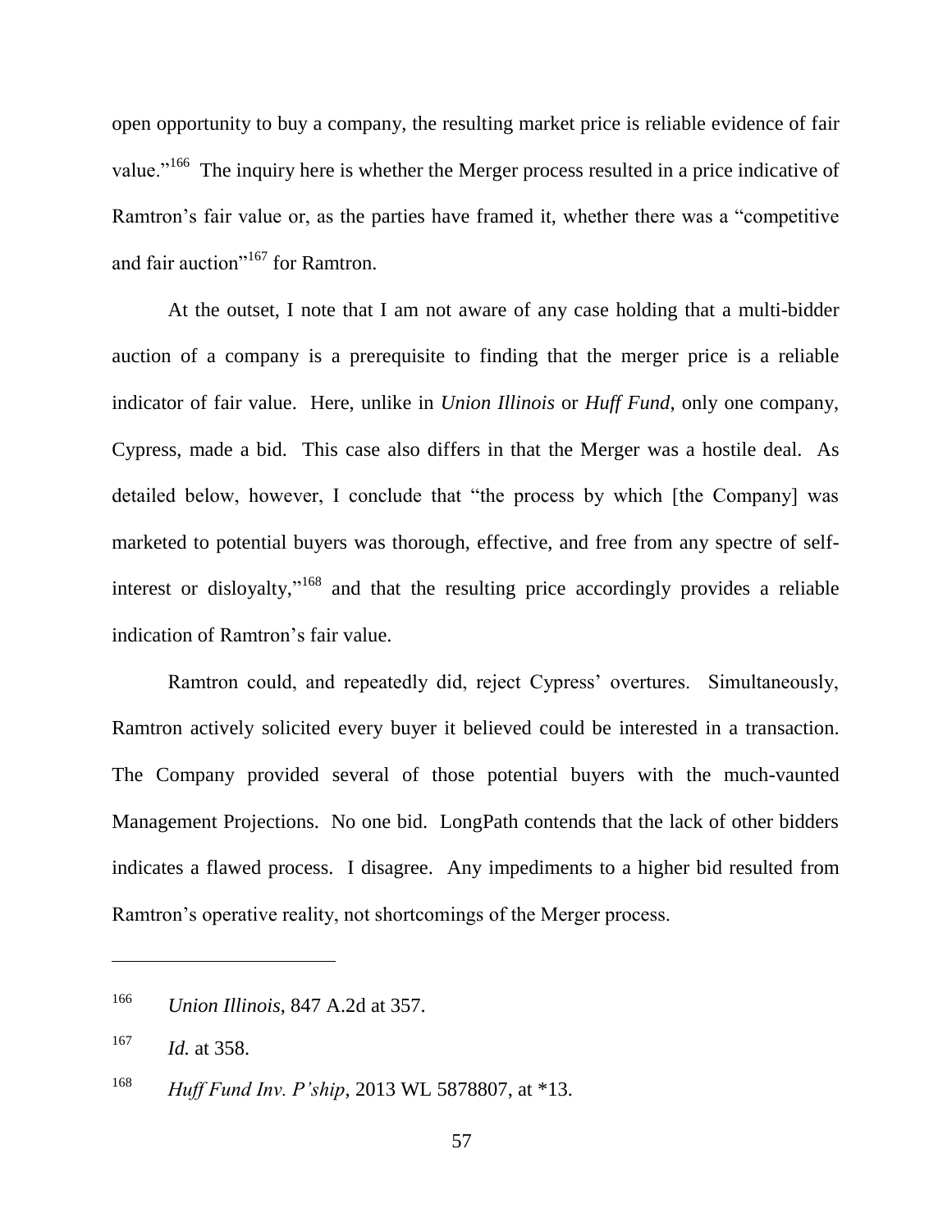open opportunity to buy a company, the resulting market price is reliable evidence of fair value."[166] The inquiry here is whether the Merger process resulted in a price indicative of Ramtron's fair value or, as the parties have framed it, whether there was a "competitive and fair auction"[167] for Ramtron.

At the outset, I note that I am not aware of any case holding that a multi-bidder auction of a company is a prerequisite to finding that the merger price is a reliable indicator of fair value. Here, unlike in *Union Illinois* or *Huff Fund*, only one company, Cypress, made a bid. This case also differs in that the Merger was a hostile deal. As detailed below, however, I conclude that "the process by which [the Company] was marketed to potential buyers was thorough, effective, and free from any spectre of self-interest or disloyalty,"[168] and that the resulting price accordingly provides a reliable indication of Ramtron's fair value.

Ramtron could, and repeatedly did, reject Cypress' overtures. Simultaneously, Ramtron actively solicited every buyer it believed could be interested in a transaction. The Company provided several of those potential buyers with the much-vaunted Management Projections. No one bid. LongPath contends that the lack of other bidders indicates a flawed process. I disagree. Any impediments to a higher bid resulted from Ramtron's operative reality, not shortcomings of the Merger process.

---

[166] *Union Illinois*, 847 A.2d at 357.

[167] *Id.* at 358.

[168] *Huff Fund Inv. P'ship*, 2013 WL 5878807, at *13.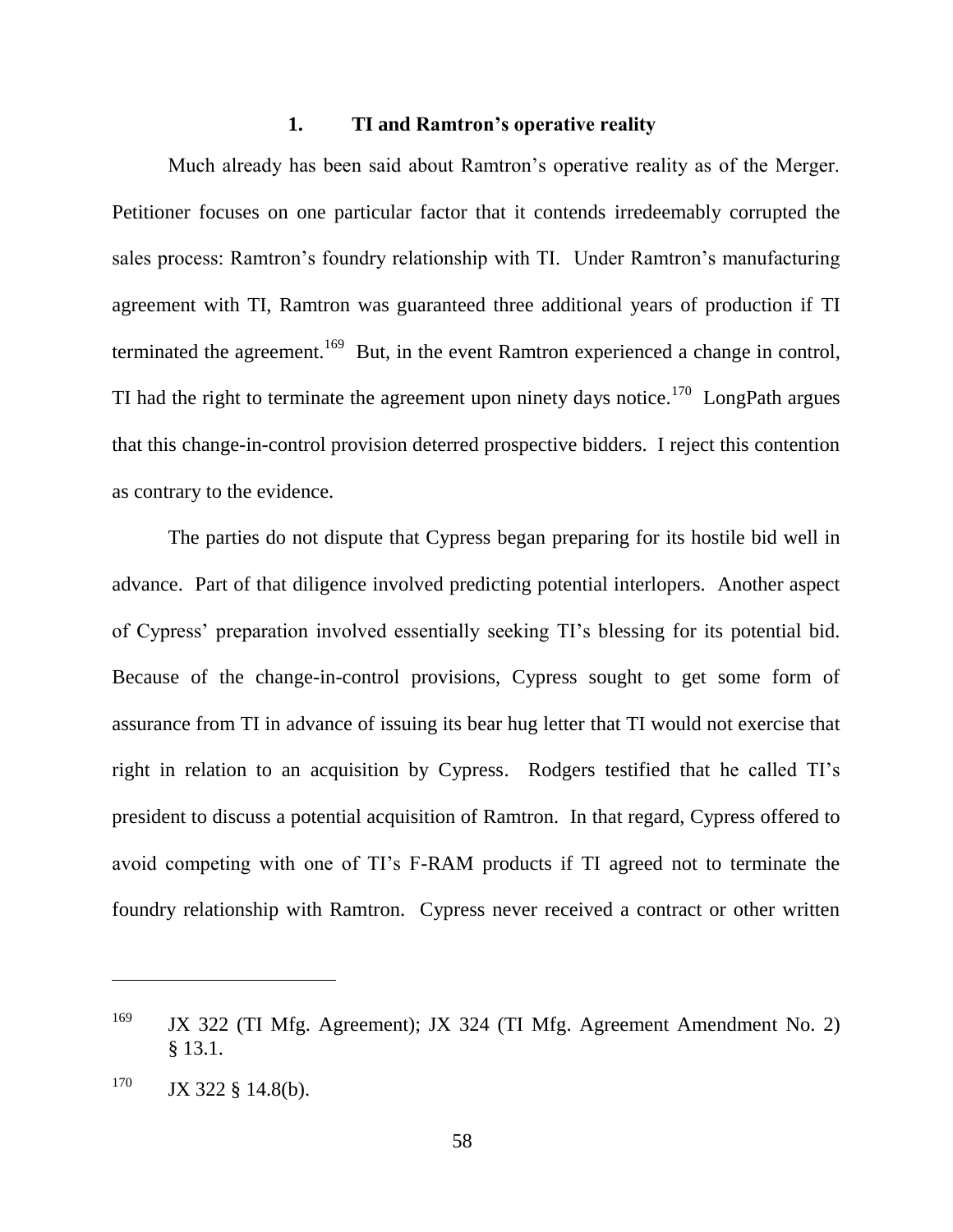### 1. TI and Ramtron's operative reality

Much already has been said about Ramtron's operative reality as of the Merger. Petitioner focuses on one particular factor that it contends irredeemably corrupted the sales process: Ramtron's foundry relationship with TI. Under Ramtron's manufacturing agreement with TI, Ramtron was guaranteed three additional years of production if TI terminated the agreement.[169] But, in the event Ramtron experienced a change in control, TI had the right to terminate the agreement upon ninety days notice.[170] LongPath argues that this change-in-control provision deterred prospective bidders. I reject this contention as contrary to the evidence.

The parties do not dispute that Cypress began preparing for its hostile bid well in advance. Part of that diligence involved predicting potential interlopers. Another aspect of Cypress' preparation involved essentially seeking TI's blessing for its potential bid. Because of the change-in-control provisions, Cypress sought to get some form of assurance from TI in advance of issuing its bear hug letter that TI would not exercise that right in relation to an acquisition by Cypress. Rodgers testified that he called TI's president to discuss a potential acquisition of Ramtron. In that regard, Cypress offered to avoid competing with one of TI's F-RAM products if TI agreed not to terminate the foundry relationship with Ramtron. Cypress never received a contract or other written

---

[169] JX 322 (TI Mfg. Agreement); JX 324 (TI Mfg. Agreement Amendment No. 2) § 13.1.

[170] JX 322 § 14.8(b).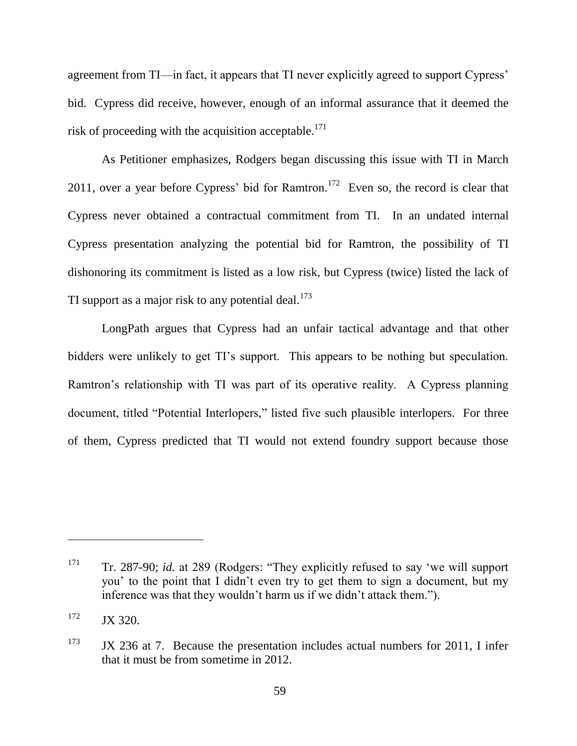agreement from TI—in fact, it appears that TI never explicitly agreed to support Cypress' bid. Cypress did receive, however, enough of an informal assurance that it deemed the risk of proceeding with the acquisition acceptable.[171]

As Petitioner emphasizes, Rodgers began discussing this issue with TI in March 2011, over a year before Cypress' bid for Ramtron.[172] Even so, the record is clear that Cypress never obtained a contractual commitment from TI. In an undated internal Cypress presentation analyzing the potential bid for Ramtron, the possibility of TI dishonoring its commitment is listed as a low risk, but Cypress (twice) listed the lack of TI support as a major risk to any potential deal.[173]

LongPath argues that Cypress had an unfair tactical advantage and that other bidders were unlikely to get TI's support. This appears to be nothing but speculation. Ramtron's relationship with TI was part of its operative reality. A Cypress planning document, titled "Potential Interlopers," listed five such plausible interlopers. For three of them, Cypress predicted that TI would not extend foundry support because those

---

[171] Tr. 287-90; *id.* at 289 (Rodgers: "They explicitly refused to say 'we will support you' to the point that I didn't even try to get them to sign a document, but my inference was that they wouldn't harm us if we didn't attack them.").

[172] JX 320.

[173] JX 236 at 7. Because the presentation includes actual numbers for 2011, I infer that it must be from sometime in 2012.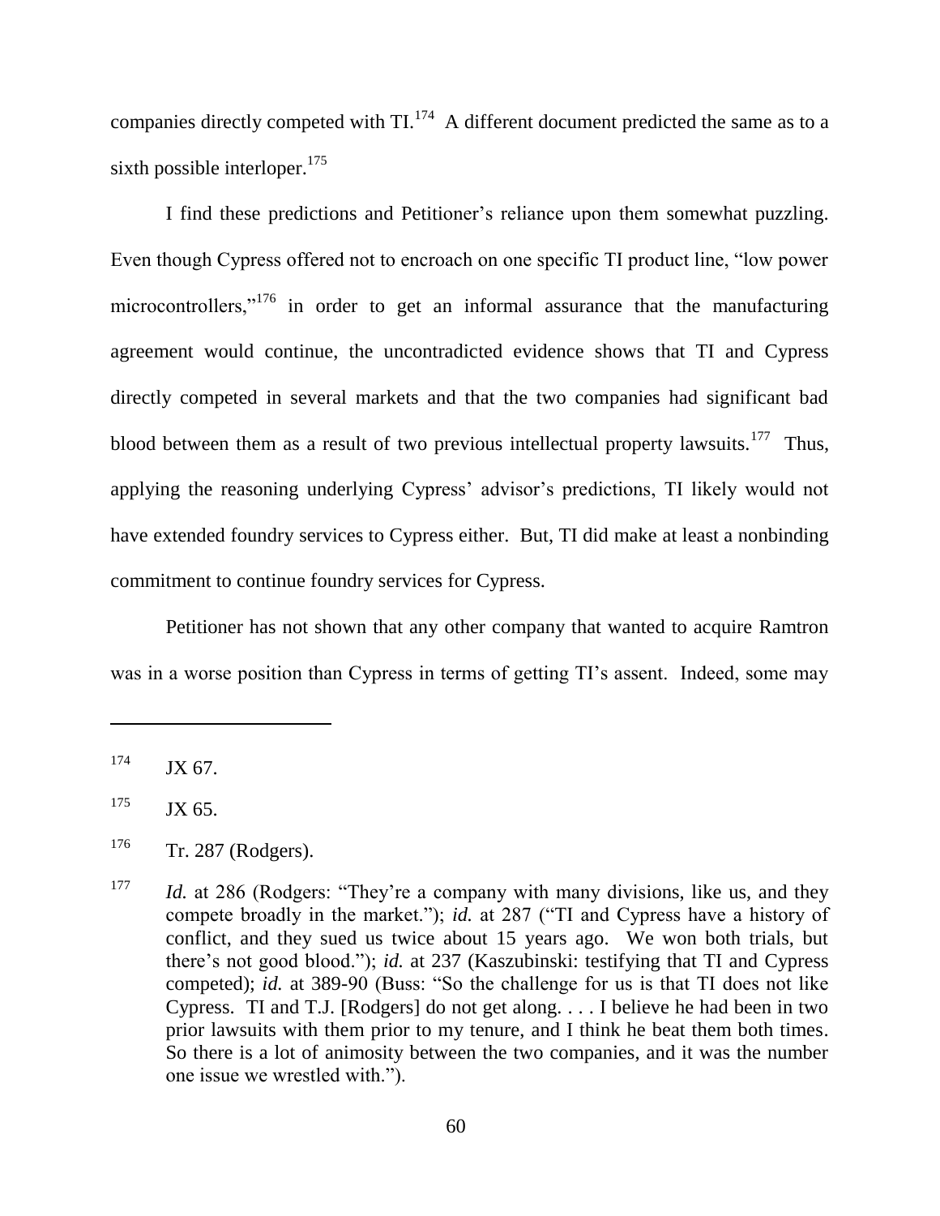companies directly competed with TI.[174] A different document predicted the same as to a sixth possible interloper.[175]

I find these predictions and Petitioner's reliance upon them somewhat puzzling. Even though Cypress offered not to encroach on one specific TI product line, "low power microcontrollers,"[176] in order to get an informal assurance that the manufacturing agreement would continue, the uncontradicted evidence shows that TI and Cypress directly competed in several markets and that the two companies had significant bad blood between them as a result of two previous intellectual property lawsuits.[177] Thus, applying the reasoning underlying Cypress' advisor's predictions, TI likely would not have extended foundry services to Cypress either. But, TI did make at least a nonbinding commitment to continue foundry services for Cypress.

Petitioner has not shown that any other company that wanted to acquire Ramtron was in a worse position than Cypress in terms of getting TI's assent. Indeed, some may

---

[174] JX 67.

[175] JX 65.

[176] Tr. 287 (Rodgers).

[177] *Id.* at 286 (Rodgers: "They're a company with many divisions, like us, and they compete broadly in the market."); *id.* at 287 ("TI and Cypress have a history of conflict, and they sued us twice about 15 years ago. We won both trials, but there's not good blood."); *id.* at 237 (Kaszubinski: testifying that TI and Cypress competed); *id.* at 389-90 (Buss: "So the challenge for us is that TI does not like Cypress. TI and T.J. [Rodgers] do not get along. . . . I believe he had been in two prior lawsuits with them prior to my tenure, and I think he beat them both times. So there is a lot of animosity between the two companies, and it was the number one issue we wrestled with.").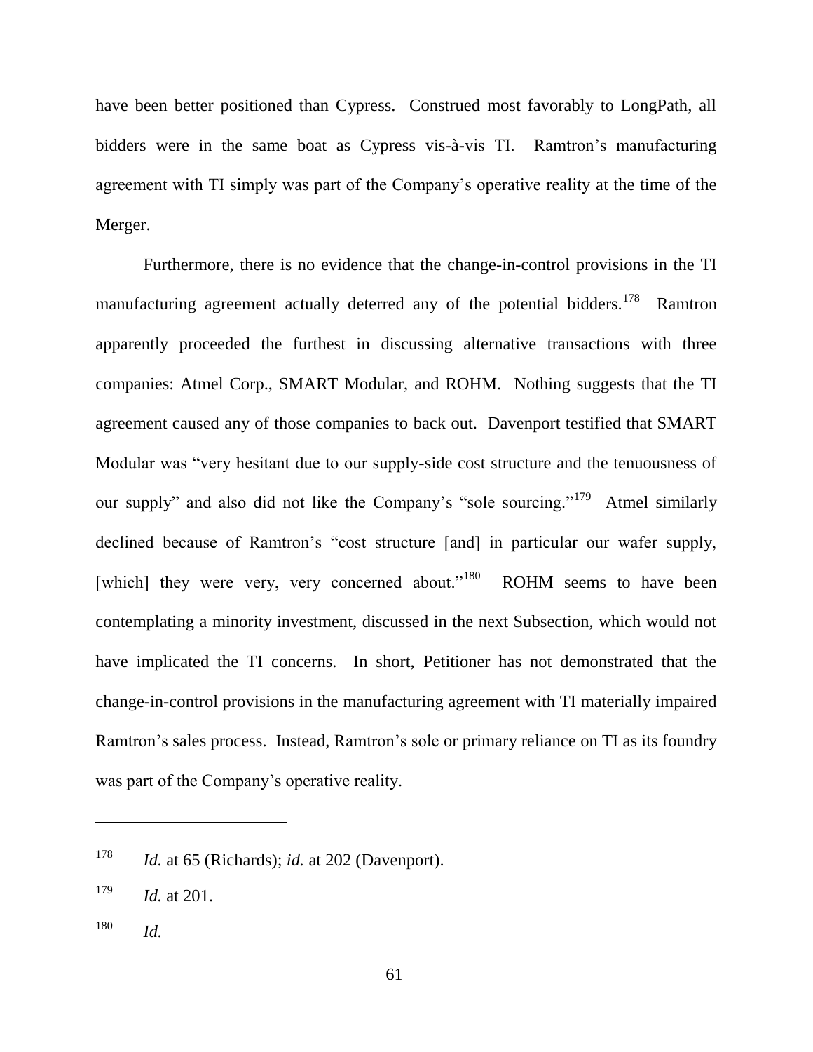have been better positioned than Cypress. Construed most favorably to LongPath, all bidders were in the same boat as Cypress vis-à-vis TI. Ramtron's manufacturing agreement with TI simply was part of the Company's operative reality at the time of the Merger.

Furthermore, there is no evidence that the change-in-control provisions in the TI manufacturing agreement actually deterred any of the potential bidders.[178] Ramtron apparently proceeded the furthest in discussing alternative transactions with three companies: Atmel Corp., SMART Modular, and ROHM. Nothing suggests that the TI agreement caused any of those companies to back out. Davenport testified that SMART Modular was "very hesitant due to our supply-side cost structure and the tenuousness of our supply" and also did not like the Company's "sole sourcing."[179] Atmel similarly declined because of Ramtron's "cost structure [and] in particular our wafer supply, [which] they were very, very concerned about."[180] ROHM seems to have been contemplating a minority investment, discussed in the next Subsection, which would not have implicated the TI concerns. In short, Petitioner has not demonstrated that the change-in-control provisions in the manufacturing agreement with TI materially impaired Ramtron's sales process. Instead, Ramtron's sole or primary reliance on TI as its foundry was part of the Company's operative reality.

---

[178] *Id.* at 65 (Richards); *id.* at 202 (Davenport).

[179] *Id.* at 201.

[180] *Id.*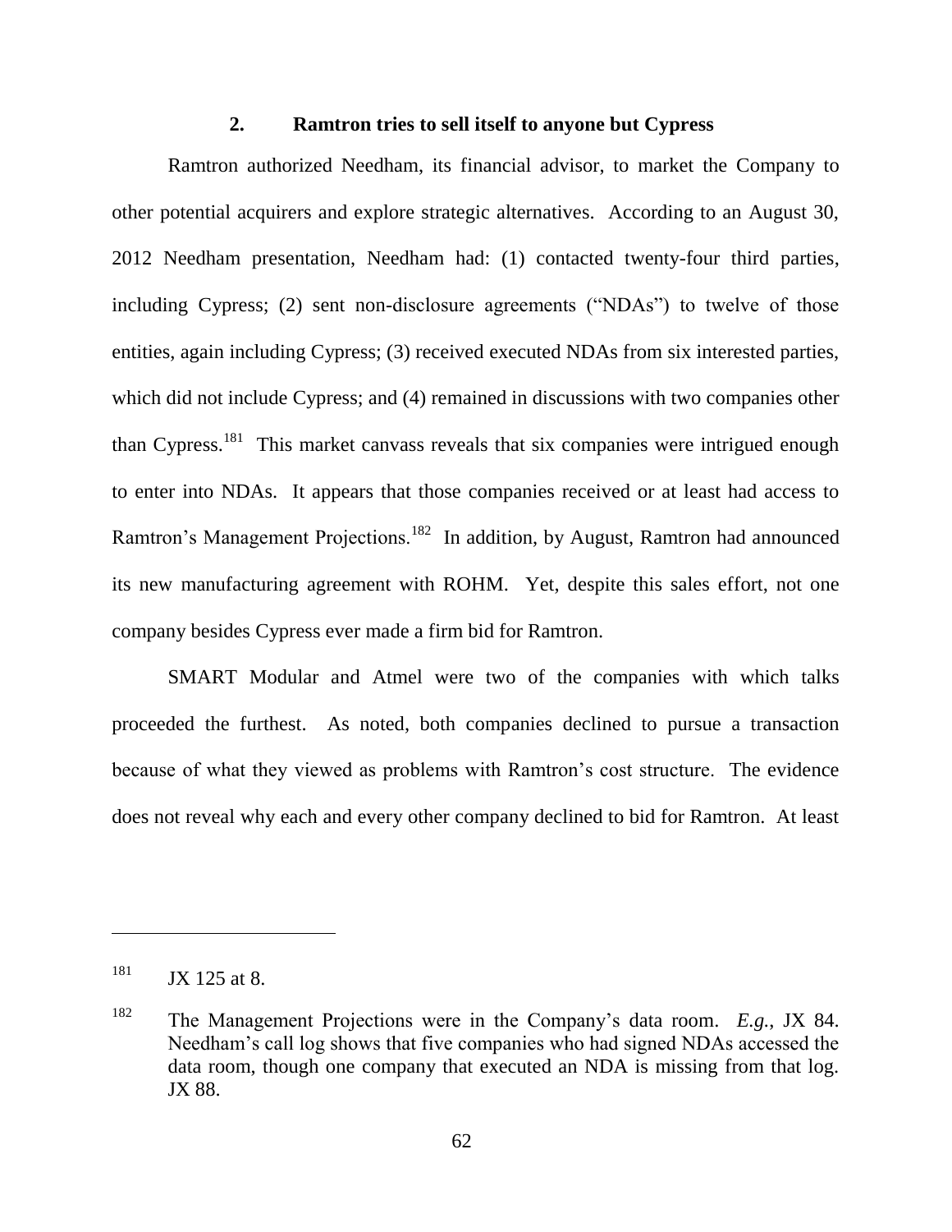### 2. Ramtron tries to sell itself to anyone but Cypress

Ramtron authorized Needham, its financial advisor, to market the Company to other potential acquirers and explore strategic alternatives. According to an August 30, 2012 Needham presentation, Needham had: (1) contacted twenty-four third parties, including Cypress; (2) sent non-disclosure agreements ("NDAs") to twelve of those entities, again including Cypress; (3) received executed NDAs from six interested parties, which did not include Cypress; and (4) remained in discussions with two companies other than Cypress.[181] This market canvass reveals that six companies were intrigued enough to enter into NDAs. It appears that those companies received or at least had access to Ramtron's Management Projections.[182] In addition, by August, Ramtron had announced its new manufacturing agreement with ROHM. Yet, despite this sales effort, not one company besides Cypress ever made a firm bid for Ramtron.

SMART Modular and Atmel were two of the companies with which talks proceeded the furthest. As noted, both companies declined to pursue a transaction because of what they viewed as problems with Ramtron's cost structure. The evidence does not reveal why each and every other company declined to bid for Ramtron. At least

---

[181] JX 125 at 8.

[182] The Management Projections were in the Company's data room. *E.g.*, JX 84. Needham's call log shows that five companies who had signed NDAs accessed the data room, though one company that executed an NDA is missing from that log. JX 88.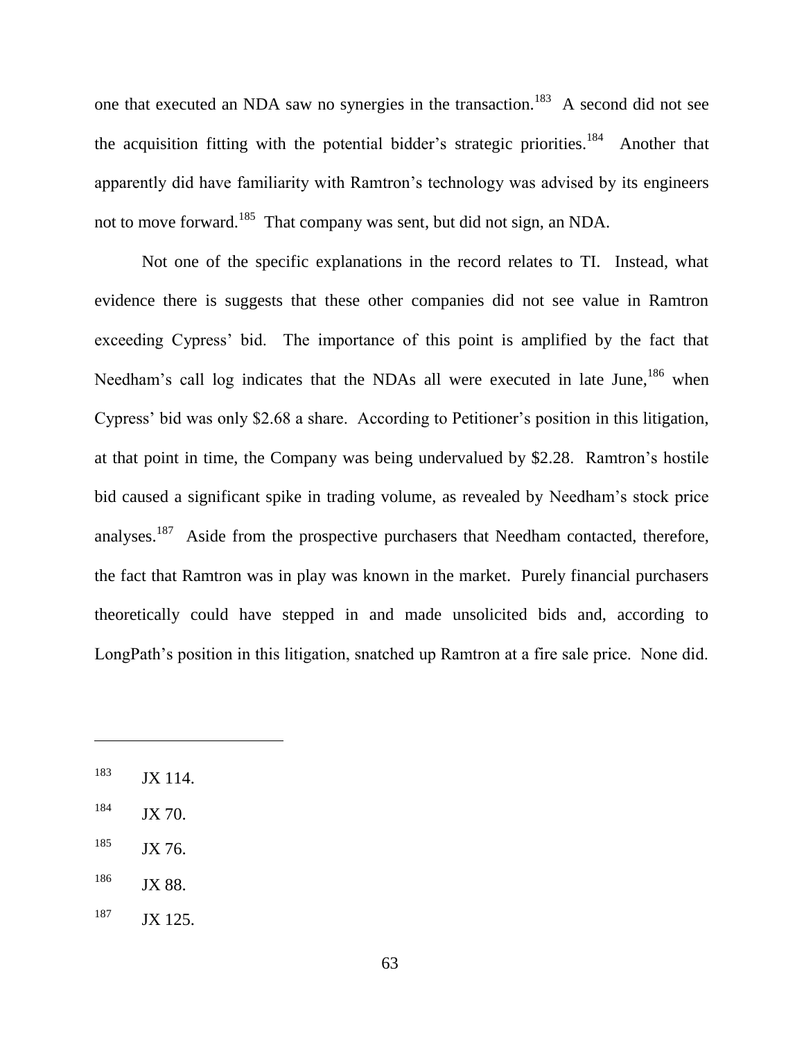one that executed an NDA saw no synergies in the transaction.[183] A second did not see the acquisition fitting with the potential bidder's strategic priorities.[184] Another that apparently did have familiarity with Ramtron's technology was advised by its engineers not to move forward.[185] That company was sent, but did not sign, an NDA.

Not one of the specific explanations in the record relates to TI. Instead, what evidence there is suggests that these other companies did not see value in Ramtron exceeding Cypress' bid. The importance of this point is amplified by the fact that Needham's call log indicates that the NDAs all were executed in late June,[186] when Cypress' bid was only $2.68 a share. According to Petitioner's position in this litigation, at that point in time, the Company was being undervalued by $2.28. Ramtron's hostile bid caused a significant spike in trading volume, as revealed by Needham's stock price analyses.[187] Aside from the prospective purchasers that Needham contacted, therefore, the fact that Ramtron was in play was known in the market. Purely financial purchasers theoretically could have stepped in and made unsolicited bids and, according to LongPath's position in this litigation, snatched up Ramtron at a fire sale price. None did.

---

[183] JX 114.

[184] JX 70.

[185] JX 76.

[186] JX 88.

[187] JX 125.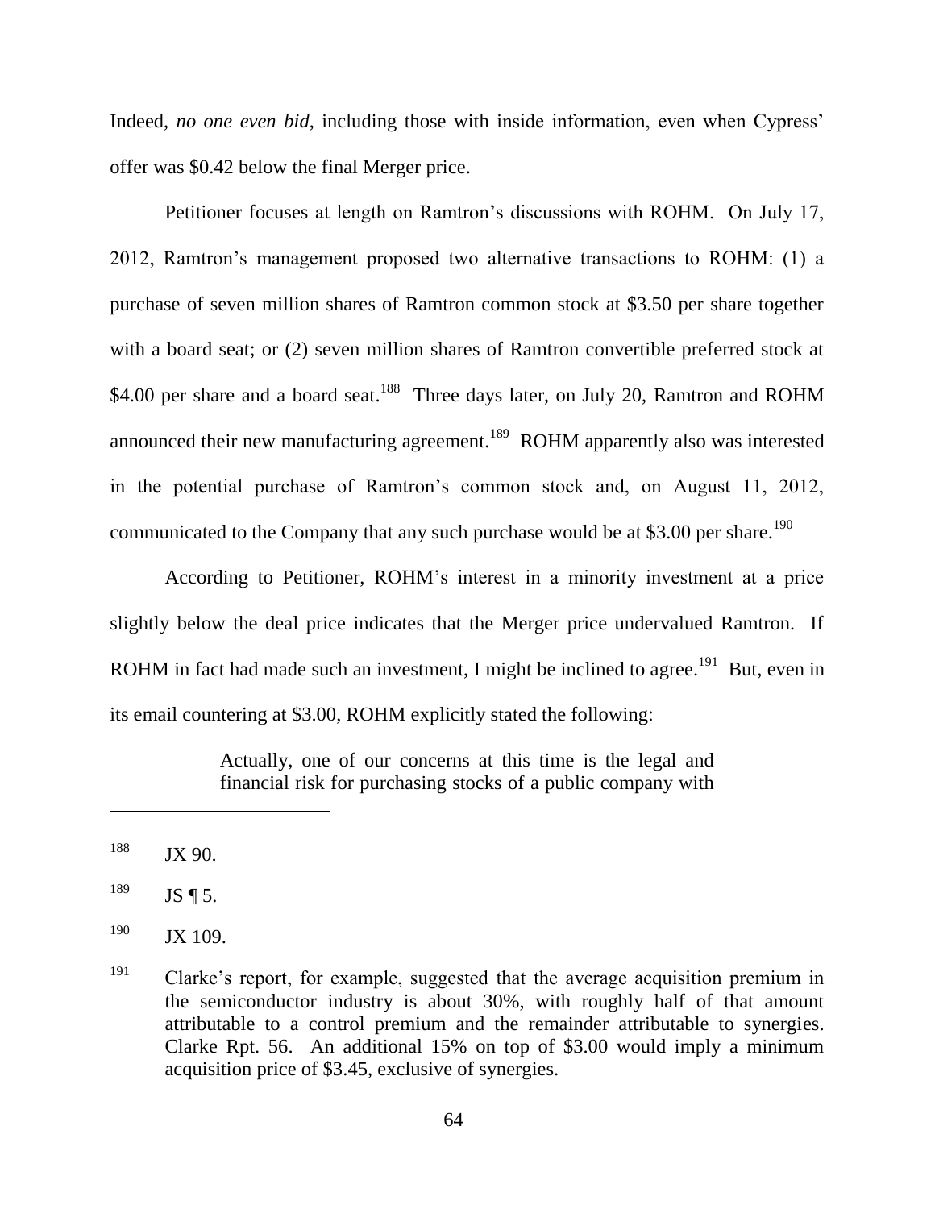Indeed, *no one even bid*, including those with inside information, even when Cypress' offer was $0.42 below the final Merger price.

Petitioner focuses at length on Ramtron's discussions with ROHM. On July 17, 2012, Ramtron's management proposed two alternative transactions to ROHM: (1) a purchase of seven million shares of Ramtron common stock at $3.50 per share together with a board seat; or (2) seven million shares of Ramtron convertible preferred stock at $4.00 per share and a board seat.[188] Three days later, on July 20, Ramtron and ROHM announced their new manufacturing agreement.[189] ROHM apparently also was interested in the potential purchase of Ramtron's common stock and, on August 11, 2012, communicated to the Company that any such purchase would be at $3.00 per share.[190]

According to Petitioner, ROHM's interest in a minority investment at a price slightly below the deal price indicates that the Merger price undervalued Ramtron. If ROHM in fact had made such an investment, I might be inclined to agree.[191] But, even in its email countering at $3.00, ROHM explicitly stated the following:

> Actually, one of our concerns at this time is the legal and financial risk for purchasing stocks of a public company with

---

[188] JX 90.

[189] JS ¶ 5.

[190] JX 109.

[191] Clarke's report, for example, suggested that the average acquisition premium in the semiconductor industry is about 30%, with roughly half of that amount attributable to a control premium and the remainder attributable to synergies. Clarke Rpt. 56. An additional 15% on top of $3.00 would imply a minimum acquisition price of $3.45, exclusive of synergies.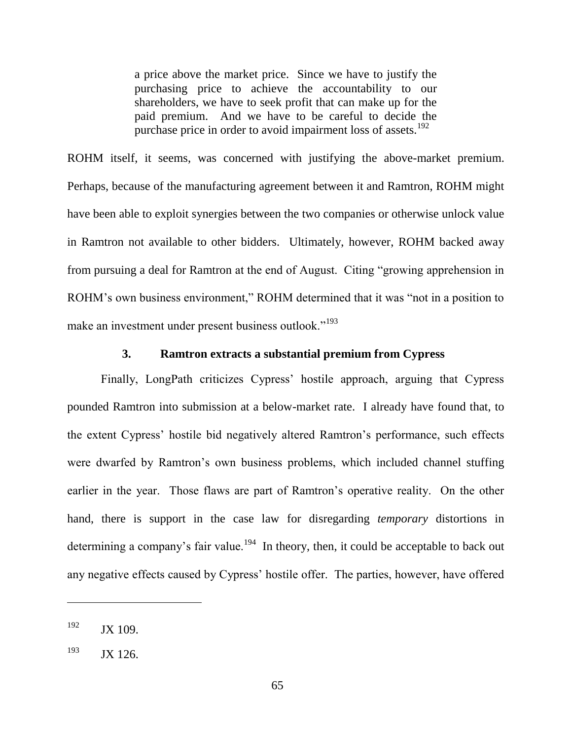> a price above the market price. Since we have to justify the purchasing price to achieve the accountability to our shareholders, we have to seek profit that can make up for the paid premium. And we have to be careful to decide the purchase price in order to avoid impairment loss of assets.[192]

ROHM itself, it seems, was concerned with justifying the above-market premium. Perhaps, because of the manufacturing agreement between it and Ramtron, ROHM might have been able to exploit synergies between the two companies or otherwise unlock value in Ramtron not available to other bidders. Ultimately, however, ROHM backed away from pursuing a deal for Ramtron at the end of August. Citing "growing apprehension in ROHM's own business environment," ROHM determined that it was "not in a position to make an investment under present business outlook."[193]

### 3. Ramtron extracts a substantial premium from Cypress

Finally, LongPath criticizes Cypress' hostile approach, arguing that Cypress pounded Ramtron into submission at a below-market rate. I already have found that, to the extent Cypress' hostile bid negatively altered Ramtron's performance, such effects were dwarfed by Ramtron's own business problems, which included channel stuffing earlier in the year. Those flaws are part of Ramtron's operative reality. On the other hand, there is support in the case law for disregarding *temporary* distortions in determining a company's fair value.[194] In theory, then, it could be acceptable to back out any negative effects caused by Cypress' hostile offer. The parties, however, have offered

---

[192] JX 109.

[193] JX 126.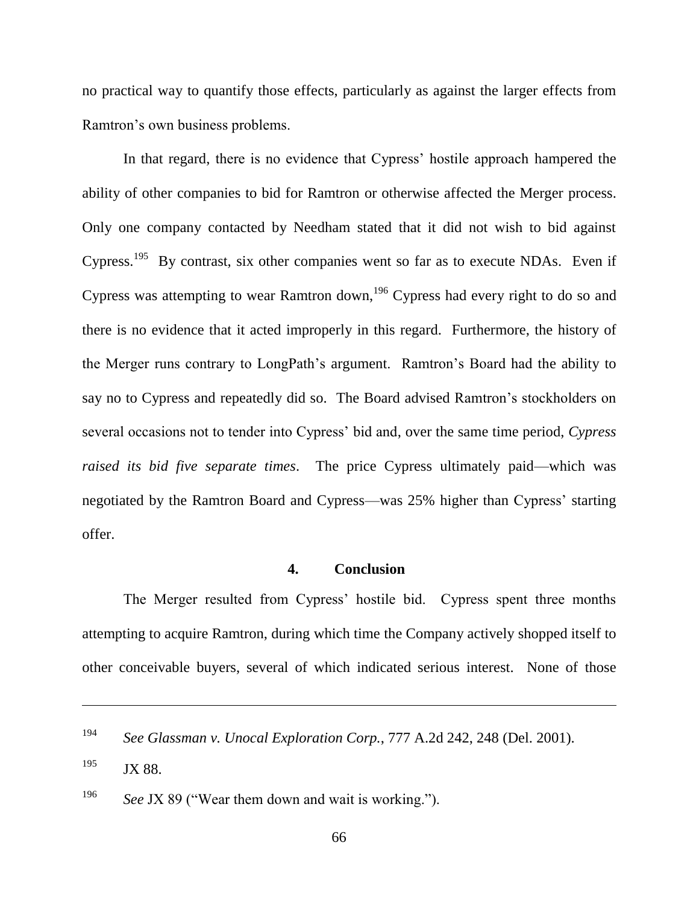no practical way to quantify those effects, particularly as against the larger effects from Ramtron's own business problems.

In that regard, there is no evidence that Cypress' hostile approach hampered the ability of other companies to bid for Ramtron or otherwise affected the Merger process. Only one company contacted by Needham stated that it did not wish to bid against Cypress.[195] By contrast, six other companies went so far as to execute NDAs. Even if Cypress was attempting to wear Ramtron down,[196] Cypress had every right to do so and there is no evidence that it acted improperly in this regard. Furthermore, the history of the Merger runs contrary to LongPath's argument. Ramtron's Board had the ability to say no to Cypress and repeatedly did so. The Board advised Ramtron's stockholders on several occasions not to tender into Cypress' bid and, over the same time period, *Cypress raised its bid five separate times*. The price Cypress ultimately paid—which was negotiated by the Ramtron Board and Cypress—was 25% higher than Cypress' starting offer.

### 4. Conclusion

The Merger resulted from Cypress' hostile bid. Cypress spent three months attempting to acquire Ramtron, during which time the Company actively shopped itself to other conceivable buyers, several of which indicated serious interest. None of those

---

[194] *See Glassman v. Unocal Exploration Corp.*, 777 A.2d 242, 248 (Del. 2001).

[195] JX 88.

[196] *See* JX 89 ("Wear them down and wait is working.").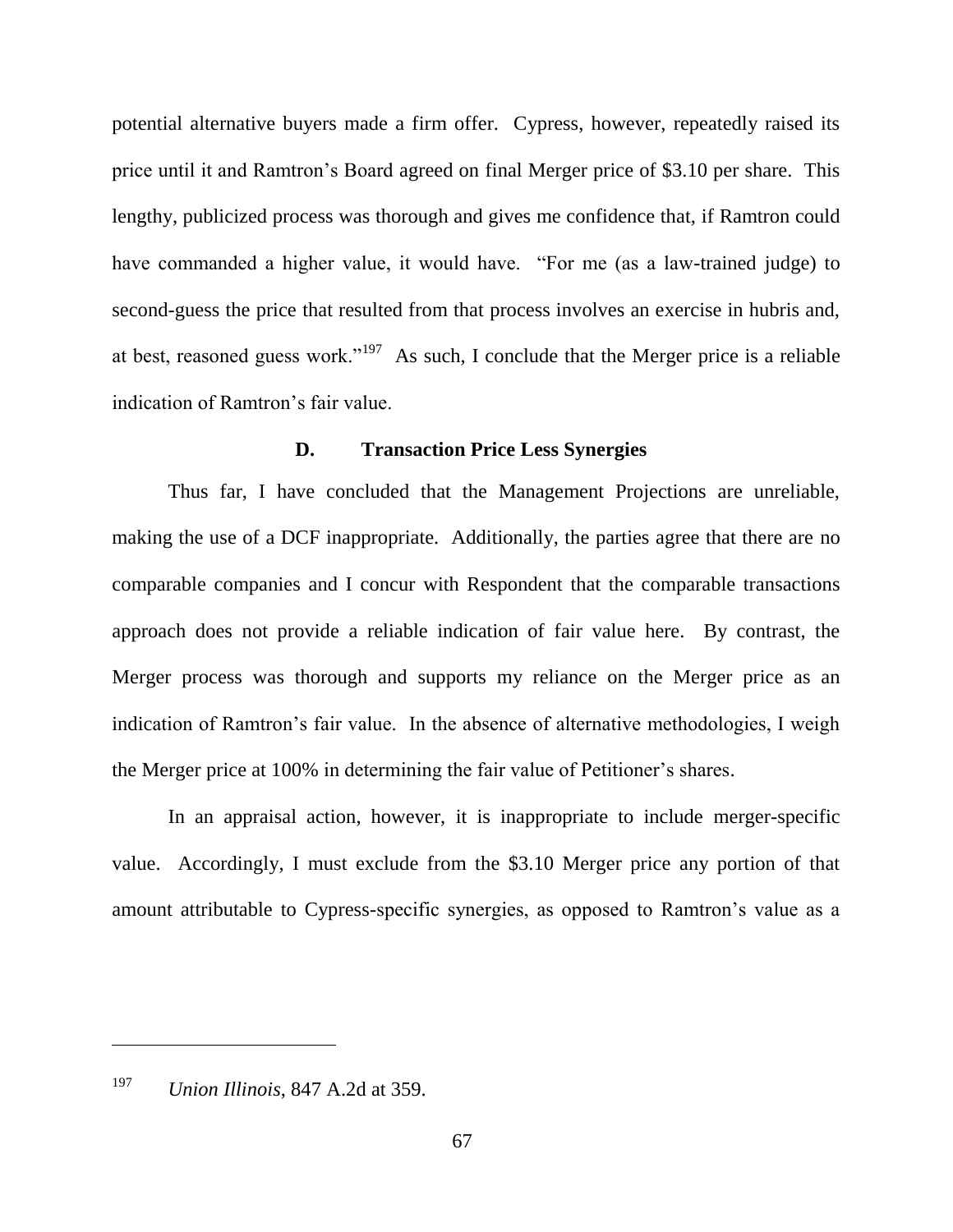potential alternative buyers made a firm offer. Cypress, however, repeatedly raised its price until it and Ramtron's Board agreed on final Merger price of $3.10 per share. This lengthy, publicized process was thorough and gives me confidence that, if Ramtron could have commanded a higher value, it would have. "For me (as a law-trained judge) to second-guess the price that resulted from that process involves an exercise in hubris and, at best, reasoned guess work."[197] As such, I conclude that the Merger price is a reliable indication of Ramtron's fair value.

### D. Transaction Price Less Synergies

Thus far, I have concluded that the Management Projections are unreliable, making the use of a DCF inappropriate. Additionally, the parties agree that there are no comparable companies and I concur with Respondent that the comparable transactions approach does not provide a reliable indication of fair value here. By contrast, the Merger process was thorough and supports my reliance on the Merger price as an indication of Ramtron's fair value. In the absence of alternative methodologies, I weigh the Merger price at 100% in determining the fair value of Petitioner's shares.

In an appraisal action, however, it is inappropriate to include merger-specific value. Accordingly, I must exclude from the $3.10 Merger price any portion of that amount attributable to Cypress-specific synergies, as opposed to Ramtron's value as a

---

[197] *Union Illinois*, 847 A.2d at 359.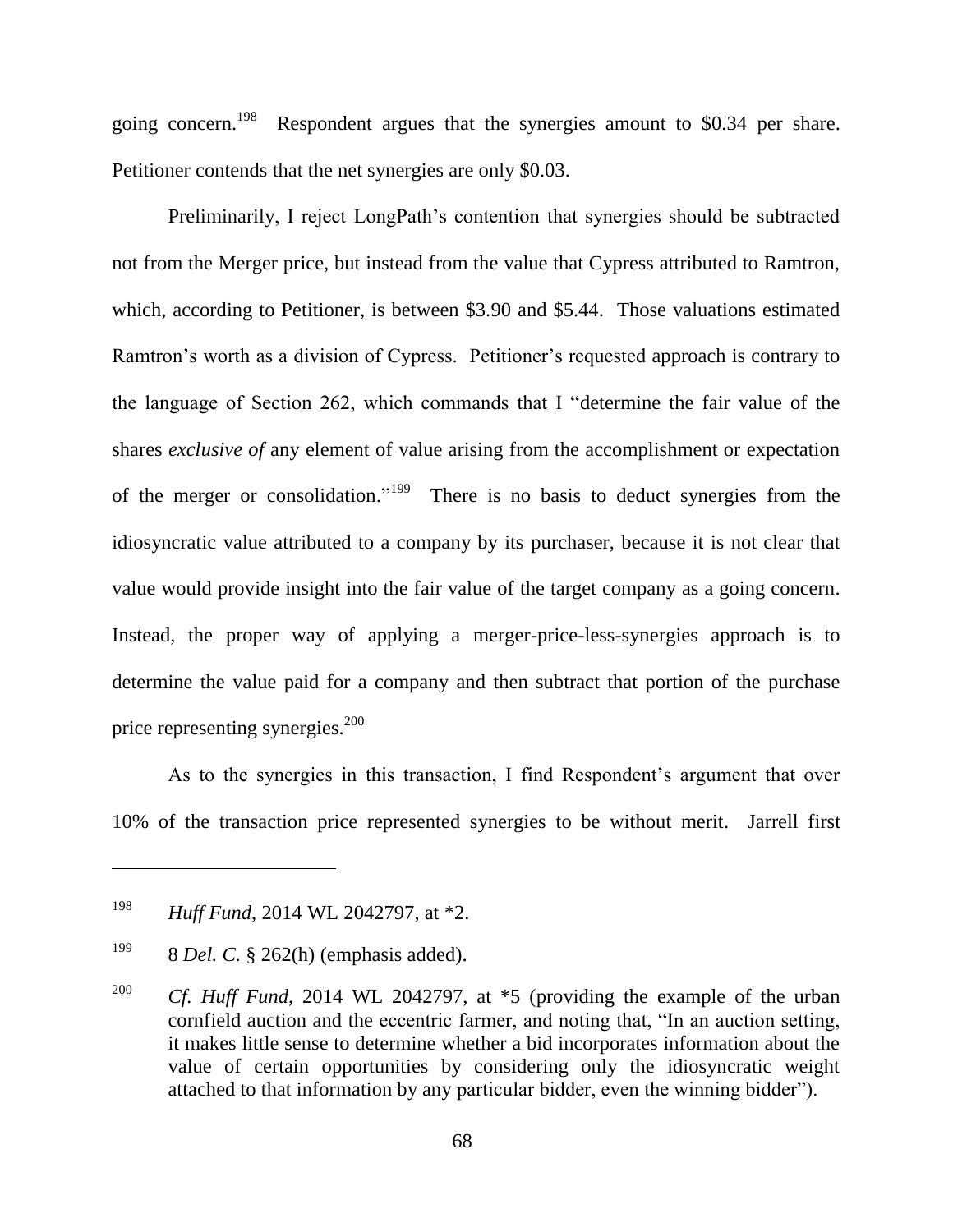going concern.[198] Respondent argues that the synergies amount to $0.34 per share. Petitioner contends that the net synergies are only $0.03.

Preliminarily, I reject LongPath's contention that synergies should be subtracted not from the Merger price, but instead from the value that Cypress attributed to Ramtron, which, according to Petitioner, is between $3.90 and $5.44. Those valuations estimated Ramtron's worth as a division of Cypress. Petitioner's requested approach is contrary to the language of Section 262, which commands that I "determine the fair value of the shares *exclusive of* any element of value arising from the accomplishment or expectation of the merger or consolidation."[199] There is no basis to deduct synergies from the idiosyncratic value attributed to a company by its purchaser, because it is not clear that value would provide insight into the fair value of the target company as a going concern. Instead, the proper way of applying a merger-price-less-synergies approach is to determine the value paid for a company and then subtract that portion of the purchase price representing synergies.[200]

As to the synergies in this transaction, I find Respondent's argument that over 10% of the transaction price represented synergies to be without merit. Jarrell first

---

[198] *Huff Fund*, 2014 WL 2042797, at *2.

[199] 8 *Del. C.* § 262(h) (emphasis added).

[200] *Cf. Huff Fund*, 2014 WL 2042797, at *5 (providing the example of the urban cornfield auction and the eccentric farmer, and noting that, "In an auction setting, it makes little sense to determine whether a bid incorporates information about the value of certain opportunities by considering only the idiosyncratic weight attached to that information by any particular bidder, even the winning bidder").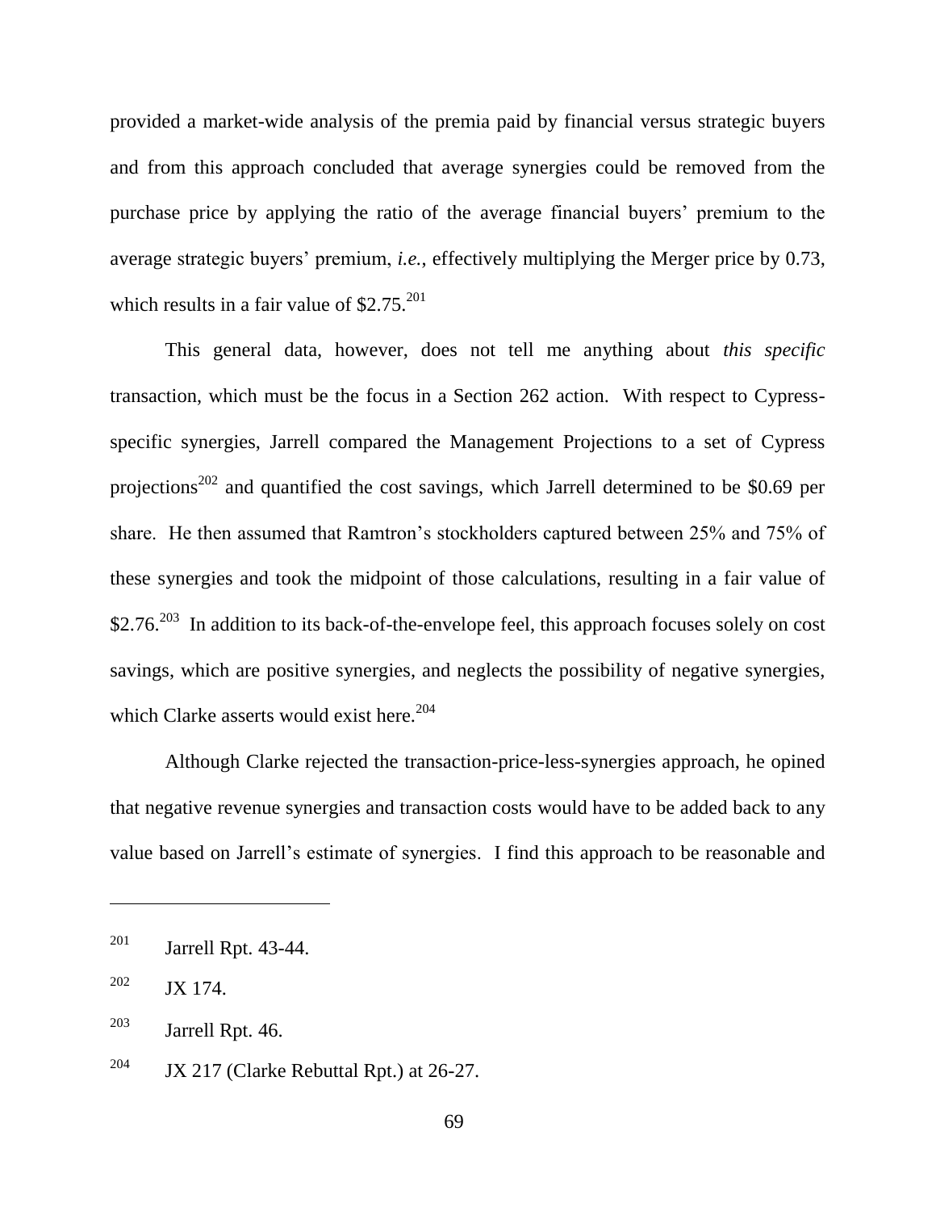provided a market-wide analysis of the premia paid by financial versus strategic buyers and from this approach concluded that average synergies could be removed from the purchase price by applying the ratio of the average financial buyers' premium to the average strategic buyers' premium, *i.e.*, effectively multiplying the Merger price by 0.73, which results in a fair value of $2.75.[201]

This general data, however, does not tell me anything about *this specific* transaction, which must be the focus in a Section 262 action. With respect to Cypress-specific synergies, Jarrell compared the Management Projections to a set of Cypress projections[202] and quantified the cost savings, which Jarrell determined to be $0.69 per share. He then assumed that Ramtron's stockholders captured between 25% and 75% of these synergies and took the midpoint of those calculations, resulting in a fair value of $2.76.[203] In addition to its back-of-the-envelope feel, this approach focuses solely on cost savings, which are positive synergies, and neglects the possibility of negative synergies, which Clarke asserts would exist here.[204]

Although Clarke rejected the transaction-price-less-synergies approach, he opined that negative revenue synergies and transaction costs would have to be added back to any value based on Jarrell's estimate of synergies. I find this approach to be reasonable and

---

[201] Jarrell Rpt. 43-44.

[202] JX 174.

[203] Jarrell Rpt. 46.

[204] JX 217 (Clarke Rebuttal Rpt.) at 26-27.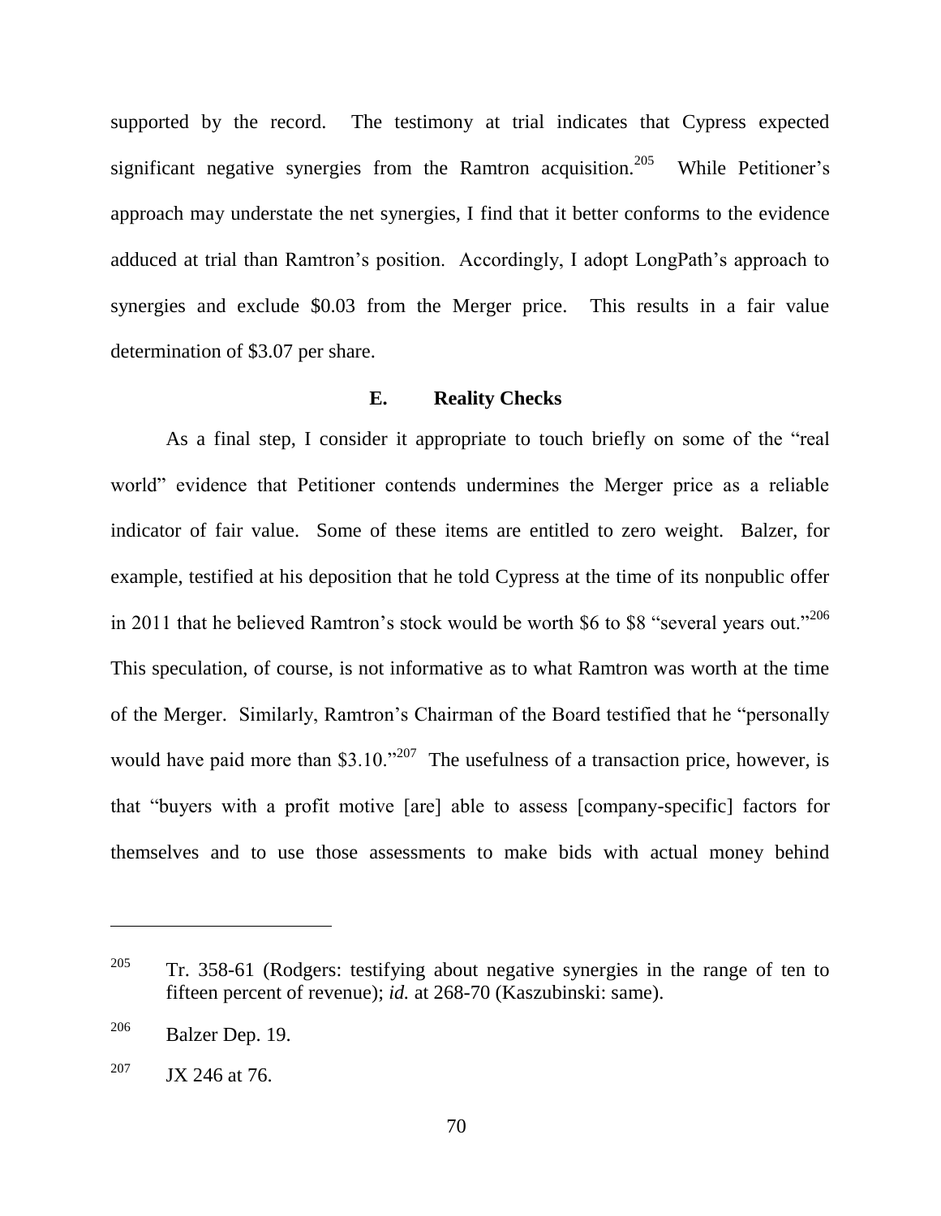supported by the record. The testimony at trial indicates that Cypress expected significant negative synergies from the Ramtron acquisition.[205] While Petitioner's approach may understate the net synergies, I find that it better conforms to the evidence adduced at trial than Ramtron's position. Accordingly, I adopt LongPath's approach to synergies and exclude $0.03 from the Merger price. This results in a fair value determination of $3.07 per share.

### E. Reality Checks

As a final step, I consider it appropriate to touch briefly on some of the "real world" evidence that Petitioner contends undermines the Merger price as a reliable indicator of fair value. Some of these items are entitled to zero weight. Balzer, for example, testified at his deposition that he told Cypress at the time of its nonpublic offer in 2011 that he believed Ramtron's stock would be worth $6 to $8 "several years out."[206] This speculation, of course, is not informative as to what Ramtron was worth at the time of the Merger. Similarly, Ramtron's Chairman of the Board testified that he "personally would have paid more than $3.10."[207] The usefulness of a transaction price, however, is that "buyers with a profit motive [are] able to assess [company-specific] factors for themselves and to use those assessments to make bids with actual money behind

---

[205] Tr. 358-61 (Rodgers: testifying about negative synergies in the range of ten to fifteen percent of revenue); *id.* at 268-70 (Kaszubinski: same).

[206] Balzer Dep. 19.

[207] JX 246 at 76.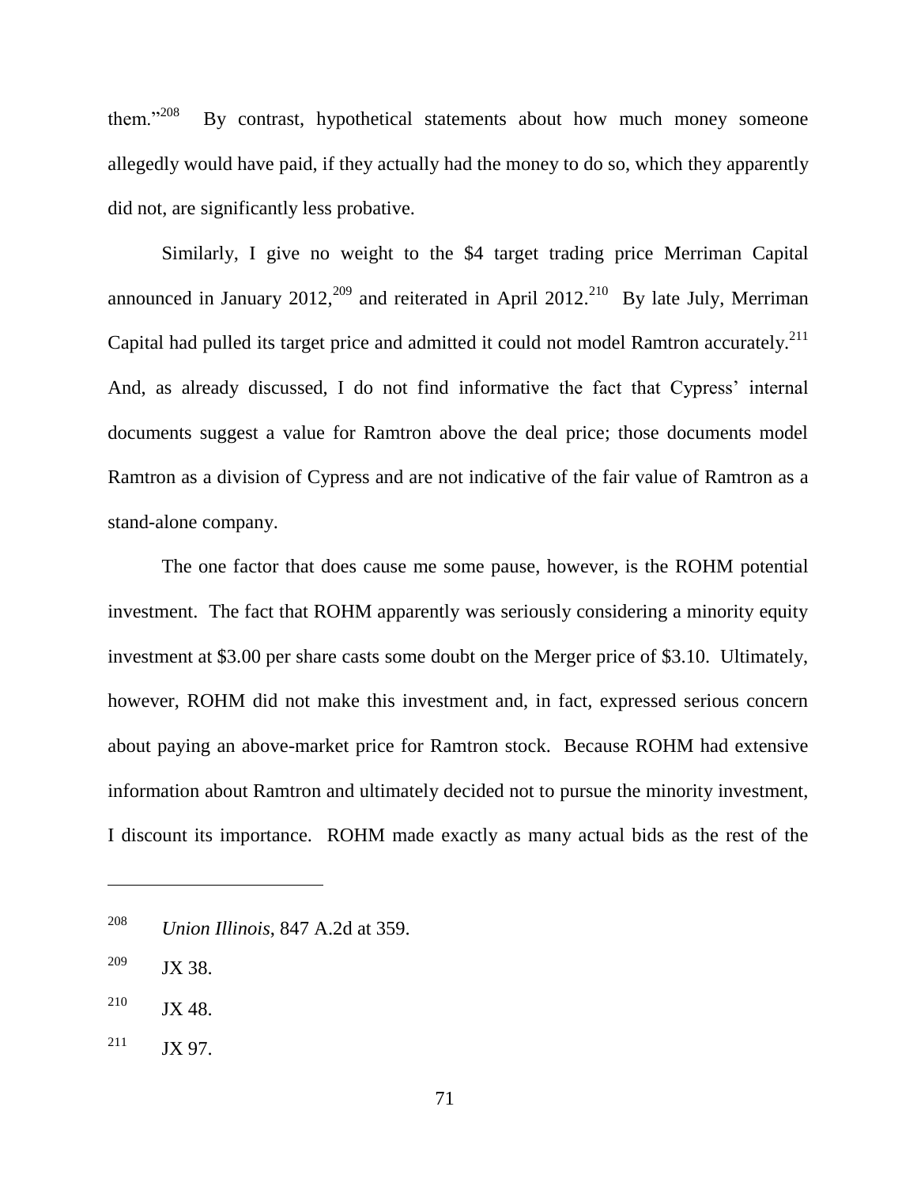them."[208] By contrast, hypothetical statements about how much money someone allegedly would have paid, if they actually had the money to do so, which they apparently did not, are significantly less probative.

Similarly, I give no weight to the $4 target trading price Merriman Capital announced in January 2012,[209] and reiterated in April 2012.[210] By late July, Merriman Capital had pulled its target price and admitted it could not model Ramtron accurately.[211] And, as already discussed, I do not find informative the fact that Cypress' internal documents suggest a value for Ramtron above the deal price; those documents model Ramtron as a division of Cypress and are not indicative of the fair value of Ramtron as a stand-alone company.

The one factor that does cause me some pause, however, is the ROHM potential investment. The fact that ROHM apparently was seriously considering a minority equity investment at $3.00 per share casts some doubt on the Merger price of $3.10. Ultimately, however, ROHM did not make this investment and, in fact, expressed serious concern about paying an above-market price for Ramtron stock. Because ROHM had extensive information about Ramtron and ultimately decided not to pursue the minority investment, I discount its importance. ROHM made exactly as many actual bids as the rest of the

---

[208] *Union Illinois*, 847 A.2d at 359.

[209] JX 38.

[210] JX 48.

[211] JX 97.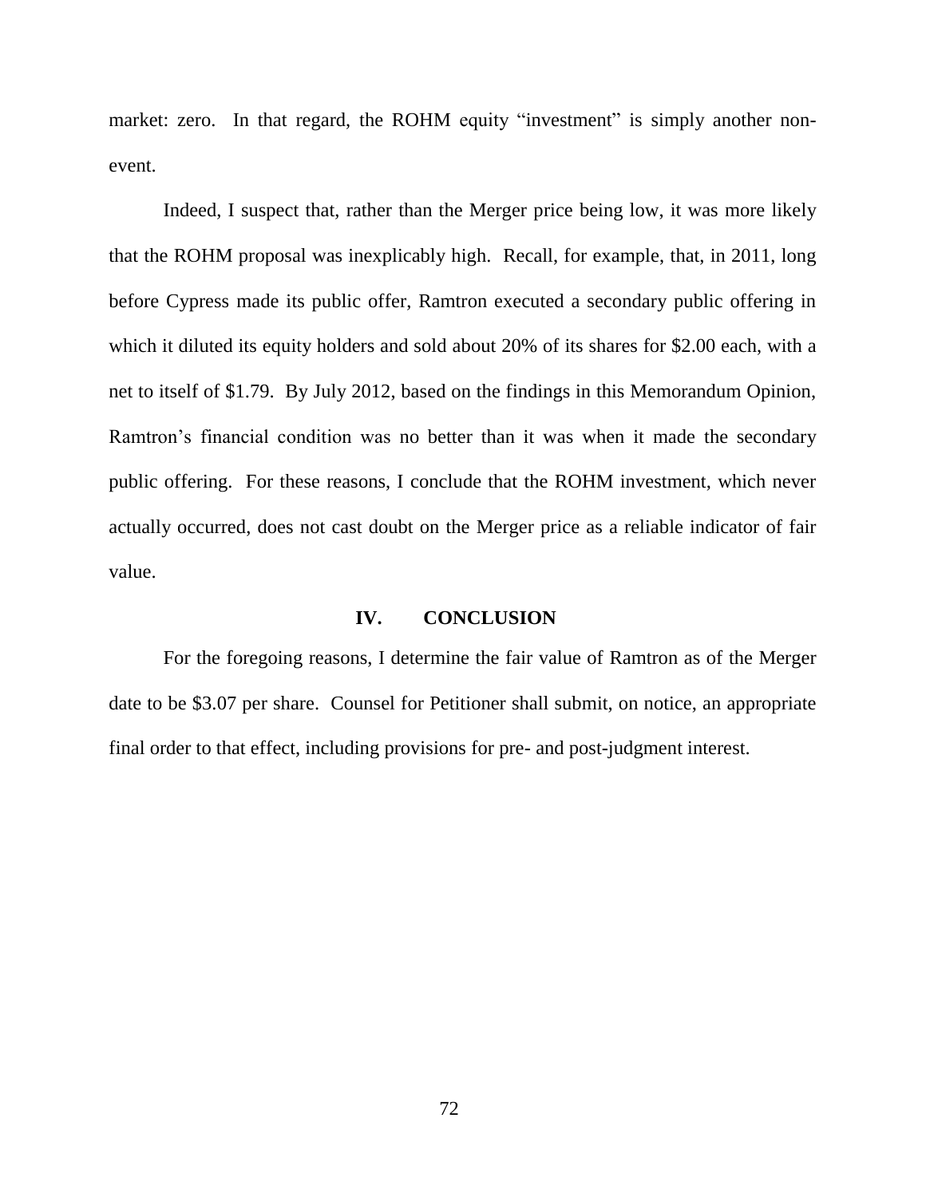market: zero. In that regard, the ROHM equity "investment" is simply another non-event.

Indeed, I suspect that, rather than the Merger price being low, it was more likely that the ROHM proposal was inexplicably high. Recall, for example, that, in 2011, long before Cypress made its public offer, Ramtron executed a secondary public offering in which it diluted its equity holders and sold about 20% of its shares for $2.00 each, with a net to itself of $1.79. By July 2012, based on the findings in this Memorandum Opinion, Ramtron's financial condition was no better than it was when it made the secondary public offering. For these reasons, I conclude that the ROHM investment, which never actually occurred, does not cast doubt on the Merger price as a reliable indicator of fair value.

## IV. CONCLUSION

For the foregoing reasons, I determine the fair value of Ramtron as of the Merger date to be $3.07 per share. Counsel for Petitioner shall submit, on notice, an appropriate final order to that effect, including provisions for pre- and post-judgment interest.